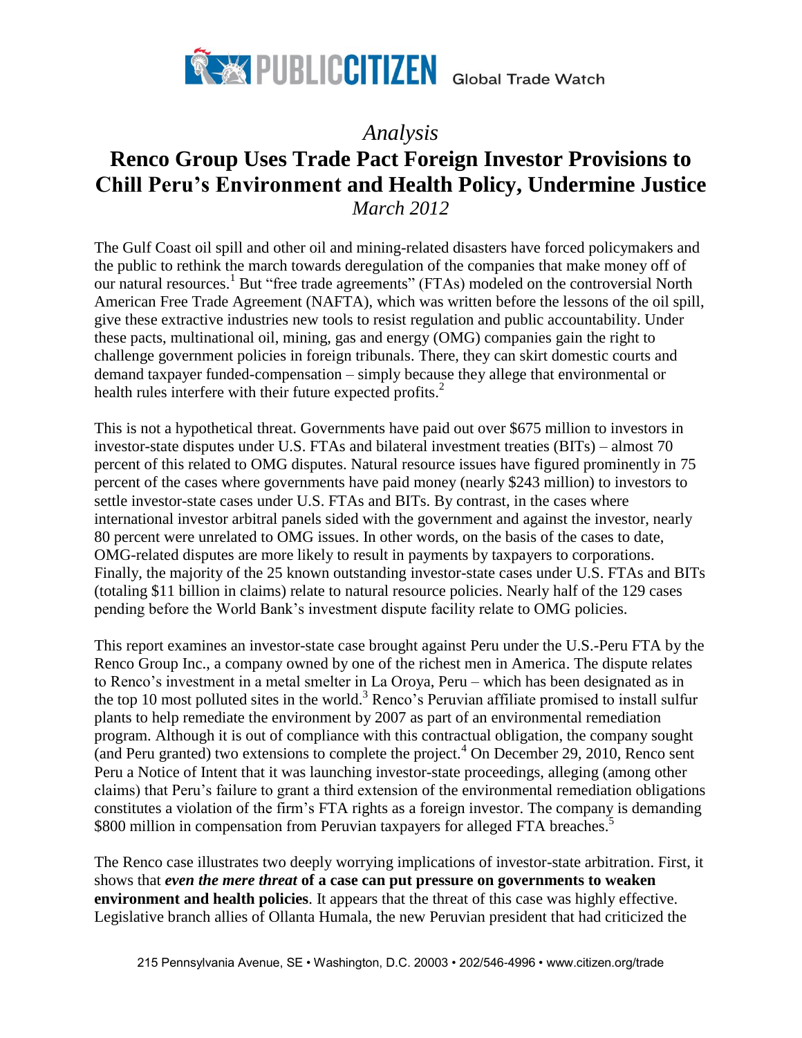PUBLIC CITIZEN Global Trade Watch

*Analysis*

# Renco Group Uses Trade Pact Foreign Investor Provisions to Chill Peru's Environment and Health Policy, Undermine Justice

*March 2012*

The Gulf Coast oil spill and other oil and mining-related disasters have forced policymakers and the public to rethink the march towards deregulation of the companies that make money off of our natural resources.[1] But "free trade agreements" (FTAs) modeled on the controversial North American Free Trade Agreement (NAFTA), which was written before the lessons of the oil spill, give these extractive industries new tools to resist regulation and public accountability. Under these pacts, multinational oil, mining, gas and energy (OMG) companies gain the right to challenge government policies in foreign tribunals. There, they can skirt domestic courts and demand taxpayer funded-compensation – simply because they allege that environmental or health rules interfere with their future expected profits.[2]

This is not a hypothetical threat. Governments have paid out over $675 million to investors in investor-state disputes under U.S. FTAs and bilateral investment treaties (BITs) – almost 70 percent of this related to OMG disputes. Natural resource issues have figured prominently in 75 percent of the cases where governments have paid money (nearly $243 million) to investors to settle investor-state cases under U.S. FTAs and BITs. By contrast, in the cases where international investor arbitral panels sided with the government and against the investor, nearly 80 percent were unrelated to OMG issues. In other words, on the basis of the cases to date, OMG-related disputes are more likely to result in payments by taxpayers to corporations. Finally, the majority of the 25 known outstanding investor-state cases under U.S. FTAs and BITs (totaling $11 billion in claims) relate to natural resource policies. Nearly half of the 129 cases pending before the World Bank's investment dispute facility relate to OMG policies.

This report examines an investor-state case brought against Peru under the U.S.-Peru FTA by the Renco Group Inc., a company owned by one of the richest men in America. The dispute relates to Renco's investment in a metal smelter in La Oroya, Peru – which has been designated as in the top 10 most polluted sites in the world.[3] Renco's Peruvian affiliate promised to install sulfur plants to help remediate the environment by 2007 as part of an environmental remediation program. Although it is out of compliance with this contractual obligation, the company sought (and Peru granted) two extensions to complete the project.[4] On December 29, 2010, Renco sent Peru a Notice of Intent that it was launching investor-state proceedings, alleging (among other claims) that Peru's failure to grant a third extension of the environmental remediation obligations constitutes a violation of the firm's FTA rights as a foreign investor. The company is demanding $800 million in compensation from Peruvian taxpayers for alleged FTA breaches.[5]

The Renco case illustrates two deeply worrying implications of investor-state arbitration. First, it shows that ***even the mere threat*** **of a case can put pressure on governments to weaken environment and health policies**. It appears that the threat of this case was highly effective. Legislative branch allies of Ollanta Humala, the new Peruvian president that had criticized the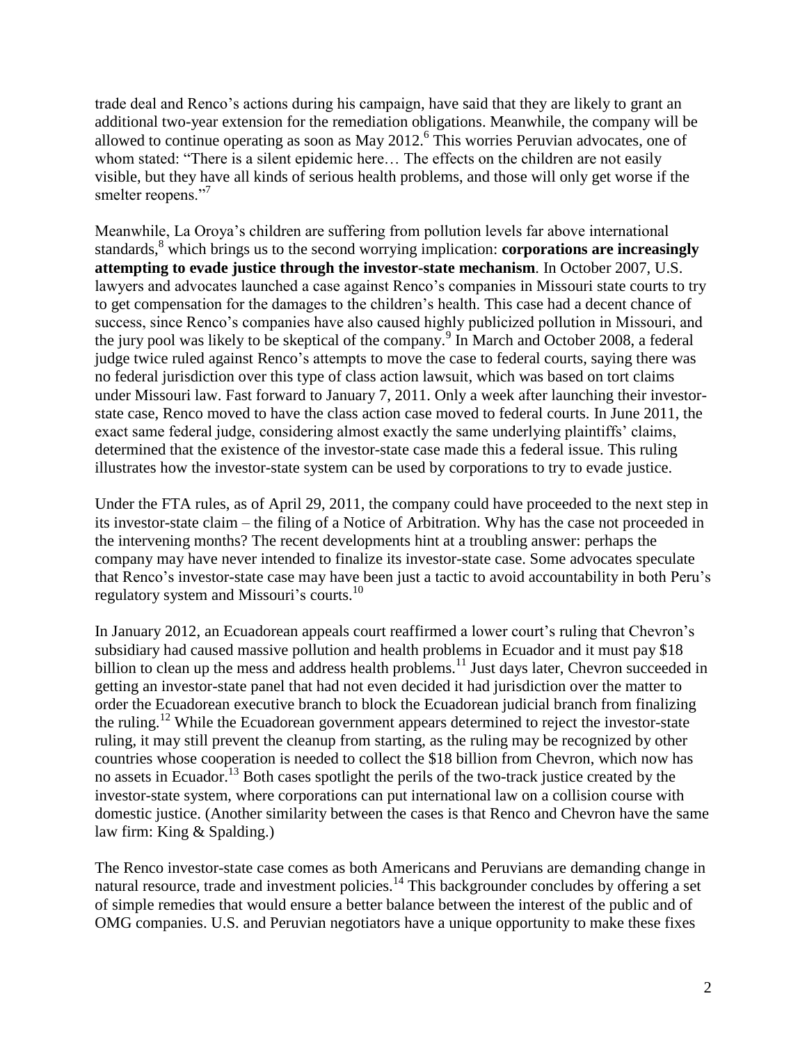trade deal and Renco's actions during his campaign, have said that they are likely to grant an additional two-year extension for the remediation obligations. Meanwhile, the company will be allowed to continue operating as soon as May 2012.[6] This worries Peruvian advocates, one of whom stated: "There is a silent epidemic here… The effects on the children are not easily visible, but they have all kinds of serious health problems, and those will only get worse if the smelter reopens."[7]

Meanwhile, La Oroya's children are suffering from pollution levels far above international standards,[8] which brings us to the second worrying implication: **corporations are increasingly attempting to evade justice through the investor-state mechanism**. In October 2007, U.S. lawyers and advocates launched a case against Renco's companies in Missouri state courts to try to get compensation for the damages to the children's health. This case had a decent chance of success, since Renco's companies have also caused highly publicized pollution in Missouri, and the jury pool was likely to be skeptical of the company.[9] In March and October 2008, a federal judge twice ruled against Renco's attempts to move the case to federal courts, saying there was no federal jurisdiction over this type of class action lawsuit, which was based on tort claims under Missouri law. Fast forward to January 7, 2011. Only a week after launching their investor-state case, Renco moved to have the class action case moved to federal courts. In June 2011, the exact same federal judge, considering almost exactly the same underlying plaintiffs' claims, determined that the existence of the investor-state case made this a federal issue. This ruling illustrates how the investor-state system can be used by corporations to try to evade justice.

Under the FTA rules, as of April 29, 2011, the company could have proceeded to the next step in its investor-state claim – the filing of a Notice of Arbitration. Why has the case not proceeded in the intervening months? The recent developments hint at a troubling answer: perhaps the company may have never intended to finalize its investor-state case. Some advocates speculate that Renco's investor-state case may have been just a tactic to avoid accountability in both Peru's regulatory system and Missouri's courts.[10]

In January 2012, an Ecuadorean appeals court reaffirmed a lower court's ruling that Chevron's subsidiary had caused massive pollution and health problems in Ecuador and it must pay $18 billion to clean up the mess and address health problems.[11] Just days later, Chevron succeeded in getting an investor-state panel that had not even decided it had jurisdiction over the matter to order the Ecuadorean executive branch to block the Ecuadorean judicial branch from finalizing the ruling.[12] While the Ecuadorean government appears determined to reject the investor-state ruling, it may still prevent the cleanup from starting, as the ruling may be recognized by other countries whose cooperation is needed to collect the $18 billion from Chevron, which now has no assets in Ecuador.[13] Both cases spotlight the perils of the two-track justice created by the investor-state system, where corporations can put international law on a collision course with domestic justice. (Another similarity between the cases is that Renco and Chevron have the same law firm: King & Spalding.)

The Renco investor-state case comes as both Americans and Peruvians are demanding change in natural resource, trade and investment policies.[14] This backgrounder concludes by offering a set of simple remedies that would ensure a better balance between the interest of the public and of OMG companies. U.S. and Peruvian negotiators have a unique opportunity to make these fixes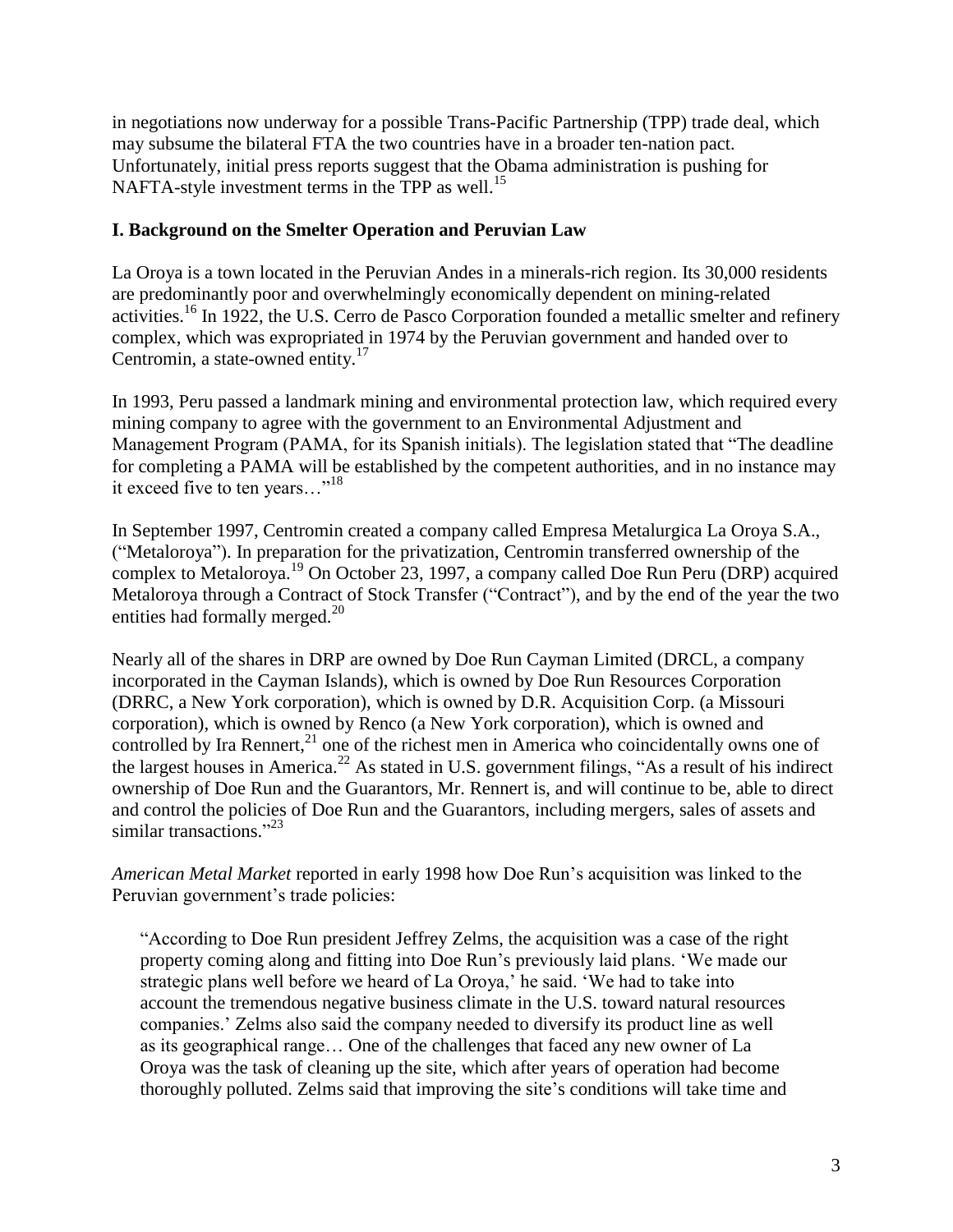in negotiations now underway for a possible Trans-Pacific Partnership (TPP) trade deal, which may subsume the bilateral FTA the two countries have in a broader ten-nation pact. Unfortunately, initial press reports suggest that the Obama administration is pushing for NAFTA-style investment terms in the TPP as well.[15]

## I. Background on the Smelter Operation and Peruvian Law

La Oroya is a town located in the Peruvian Andes in a minerals-rich region. Its 30,000 residents are predominantly poor and overwhelmingly economically dependent on mining-related activities.[16] In 1922, the U.S. Cerro de Pasco Corporation founded a metallic smelter and refinery complex, which was expropriated in 1974 by the Peruvian government and handed over to Centromin, a state-owned entity.[17]

In 1993, Peru passed a landmark mining and environmental protection law, which required every mining company to agree with the government to an Environmental Adjustment and Management Program (PAMA, for its Spanish initials). The legislation stated that "The deadline for completing a PAMA will be established by the competent authorities, and in no instance may it exceed five to ten years…"[18]

In September 1997, Centromin created a company called Empresa Metalurgica La Oroya S.A., ("Metaloroya"). In preparation for the privatization, Centromin transferred ownership of the complex to Metaloroya.[19] On October 23, 1997, a company called Doe Run Peru (DRP) acquired Metaloroya through a Contract of Stock Transfer ("Contract"), and by the end of the year the two entities had formally merged.[20]

Nearly all of the shares in DRP are owned by Doe Run Cayman Limited (DRCL, a company incorporated in the Cayman Islands), which is owned by Doe Run Resources Corporation (DRRC, a New York corporation), which is owned by D.R. Acquisition Corp. (a Missouri corporation), which is owned by Renco (a New York corporation), which is owned and controlled by Ira Rennert,[21] one of the richest men in America who coincidentally owns one of the largest houses in America.[22] As stated in U.S. government filings, "As a result of his indirect ownership of Doe Run and the Guarantors, Mr. Rennert is, and will continue to be, able to direct and control the policies of Doe Run and the Guarantors, including mergers, sales of assets and similar transactions."[23]

*American Metal Market* reported in early 1998 how Doe Run's acquisition was linked to the Peruvian government's trade policies:

> "According to Doe Run president Jeffrey Zelms, the acquisition was a case of the right property coming along and fitting into Doe Run's previously laid plans. 'We made our strategic plans well before we heard of La Oroya,' he said. 'We had to take into account the tremendous negative business climate in the U.S. toward natural resources companies.' Zelms also said the company needed to diversify its product line as well as its geographical range… One of the challenges that faced any new owner of La Oroya was the task of cleaning up the site, which after years of operation had become thoroughly polluted. Zelms said that improving the site's conditions will take time and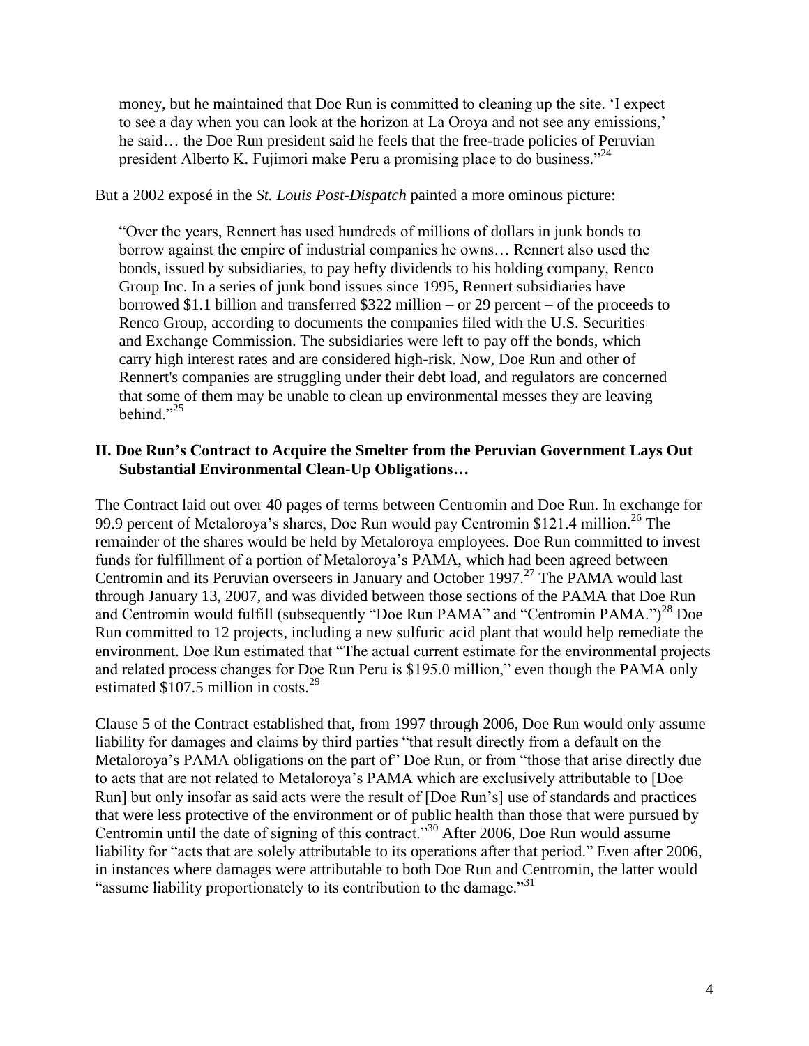> money, but he maintained that Doe Run is committed to cleaning up the site. 'I expect to see a day when you can look at the horizon at La Oroya and not see any emissions,' he said… the Doe Run president said he feels that the free-trade policies of Peruvian president Alberto K. Fujimori make Peru a promising place to do business."[24]

But a 2002 exposé in the *St. Louis Post-Dispatch* painted a more ominous picture:

> "Over the years, Rennert has used hundreds of millions of dollars in junk bonds to borrow against the empire of industrial companies he owns… Rennert also used the bonds, issued by subsidiaries, to pay hefty dividends to his holding company, Renco Group Inc. In a series of junk bond issues since 1995, Rennert subsidiaries have borrowed $1.1 billion and transferred $322 million – or 29 percent – of the proceeds to Renco Group, according to documents the companies filed with the U.S. Securities and Exchange Commission. The subsidiaries were left to pay off the bonds, which carry high interest rates and are considered high-risk. Now, Doe Run and other of Rennert's companies are struggling under their debt load, and regulators are concerned that some of them may be unable to clean up environmental messes they are leaving behind."[25]

## II. Doe Run's Contract to Acquire the Smelter from the Peruvian Government Lays Out Substantial Environmental Clean-Up Obligations…

The Contract laid out over 40 pages of terms between Centromin and Doe Run. In exchange for 99.9 percent of Metaloroya's shares, Doe Run would pay Centromin $121.4 million.[26] The remainder of the shares would be held by Metaloroya employees. Doe Run committed to invest funds for fulfillment of a portion of Metaloroya's PAMA, which had been agreed between Centromin and its Peruvian overseers in January and October 1997.[27] The PAMA would last through January 13, 2007, and was divided between those sections of the PAMA that Doe Run and Centromin would fulfill (subsequently "Doe Run PAMA" and "Centromin PAMA.")[28] Doe Run committed to 12 projects, including a new sulfuric acid plant that would help remediate the environment. Doe Run estimated that "The actual current estimate for the environmental projects and related process changes for Doe Run Peru is $195.0 million," even though the PAMA only estimated $107.5 million in costs.[29]

Clause 5 of the Contract established that, from 1997 through 2006, Doe Run would only assume liability for damages and claims by third parties "that result directly from a default on the Metaloroya's PAMA obligations on the part of" Doe Run, or from "those that arise directly due to acts that are not related to Metaloroya's PAMA which are exclusively attributable to [Doe Run] but only insofar as said acts were the result of [Doe Run's] use of standards and practices that were less protective of the environment or of public health than those that were pursued by Centromin until the date of signing of this contract."[30] After 2006, Doe Run would assume liability for "acts that are solely attributable to its operations after that period." Even after 2006, in instances where damages were attributable to both Doe Run and Centromin, the latter would "assume liability proportionately to its contribution to the damage."[31]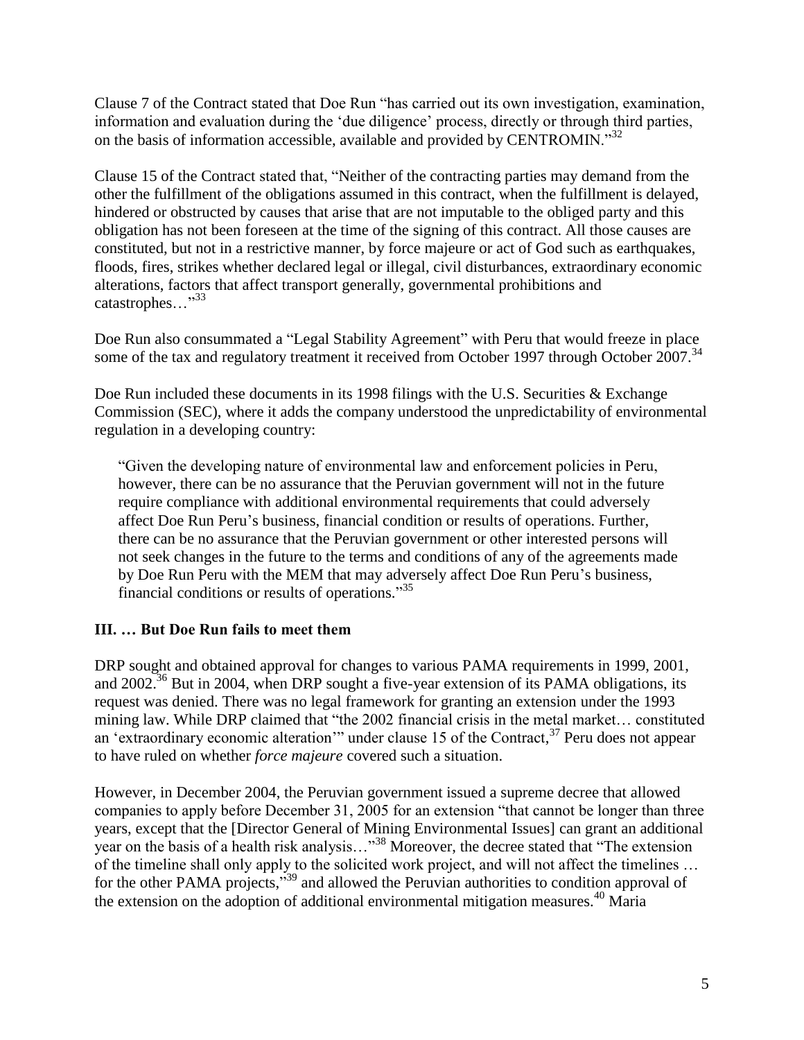Clause 7 of the Contract stated that Doe Run "has carried out its own investigation, examination, information and evaluation during the 'due diligence' process, directly or through third parties, on the basis of information accessible, available and provided by CENTROMIN."[32]

Clause 15 of the Contract stated that, "Neither of the contracting parties may demand from the other the fulfillment of the obligations assumed in this contract, when the fulfillment is delayed, hindered or obstructed by causes that arise that are not imputable to the obliged party and this obligation has not been foreseen at the time of the signing of this contract. All those causes are constituted, but not in a restrictive manner, by force majeure or act of God such as earthquakes, floods, fires, strikes whether declared legal or illegal, civil disturbances, extraordinary economic alterations, factors that affect transport generally, governmental prohibitions and catastrophes…"[33]

Doe Run also consummated a "Legal Stability Agreement" with Peru that would freeze in place some of the tax and regulatory treatment it received from October 1997 through October 2007.[34]

Doe Run included these documents in its 1998 filings with the U.S. Securities & Exchange Commission (SEC), where it adds the company understood the unpredictability of environmental regulation in a developing country:

> "Given the developing nature of environmental law and enforcement policies in Peru, however, there can be no assurance that the Peruvian government will not in the future require compliance with additional environmental requirements that could adversely affect Doe Run Peru's business, financial condition or results of operations. Further, there can be no assurance that the Peruvian government or other interested persons will not seek changes in the future to the terms and conditions of any of the agreements made by Doe Run Peru with the MEM that may adversely affect Doe Run Peru's business, financial conditions or results of operations."[35]

### III. … But Doe Run fails to meet them

DRP sought and obtained approval for changes to various PAMA requirements in 1999, 2001, and 2002.[36] But in 2004, when DRP sought a five-year extension of its PAMA obligations, its request was denied. There was no legal framework for granting an extension under the 1993 mining law. While DRP claimed that "the 2002 financial crisis in the metal market… constituted an 'extraordinary economic alteration'" under clause 15 of the Contract,[37] Peru does not appear to have ruled on whether *force majeure* covered such a situation.

However, in December 2004, the Peruvian government issued a supreme decree that allowed companies to apply before December 31, 2005 for an extension "that cannot be longer than three years, except that the [Director General of Mining Environmental Issues] can grant an additional year on the basis of a health risk analysis…"[38] Moreover, the decree stated that "The extension of the timeline shall only apply to the solicited work project, and will not affect the timelines … for the other PAMA projects,"[39] and allowed the Peruvian authorities to condition approval of the extension on the adoption of additional environmental mitigation measures.[40] Maria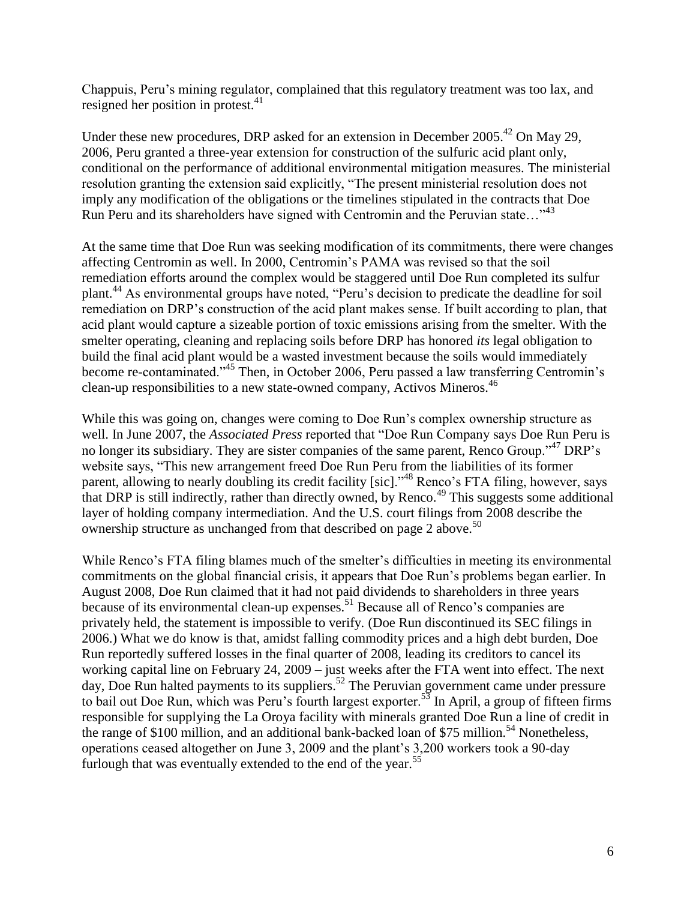Chappuis, Peru's mining regulator, complained that this regulatory treatment was too lax, and resigned her position in protest.[41]

Under these new procedures, DRP asked for an extension in December 2005.[42] On May 29, 2006, Peru granted a three-year extension for construction of the sulfuric acid plant only, conditional on the performance of additional environmental mitigation measures. The ministerial resolution granting the extension said explicitly, "The present ministerial resolution does not imply any modification of the obligations or the timelines stipulated in the contracts that Doe Run Peru and its shareholders have signed with Centromin and the Peruvian state…"[43]

At the same time that Doe Run was seeking modification of its commitments, there were changes affecting Centromin as well. In 2000, Centromin's PAMA was revised so that the soil remediation efforts around the complex would be staggered until Doe Run completed its sulfur plant.[44] As environmental groups have noted, "Peru's decision to predicate the deadline for soil remediation on DRP's construction of the acid plant makes sense. If built according to plan, that acid plant would capture a sizeable portion of toxic emissions arising from the smelter. With the smelter operating, cleaning and replacing soils before DRP has honored *its* legal obligation to build the final acid plant would be a wasted investment because the soils would immediately become re-contaminated."[45] Then, in October 2006, Peru passed a law transferring Centromin's clean-up responsibilities to a new state-owned company, Activos Mineros.[46]

While this was going on, changes were coming to Doe Run's complex ownership structure as well. In June 2007, the *Associated Press* reported that "Doe Run Company says Doe Run Peru is no longer its subsidiary. They are sister companies of the same parent, Renco Group."[47] DRP's website says, "This new arrangement freed Doe Run Peru from the liabilities of its former parent, allowing to nearly doubling its credit facility [sic]."[48] Renco's FTA filing, however, says that DRP is still indirectly, rather than directly owned, by Renco.[49] This suggests some additional layer of holding company intermediation. And the U.S. court filings from 2008 describe the ownership structure as unchanged from that described on page 2 above.[50]

While Renco's FTA filing blames much of the smelter's difficulties in meeting its environmental commitments on the global financial crisis, it appears that Doe Run's problems began earlier. In August 2008, Doe Run claimed that it had not paid dividends to shareholders in three years because of its environmental clean-up expenses.[51] Because all of Renco's companies are privately held, the statement is impossible to verify. (Doe Run discontinued its SEC filings in 2006.) What we do know is that, amidst falling commodity prices and a high debt burden, Doe Run reportedly suffered losses in the final quarter of 2008, leading its creditors to cancel its working capital line on February 24, 2009 – just weeks after the FTA went into effect. The next day, Doe Run halted payments to its suppliers.[52] The Peruvian government came under pressure to bail out Doe Run, which was Peru's fourth largest exporter.[53] In April, a group of fifteen firms responsible for supplying the La Oroya facility with minerals granted Doe Run a line of credit in the range of $100 million, and an additional bank-backed loan of $75 million.[54] Nonetheless, operations ceased altogether on June 3, 2009 and the plant's 3,200 workers took a 90-day furlough that was eventually extended to the end of the year.[55]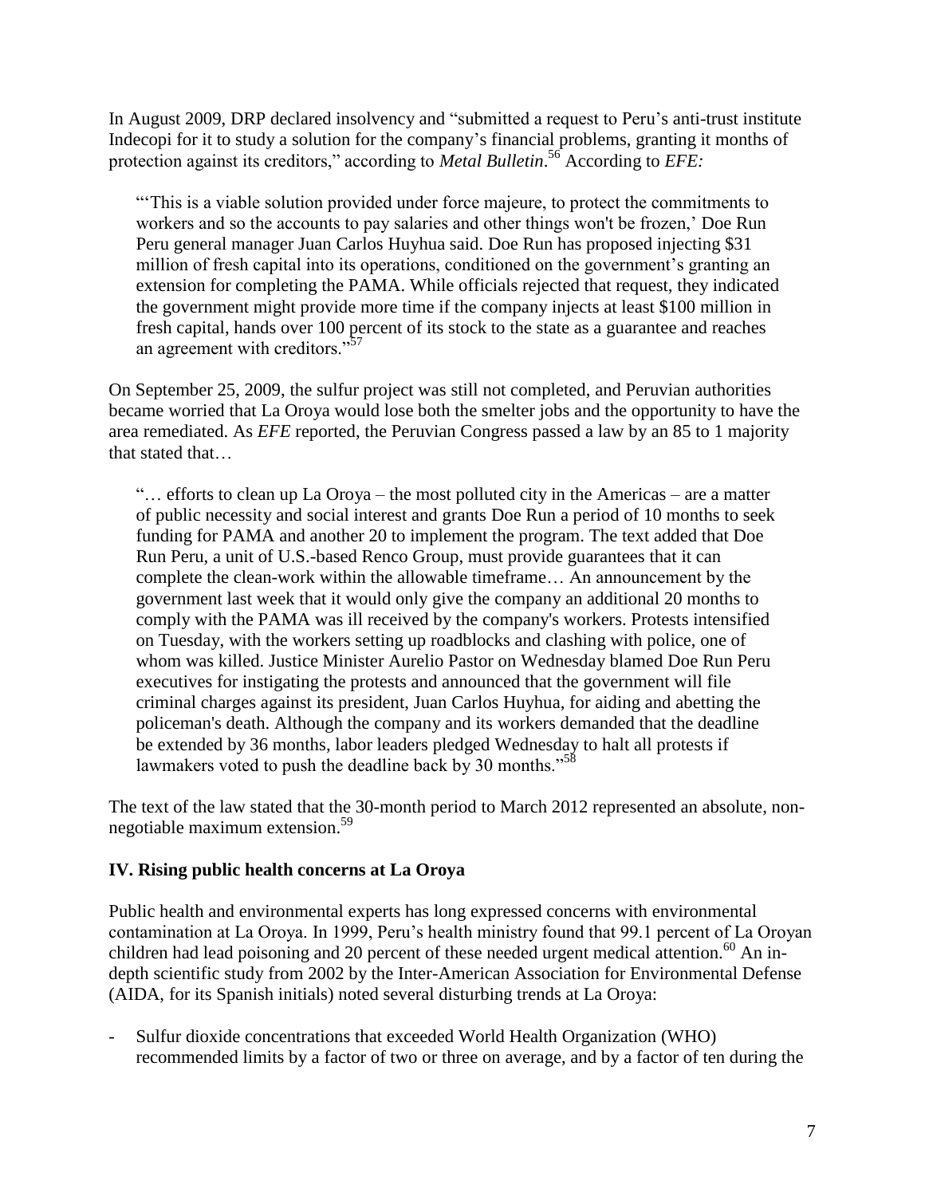In August 2009, DRP declared insolvency and "submitted a request to Peru's anti-trust institute Indecopi for it to study a solution for the company's financial problems, granting it months of protection against its creditors," according to *Metal Bulletin*.[56] According to *EFE:*

> "'This is a viable solution provided under force majeure, to protect the commitments to workers and so the accounts to pay salaries and other things won't be frozen,' Doe Run Peru general manager Juan Carlos Huyhua said. Doe Run has proposed injecting $31 million of fresh capital into its operations, conditioned on the government's granting an extension for completing the PAMA. While officials rejected that request, they indicated the government might provide more time if the company injects at least $100 million in fresh capital, hands over 100 percent of its stock to the state as a guarantee and reaches an agreement with creditors."[57]

On September 25, 2009, the sulfur project was still not completed, and Peruvian authorities became worried that La Oroya would lose both the smelter jobs and the opportunity to have the area remediated. As *EFE* reported, the Peruvian Congress passed a law by an 85 to 1 majority that stated that…

> "… efforts to clean up La Oroya – the most polluted city in the Americas – are a matter of public necessity and social interest and grants Doe Run a period of 10 months to seek funding for PAMA and another 20 to implement the program. The text added that Doe Run Peru, a unit of U.S.-based Renco Group, must provide guarantees that it can complete the clean-work within the allowable timeframe… An announcement by the government last week that it would only give the company an additional 20 months to comply with the PAMA was ill received by the company's workers. Protests intensified on Tuesday, with the workers setting up roadblocks and clashing with police, one of whom was killed. Justice Minister Aurelio Pastor on Wednesday blamed Doe Run Peru executives for instigating the protests and announced that the government will file criminal charges against its president, Juan Carlos Huyhua, for aiding and abetting the policeman's death. Although the company and its workers demanded that the deadline be extended by 36 months, labor leaders pledged Wednesday to halt all protests if lawmakers voted to push the deadline back by 30 months."[58]

The text of the law stated that the 30-month period to March 2012 represented an absolute, non-negotiable maximum extension.[59]

## IV. Rising public health concerns at La Oroya

Public health and environmental experts has long expressed concerns with environmental contamination at La Oroya. In 1999, Peru's health ministry found that 99.1 percent of La Oroyan children had lead poisoning and 20 percent of these needed urgent medical attention.[60] An in-depth scientific study from 2002 by the Inter-American Association for Environmental Defense (AIDA, for its Spanish initials) noted several disturbing trends at La Oroya:

- Sulfur dioxide concentrations that exceeded World Health Organization (WHO) recommended limits by a factor of two or three on average, and by a factor of ten during the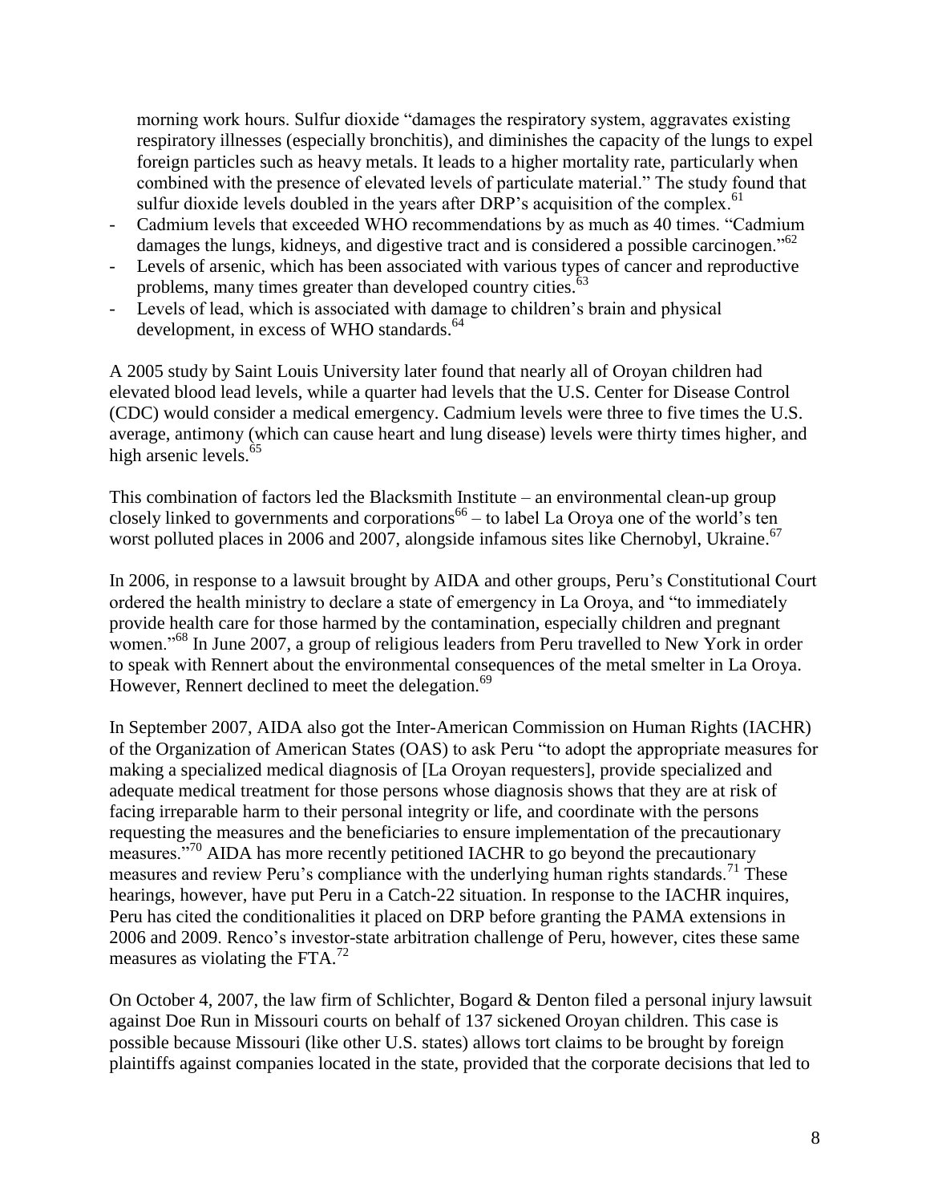morning work hours. Sulfur dioxide "damages the respiratory system, aggravates existing respiratory illnesses (especially bronchitis), and diminishes the capacity of the lungs to expel foreign particles such as heavy metals. It leads to a higher mortality rate, particularly when combined with the presence of elevated levels of particulate material." The study found that sulfur dioxide levels doubled in the years after DRP's acquisition of the complex.[61]

- Cadmium levels that exceeded WHO recommendations by as much as 40 times. "Cadmium damages the lungs, kidneys, and digestive tract and is considered a possible carcinogen."[62]
- Levels of arsenic, which has been associated with various types of cancer and reproductive problems, many times greater than developed country cities.[63]
- Levels of lead, which is associated with damage to children's brain and physical development, in excess of WHO standards.[64]

A 2005 study by Saint Louis University later found that nearly all of Oroyan children had elevated blood lead levels, while a quarter had levels that the U.S. Center for Disease Control (CDC) would consider a medical emergency. Cadmium levels were three to five times the U.S. average, antimony (which can cause heart and lung disease) levels were thirty times higher, and high arsenic levels.[65]

This combination of factors led the Blacksmith Institute – an environmental clean-up group closely linked to governments and corporations[66] – to label La Oroya one of the world's ten worst polluted places in 2006 and 2007, alongside infamous sites like Chernobyl, Ukraine.[67]

In 2006, in response to a lawsuit brought by AIDA and other groups, Peru's Constitutional Court ordered the health ministry to declare a state of emergency in La Oroya, and "to immediately provide health care for those harmed by the contamination, especially children and pregnant women."[68] In June 2007, a group of religious leaders from Peru travelled to New York in order to speak with Rennert about the environmental consequences of the metal smelter in La Oroya. However, Rennert declined to meet the delegation.[69]

In September 2007, AIDA also got the Inter-American Commission on Human Rights (IACHR) of the Organization of American States (OAS) to ask Peru "to adopt the appropriate measures for making a specialized medical diagnosis of [La Oroyan requesters], provide specialized and adequate medical treatment for those persons whose diagnosis shows that they are at risk of facing irreparable harm to their personal integrity or life, and coordinate with the persons requesting the measures and the beneficiaries to ensure implementation of the precautionary measures."[70] AIDA has more recently petitioned IACHR to go beyond the precautionary measures and review Peru's compliance with the underlying human rights standards.[71] These hearings, however, have put Peru in a Catch-22 situation. In response to the IACHR inquires, Peru has cited the conditionalities it placed on DRP before granting the PAMA extensions in 2006 and 2009. Renco's investor-state arbitration challenge of Peru, however, cites these same measures as violating the FTA.[72]

On October 4, 2007, the law firm of Schlichter, Bogard & Denton filed a personal injury lawsuit against Doe Run in Missouri courts on behalf of 137 sickened Oroyan children. This case is possible because Missouri (like other U.S. states) allows tort claims to be brought by foreign plaintiffs against companies located in the state, provided that the corporate decisions that led to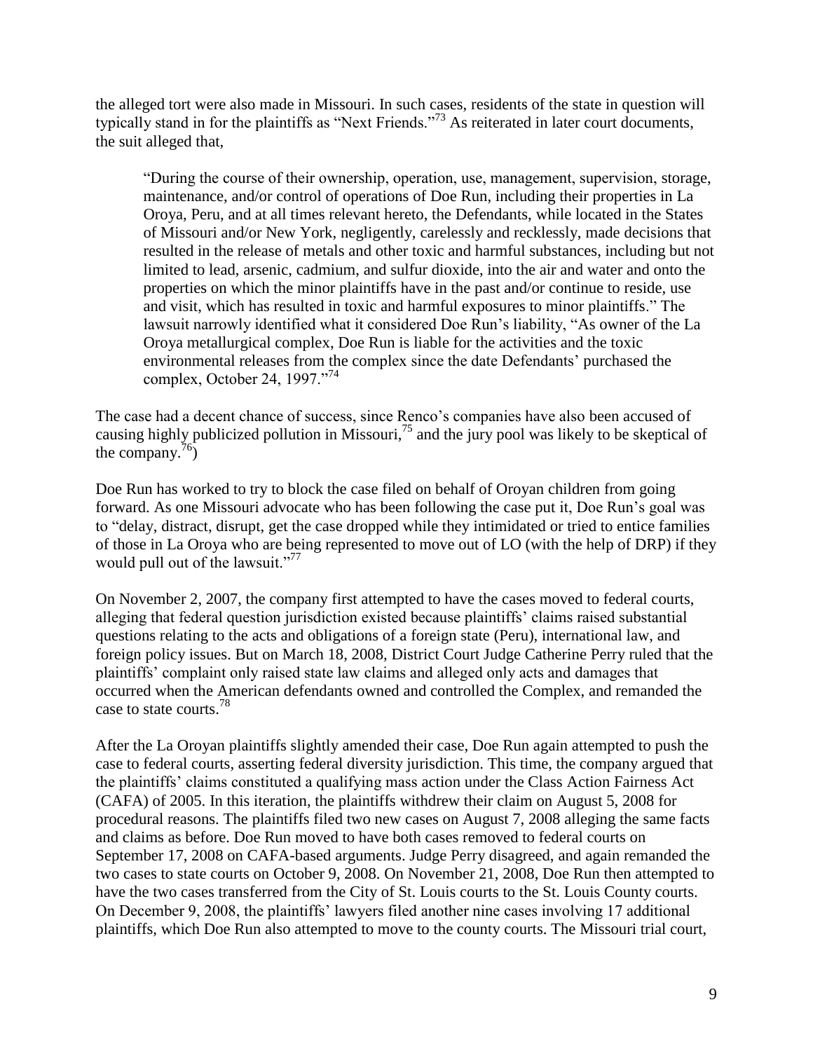the alleged tort were also made in Missouri. In such cases, residents of the state in question will typically stand in for the plaintiffs as "Next Friends."[73] As reiterated in later court documents, the suit alleged that,

> "During the course of their ownership, operation, use, management, supervision, storage, maintenance, and/or control of operations of Doe Run, including their properties in La Oroya, Peru, and at all times relevant hereto, the Defendants, while located in the States of Missouri and/or New York, negligently, carelessly and recklessly, made decisions that resulted in the release of metals and other toxic and harmful substances, including but not limited to lead, arsenic, cadmium, and sulfur dioxide, into the air and water and onto the properties on which the minor plaintiffs have in the past and/or continue to reside, use and visit, which has resulted in toxic and harmful exposures to minor plaintiffs." The lawsuit narrowly identified what it considered Doe Run's liability, "As owner of the La Oroya metallurgical complex, Doe Run is liable for the activities and the toxic environmental releases from the complex since the date Defendants' purchased the complex, October 24, 1997."[74]

The case had a decent chance of success, since Renco's companies have also been accused of causing highly publicized pollution in Missouri,[75] and the jury pool was likely to be skeptical of the company.[76])

Doe Run has worked to try to block the case filed on behalf of Oroyan children from going forward. As one Missouri advocate who has been following the case put it, Doe Run's goal was to "delay, distract, disrupt, get the case dropped while they intimidated or tried to entice families of those in La Oroya who are being represented to move out of LO (with the help of DRP) if they would pull out of the lawsuit."[77]

On November 2, 2007, the company first attempted to have the cases moved to federal courts, alleging that federal question jurisdiction existed because plaintiffs' claims raised substantial questions relating to the acts and obligations of a foreign state (Peru), international law, and foreign policy issues. But on March 18, 2008, District Court Judge Catherine Perry ruled that the plaintiffs' complaint only raised state law claims and alleged only acts and damages that occurred when the American defendants owned and controlled the Complex, and remanded the case to state courts.[78]

After the La Oroyan plaintiffs slightly amended their case, Doe Run again attempted to push the case to federal courts, asserting federal diversity jurisdiction. This time, the company argued that the plaintiffs' claims constituted a qualifying mass action under the Class Action Fairness Act (CAFA) of 2005. In this iteration, the plaintiffs withdrew their claim on August 5, 2008 for procedural reasons. The plaintiffs filed two new cases on August 7, 2008 alleging the same facts and claims as before. Doe Run moved to have both cases removed to federal courts on September 17, 2008 on CAFA-based arguments. Judge Perry disagreed, and again remanded the two cases to state courts on October 9, 2008. On November 21, 2008, Doe Run then attempted to have the two cases transferred from the City of St. Louis courts to the St. Louis County courts. On December 9, 2008, the plaintiffs' lawyers filed another nine cases involving 17 additional plaintiffs, which Doe Run also attempted to move to the county courts. The Missouri trial court,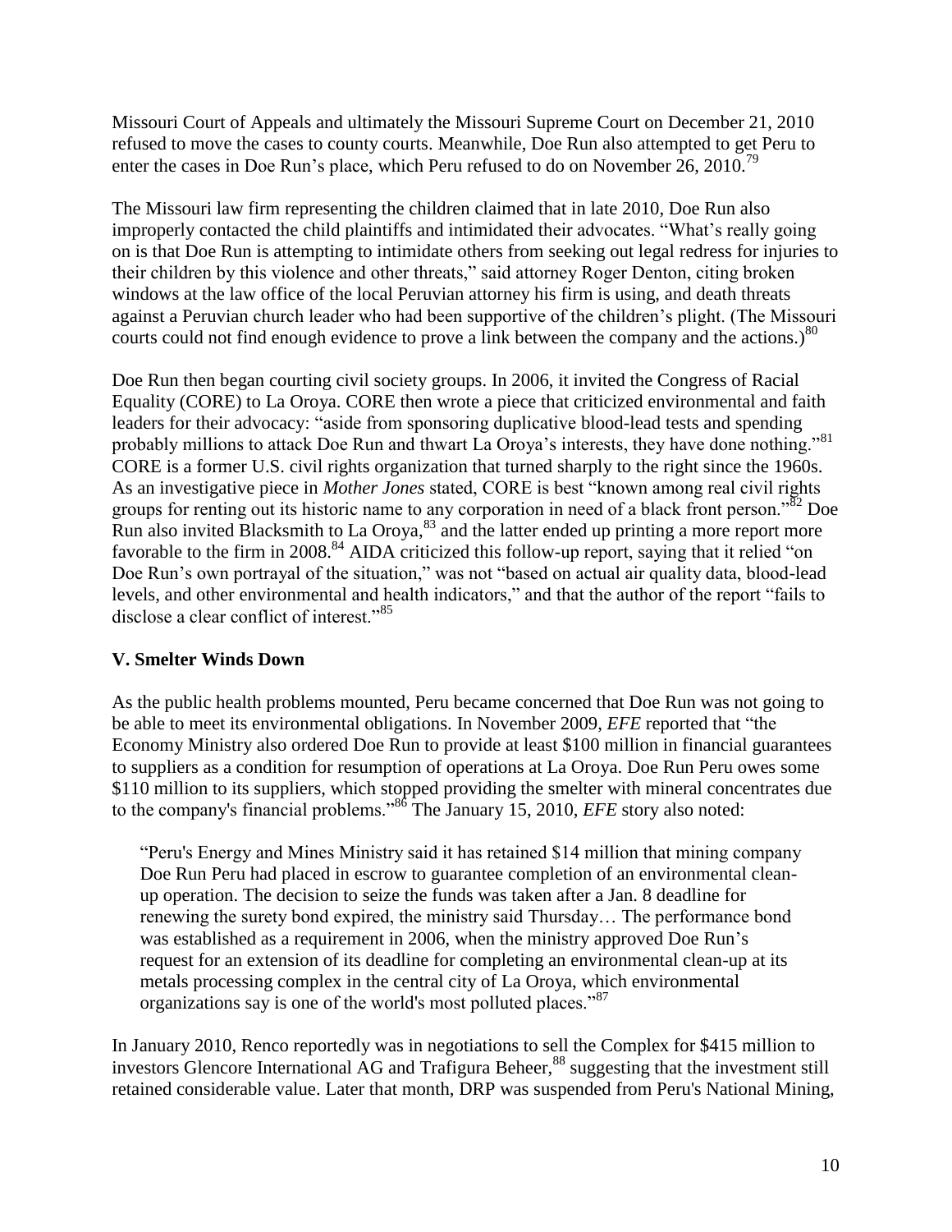Missouri Court of Appeals and ultimately the Missouri Supreme Court on December 21, 2010 refused to move the cases to county courts. Meanwhile, Doe Run also attempted to get Peru to enter the cases in Doe Run's place, which Peru refused to do on November 26, 2010.[79]

The Missouri law firm representing the children claimed that in late 2010, Doe Run also improperly contacted the child plaintiffs and intimidated their advocates. "What's really going on is that Doe Run is attempting to intimidate others from seeking out legal redress for injuries to their children by this violence and other threats," said attorney Roger Denton, citing broken windows at the law office of the local Peruvian attorney his firm is using, and death threats against a Peruvian church leader who had been supportive of the children's plight. (The Missouri courts could not find enough evidence to prove a link between the company and the actions.)[80]

Doe Run then began courting civil society groups. In 2006, it invited the Congress of Racial Equality (CORE) to La Oroya. CORE then wrote a piece that criticized environmental and faith leaders for their advocacy: "aside from sponsoring duplicative blood-lead tests and spending probably millions to attack Doe Run and thwart La Oroya's interests, they have done nothing."[81] CORE is a former U.S. civil rights organization that turned sharply to the right since the 1960s. As an investigative piece in *Mother Jones* stated, CORE is best "known among real civil rights groups for renting out its historic name to any corporation in need of a black front person."[82] Doe Run also invited Blacksmith to La Oroya,[83] and the latter ended up printing a more report more favorable to the firm in 2008.[84] AIDA criticized this follow-up report, saying that it relied "on Doe Run's own portrayal of the situation," was not "based on actual air quality data, blood-lead levels, and other environmental and health indicators," and that the author of the report "fails to disclose a clear conflict of interest."[85]

## V. Smelter Winds Down

As the public health problems mounted, Peru became concerned that Doe Run was not going to be able to meet its environmental obligations. In November 2009, *EFE* reported that "the Economy Ministry also ordered Doe Run to provide at least $100 million in financial guarantees to suppliers as a condition for resumption of operations at La Oroya. Doe Run Peru owes some $110 million to its suppliers, which stopped providing the smelter with mineral concentrates due to the company's financial problems."[86] The January 15, 2010, *EFE* story also noted:

> "Peru's Energy and Mines Ministry said it has retained $14 million that mining company Doe Run Peru had placed in escrow to guarantee completion of an environmental clean-up operation. The decision to seize the funds was taken after a Jan. 8 deadline for renewing the surety bond expired, the ministry said Thursday… The performance bond was established as a requirement in 2006, when the ministry approved Doe Run's request for an extension of its deadline for completing an environmental clean-up at its metals processing complex in the central city of La Oroya, which environmental organizations say is one of the world's most polluted places."[87]

In January 2010, Renco reportedly was in negotiations to sell the Complex for $415 million to investors Glencore International AG and Trafigura Beheer,[88] suggesting that the investment still retained considerable value. Later that month, DRP was suspended from Peru's National Mining,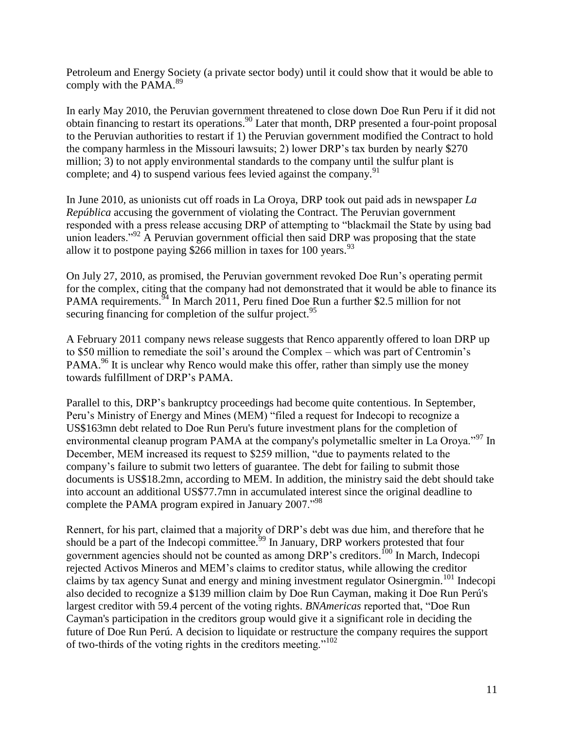Petroleum and Energy Society (a private sector body) until it could show that it would be able to comply with the PAMA.[89]

In early May 2010, the Peruvian government threatened to close down Doe Run Peru if it did not obtain financing to restart its operations.[90] Later that month, DRP presented a four-point proposal to the Peruvian authorities to restart if 1) the Peruvian government modified the Contract to hold the company harmless in the Missouri lawsuits; 2) lower DRP's tax burden by nearly $270 million; 3) to not apply environmental standards to the company until the sulfur plant is complete; and 4) to suspend various fees levied against the company.[91]

In June 2010, as unionists cut off roads in La Oroya, DRP took out paid ads in newspaper *La República* accusing the government of violating the Contract. The Peruvian government responded with a press release accusing DRP of attempting to "blackmail the State by using bad union leaders."[92] A Peruvian government official then said DRP was proposing that the state allow it to postpone paying $266 million in taxes for 100 years.[93]

On July 27, 2010, as promised, the Peruvian government revoked Doe Run's operating permit for the complex, citing that the company had not demonstrated that it would be able to finance its PAMA requirements.[94] In March 2011, Peru fined Doe Run a further $2.5 million for not securing financing for completion of the sulfur project.[95]

A February 2011 company news release suggests that Renco apparently offered to loan DRP up to $50 million to remediate the soil's around the Complex – which was part of Centromin's PAMA.[96] It is unclear why Renco would make this offer, rather than simply use the money towards fulfillment of DRP's PAMA.

Parallel to this, DRP's bankruptcy proceedings had become quite contentious. In September, Peru's Ministry of Energy and Mines (MEM) "filed a request for Indecopi to recognize a US$163mn debt related to Doe Run Peru's future investment plans for the completion of environmental cleanup program PAMA at the company's polymetallic smelter in La Oroya."[97] In December, MEM increased its request to $259 million, "due to payments related to the company's failure to submit two letters of guarantee. The debt for failing to submit those documents is US$18.2mn, according to MEM. In addition, the ministry said the debt should take into account an additional US$77.7mn in accumulated interest since the original deadline to complete the PAMA program expired in January 2007."[98]

Rennert, for his part, claimed that a majority of DRP's debt was due him, and therefore that he should be a part of the Indecopi committee.[99] In January, DRP workers protested that four government agencies should not be counted as among DRP's creditors.[100] In March, Indecopi rejected Activos Mineros and MEM's claims to creditor status, while allowing the creditor claims by tax agency Sunat and energy and mining investment regulator Osinergmin.[101] Indecopi also decided to recognize a $139 million claim by Doe Run Cayman, making it Doe Run Perú's largest creditor with 59.4 percent of the voting rights. *BNAmericas* reported that, "Doe Run Cayman's participation in the creditors group would give it a significant role in deciding the future of Doe Run Perú. A decision to liquidate or restructure the company requires the support of two-thirds of the voting rights in the creditors meeting."[102]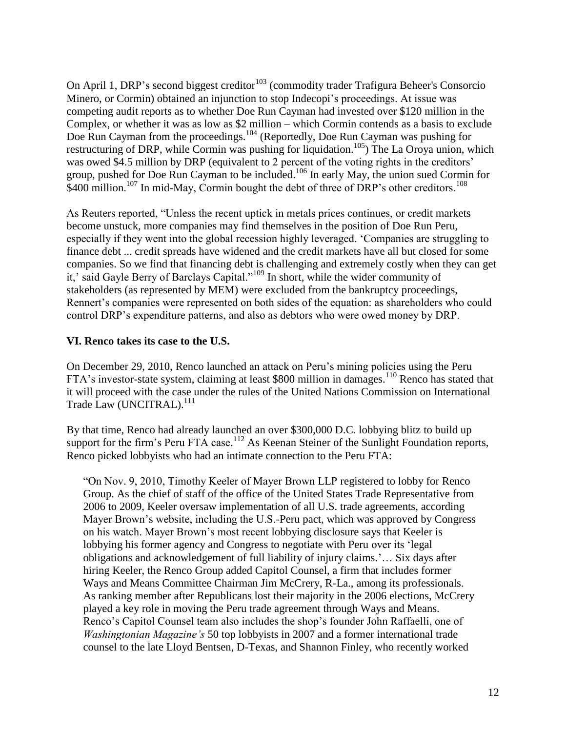On April 1, DRP's second biggest creditor[103] (commodity trader Trafigura Beheer's Consorcio Minero, or Cormin) obtained an injunction to stop Indecopi's proceedings. At issue was competing audit reports as to whether Doe Run Cayman had invested over $120 million in the Complex, or whether it was as low as $2 million – which Cormin contends as a basis to exclude Doe Run Cayman from the proceedings.[104] (Reportedly, Doe Run Cayman was pushing for restructuring of DRP, while Cormin was pushing for liquidation.[105]) The La Oroya union, which was owed $4.5 million by DRP (equivalent to 2 percent of the voting rights in the creditors' group, pushed for Doe Run Cayman to be included.[106] In early May, the union sued Cormin for $400 million.[107] In mid-May, Cormin bought the debt of three of DRP's other creditors.[108]

As Reuters reported, "Unless the recent uptick in metals prices continues, or credit markets become unstuck, more companies may find themselves in the position of Doe Run Peru, especially if they went into the global recession highly leveraged. 'Companies are struggling to finance debt ... credit spreads have widened and the credit markets have all but closed for some companies. So we find that financing debt is challenging and extremely costly when they can get it,' said Gayle Berry of Barclays Capital."[109] In short, while the wider community of stakeholders (as represented by MEM) were excluded from the bankruptcy proceedings, Rennert's companies were represented on both sides of the equation: as shareholders who could control DRP's expenditure patterns, and also as debtors who were owed money by DRP.

## VI. Renco takes its case to the U.S.

On December 29, 2010, Renco launched an attack on Peru's mining policies using the Peru FTA's investor-state system, claiming at least $800 million in damages.[110] Renco has stated that it will proceed with the case under the rules of the United Nations Commission on International Trade Law (UNCITRAL).[111]

By that time, Renco had already launched an over $300,000 D.C. lobbying blitz to build up support for the firm's Peru FTA case.[112] As Keenan Steiner of the Sunlight Foundation reports, Renco picked lobbyists who had an intimate connection to the Peru FTA:

> "On Nov. 9, 2010, Timothy Keeler of Mayer Brown LLP registered to lobby for Renco Group. As the chief of staff of the office of the United States Trade Representative from 2006 to 2009, Keeler oversaw implementation of all U.S. trade agreements, according Mayer Brown's website, including the U.S.-Peru pact, which was approved by Congress on his watch. Mayer Brown's most recent lobbying disclosure says that Keeler is lobbying his former agency and Congress to negotiate with Peru over its 'legal obligations and acknowledgement of full liability of injury claims.'… Six days after hiring Keeler, the Renco Group added Capitol Counsel, a firm that includes former Ways and Means Committee Chairman Jim McCrery, R-La., among its professionals. As ranking member after Republicans lost their majority in the 2006 elections, McCrery played a key role in moving the Peru trade agreement through Ways and Means. Renco's Capitol Counsel team also includes the shop's founder John Raffaelli, one of *Washingtonian Magazine's* 50 top lobbyists in 2007 and a former international trade counsel to the late Lloyd Bentsen, D-Texas, and Shannon Finley, who recently worked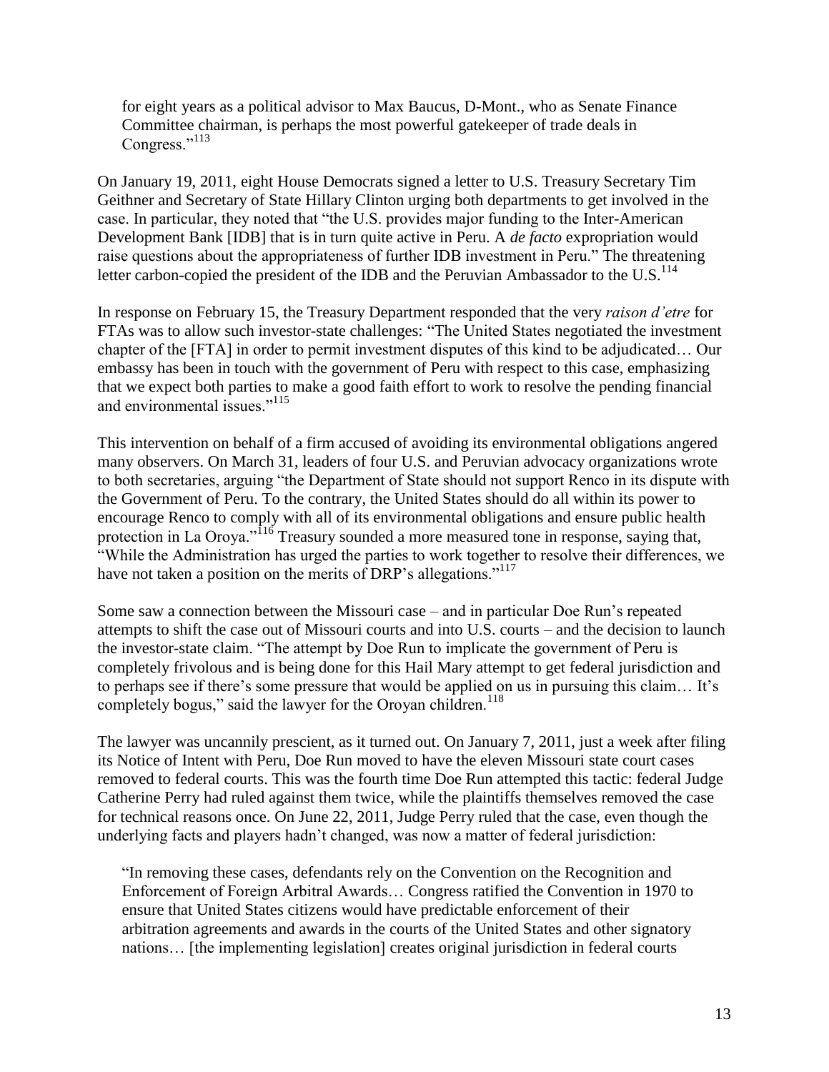for eight years as a political advisor to Max Baucus, D-Mont., who as Senate Finance Committee chairman, is perhaps the most powerful gatekeeper of trade deals in Congress."[113]

On January 19, 2011, eight House Democrats signed a letter to U.S. Treasury Secretary Tim Geithner and Secretary of State Hillary Clinton urging both departments to get involved in the case. In particular, they noted that "the U.S. provides major funding to the Inter-American Development Bank [IDB] that is in turn quite active in Peru. A *de facto* expropriation would raise questions about the appropriateness of further IDB investment in Peru." The threatening letter carbon-copied the president of the IDB and the Peruvian Ambassador to the U.S.[114]

In response on February 15, the Treasury Department responded that the very *raison d'etre* for FTAs was to allow such investor-state challenges: "The United States negotiated the investment chapter of the [FTA] in order to permit investment disputes of this kind to be adjudicated… Our embassy has been in touch with the government of Peru with respect to this case, emphasizing that we expect both parties to make a good faith effort to work to resolve the pending financial and environmental issues."[115]

This intervention on behalf of a firm accused of avoiding its environmental obligations angered many observers. On March 31, leaders of four U.S. and Peruvian advocacy organizations wrote to both secretaries, arguing "the Department of State should not support Renco in its dispute with the Government of Peru. To the contrary, the United States should do all within its power to encourage Renco to comply with all of its environmental obligations and ensure public health protection in La Oroya."[116] Treasury sounded a more measured tone in response, saying that, "While the Administration has urged the parties to work together to resolve their differences, we have not taken a position on the merits of DRP's allegations."[117]

Some saw a connection between the Missouri case – and in particular Doe Run's repeated attempts to shift the case out of Missouri courts and into U.S. courts – and the decision to launch the investor-state claim. "The attempt by Doe Run to implicate the government of Peru is completely frivolous and is being done for this Hail Mary attempt to get federal jurisdiction and to perhaps see if there's some pressure that would be applied on us in pursuing this claim… It's completely bogus," said the lawyer for the Oroyan children.[118]

The lawyer was uncannily prescient, as it turned out. On January 7, 2011, just a week after filing its Notice of Intent with Peru, Doe Run moved to have the eleven Missouri state court cases removed to federal courts. This was the fourth time Doe Run attempted this tactic: federal Judge Catherine Perry had ruled against them twice, while the plaintiffs themselves removed the case for technical reasons once. On June 22, 2011, Judge Perry ruled that the case, even though the underlying facts and players hadn't changed, was now a matter of federal jurisdiction:

> "In removing these cases, defendants rely on the Convention on the Recognition and Enforcement of Foreign Arbitral Awards… Congress ratified the Convention in 1970 to ensure that United States citizens would have predictable enforcement of their arbitration agreements and awards in the courts of the United States and other signatory nations… [the implementing legislation] creates original jurisdiction in federal courts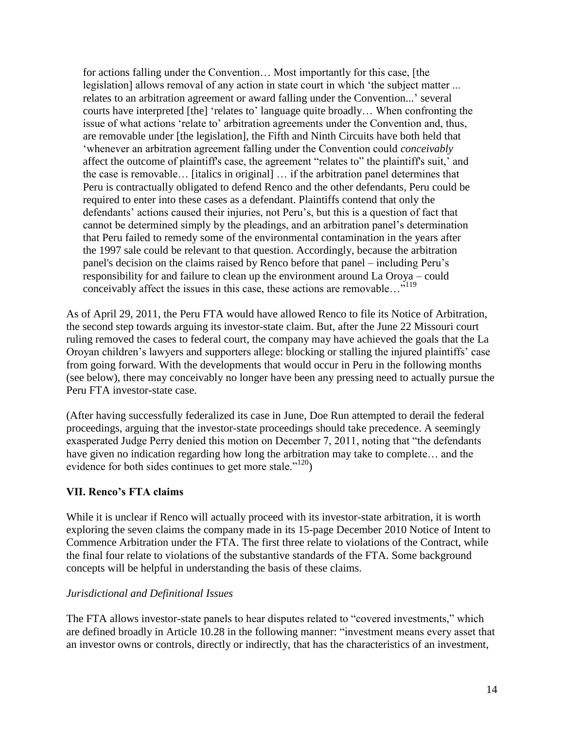> for actions falling under the Convention… Most importantly for this case, [the legislation] allows removal of any action in state court in which 'the subject matter ... relates to an arbitration agreement or award falling under the Convention...' several courts have interpreted [the] 'relates to' language quite broadly… When confronting the issue of what actions 'relate to' arbitration agreements under the Convention and, thus, are removable under [the legislation], the Fifth and Ninth Circuits have both held that 'whenever an arbitration agreement falling under the Convention could *conceivably* affect the outcome of plaintiff's case, the agreement "relates to" the plaintiff's suit,' and the case is removable… [italics in original] … if the arbitration panel determines that Peru is contractually obligated to defend Renco and the other defendants, Peru could be required to enter into these cases as a defendant. Plaintiffs contend that only the defendants' actions caused their injuries, not Peru's, but this is a question of fact that cannot be determined simply by the pleadings, and an arbitration panel's determination that Peru failed to remedy some of the environmental contamination in the years after the 1997 sale could be relevant to that question. Accordingly, because the arbitration panel's decision on the claims raised by Renco before that panel – including Peru's responsibility for and failure to clean up the environment around La Oroya – could conceivably affect the issues in this case, these actions are removable…"[119]

As of April 29, 2011, the Peru FTA would have allowed Renco to file its Notice of Arbitration, the second step towards arguing its investor-state claim. But, after the June 22 Missouri court ruling removed the cases to federal court, the company may have achieved the goals that the La Oroyan children's lawyers and supporters allege: blocking or stalling the injured plaintiffs' case from going forward. With the developments that would occur in Peru in the following months (see below), there may conceivably no longer have been any pressing need to actually pursue the Peru FTA investor-state case.

(After having successfully federalized its case in June, Doe Run attempted to derail the federal proceedings, arguing that the investor-state proceedings should take precedence. A seemingly exasperated Judge Perry denied this motion on December 7, 2011, noting that "the defendants have given no indication regarding how long the arbitration may take to complete… and the evidence for both sides continues to get more stale."[120])

## VII. Renco's FTA claims

While it is unclear if Renco will actually proceed with its investor-state arbitration, it is worth exploring the seven claims the company made in its 15-page December 2010 Notice of Intent to Commence Arbitration under the FTA. The first three relate to violations of the Contract, while the final four relate to violations of the substantive standards of the FTA. Some background concepts will be helpful in understanding the basis of these claims.

### *Jurisdictional and Definitional Issues*

The FTA allows investor-state panels to hear disputes related to "covered investments," which are defined broadly in Article 10.28 in the following manner: "investment means every asset that an investor owns or controls, directly or indirectly, that has the characteristics of an investment,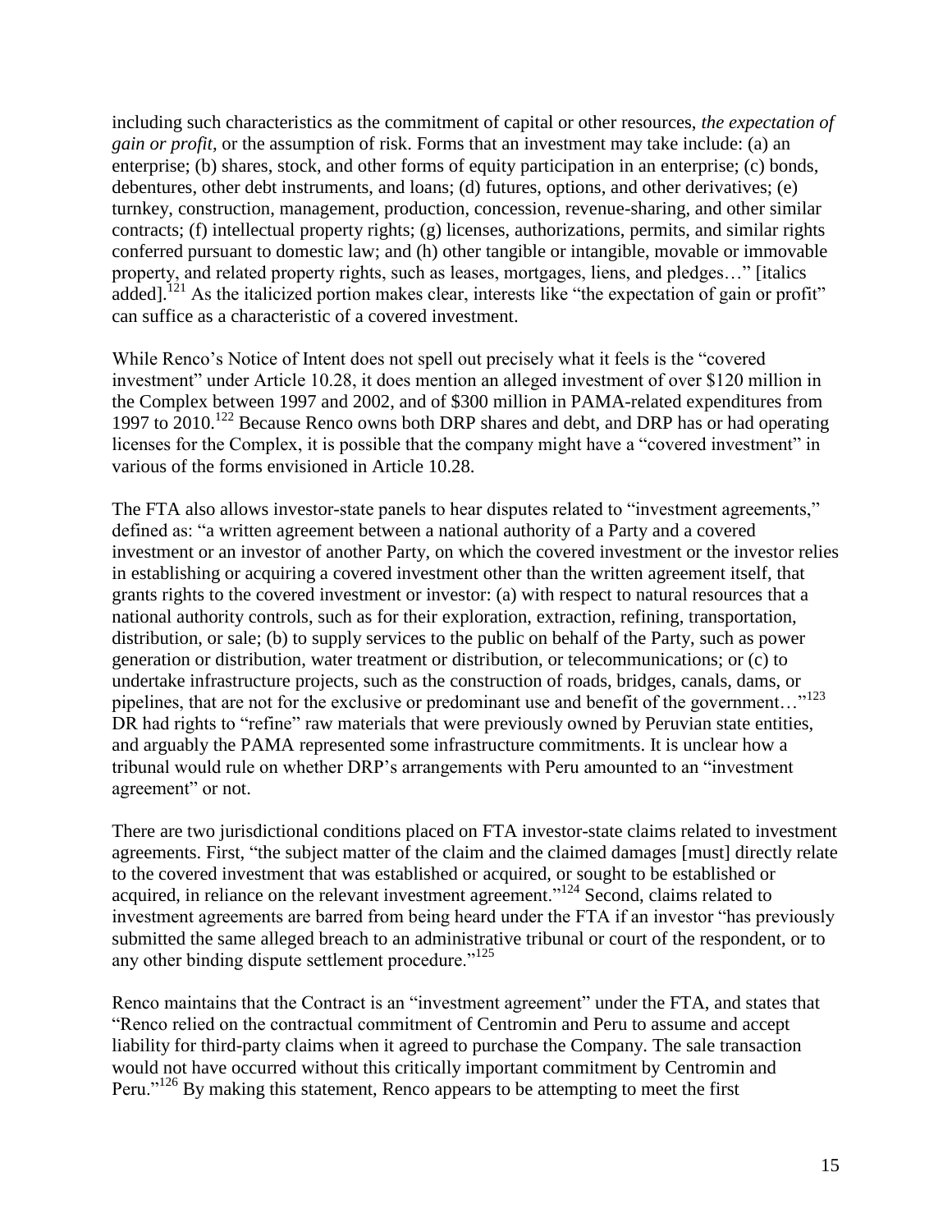including such characteristics as the commitment of capital or other resources, *the expectation of gain or profit,* or the assumption of risk. Forms that an investment may take include: (a) an enterprise; (b) shares, stock, and other forms of equity participation in an enterprise; (c) bonds, debentures, other debt instruments, and loans; (d) futures, options, and other derivatives; (e) turnkey, construction, management, production, concession, revenue-sharing, and other similar contracts; (f) intellectual property rights; (g) licenses, authorizations, permits, and similar rights conferred pursuant to domestic law; and (h) other tangible or intangible, movable or immovable property, and related property rights, such as leases, mortgages, liens, and pledges…" [italics added].[121] As the italicized portion makes clear, interests like "the expectation of gain or profit" can suffice as a characteristic of a covered investment.

While Renco's Notice of Intent does not spell out precisely what it feels is the "covered investment" under Article 10.28, it does mention an alleged investment of over $120 million in the Complex between 1997 and 2002, and of $300 million in PAMA-related expenditures from 1997 to 2010.[122] Because Renco owns both DRP shares and debt, and DRP has or had operating licenses for the Complex, it is possible that the company might have a "covered investment" in various of the forms envisioned in Article 10.28.

The FTA also allows investor-state panels to hear disputes related to "investment agreements," defined as: "a written agreement between a national authority of a Party and a covered investment or an investor of another Party, on which the covered investment or the investor relies in establishing or acquiring a covered investment other than the written agreement itself, that grants rights to the covered investment or investor: (a) with respect to natural resources that a national authority controls, such as for their exploration, extraction, refining, transportation, distribution, or sale; (b) to supply services to the public on behalf of the Party, such as power generation or distribution, water treatment or distribution, or telecommunications; or (c) to undertake infrastructure projects, such as the construction of roads, bridges, canals, dams, or pipelines, that are not for the exclusive or predominant use and benefit of the government…"[123] DR had rights to "refine" raw materials that were previously owned by Peruvian state entities, and arguably the PAMA represented some infrastructure commitments. It is unclear how a tribunal would rule on whether DRP's arrangements with Peru amounted to an "investment agreement" or not.

There are two jurisdictional conditions placed on FTA investor-state claims related to investment agreements. First, "the subject matter of the claim and the claimed damages [must] directly relate to the covered investment that was established or acquired, or sought to be established or acquired, in reliance on the relevant investment agreement."[124] Second, claims related to investment agreements are barred from being heard under the FTA if an investor "has previously submitted the same alleged breach to an administrative tribunal or court of the respondent, or to any other binding dispute settlement procedure."[125]

Renco maintains that the Contract is an "investment agreement" under the FTA, and states that "Renco relied on the contractual commitment of Centromin and Peru to assume and accept liability for third-party claims when it agreed to purchase the Company. The sale transaction would not have occurred without this critically important commitment by Centromin and Peru."[126] By making this statement, Renco appears to be attempting to meet the first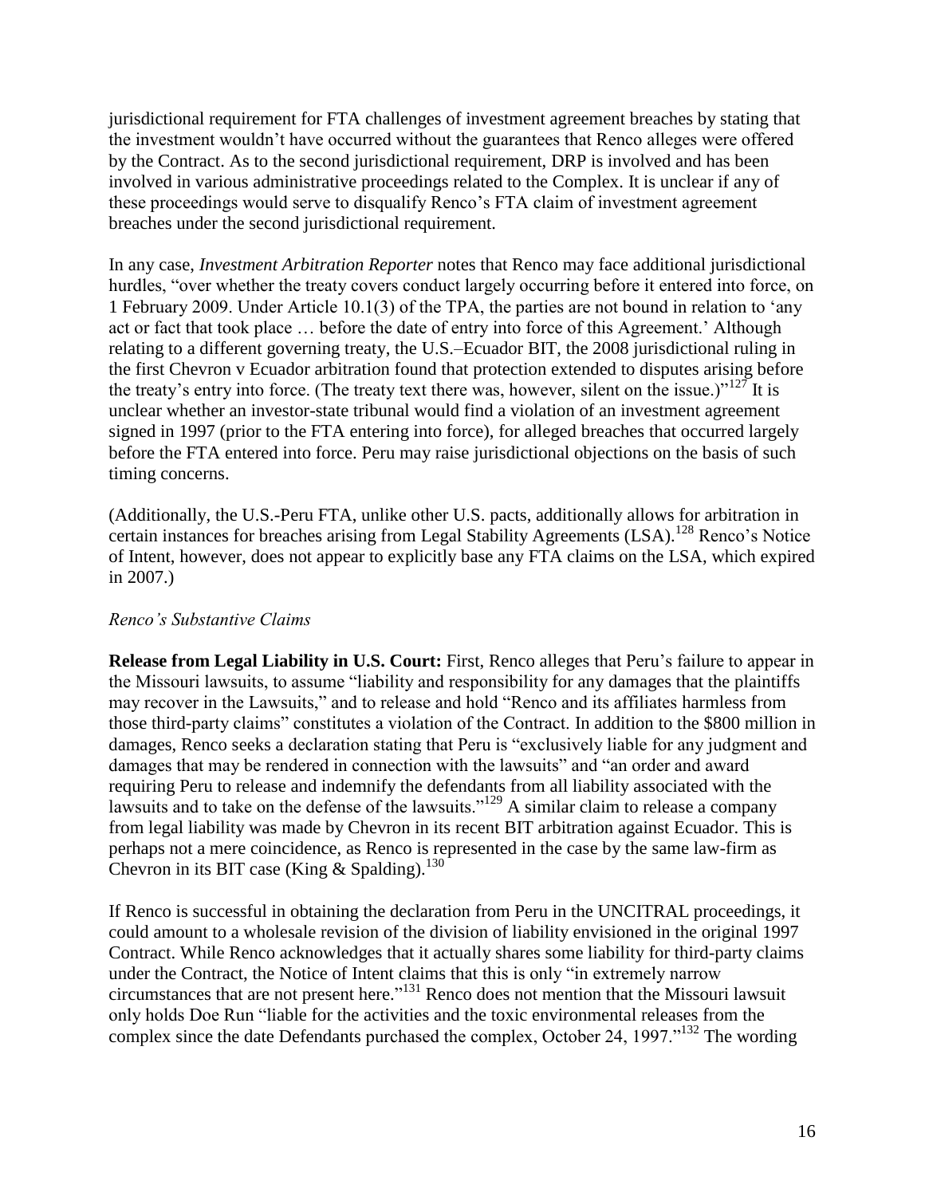jurisdictional requirement for FTA challenges of investment agreement breaches by stating that the investment wouldn't have occurred without the guarantees that Renco alleges were offered by the Contract. As to the second jurisdictional requirement, DRP is involved and has been involved in various administrative proceedings related to the Complex. It is unclear if any of these proceedings would serve to disqualify Renco's FTA claim of investment agreement breaches under the second jurisdictional requirement.

In any case, *Investment Arbitration Reporter* notes that Renco may face additional jurisdictional hurdles, "over whether the treaty covers conduct largely occurring before it entered into force, on 1 February 2009. Under Article 10.1(3) of the TPA, the parties are not bound in relation to 'any act or fact that took place … before the date of entry into force of this Agreement.' Although relating to a different governing treaty, the U.S.–Ecuador BIT, the 2008 jurisdictional ruling in the first Chevron v Ecuador arbitration found that protection extended to disputes arising before the treaty's entry into force. (The treaty text there was, however, silent on the issue.)"[127] It is unclear whether an investor-state tribunal would find a violation of an investment agreement signed in 1997 (prior to the FTA entering into force), for alleged breaches that occurred largely before the FTA entered into force. Peru may raise jurisdictional objections on the basis of such timing concerns.

(Additionally, the U.S.-Peru FTA, unlike other U.S. pacts, additionally allows for arbitration in certain instances for breaches arising from Legal Stability Agreements (LSA).[128] Renco's Notice of Intent, however, does not appear to explicitly base any FTA claims on the LSA, which expired in 2007.)

*Renco's Substantive Claims*

**Release from Legal Liability in U.S. Court:** First, Renco alleges that Peru's failure to appear in the Missouri lawsuits, to assume "liability and responsibility for any damages that the plaintiffs may recover in the Lawsuits," and to release and hold "Renco and its affiliates harmless from those third-party claims" constitutes a violation of the Contract. In addition to the \$800 million in damages, Renco seeks a declaration stating that Peru is "exclusively liable for any judgment and damages that may be rendered in connection with the lawsuits" and "an order and award requiring Peru to release and indemnify the defendants from all liability associated with the lawsuits and to take on the defense of the lawsuits."[129] A similar claim to release a company from legal liability was made by Chevron in its recent BIT arbitration against Ecuador. This is perhaps not a mere coincidence, as Renco is represented in the case by the same law-firm as Chevron in its BIT case (King & Spalding).[130]

If Renco is successful in obtaining the declaration from Peru in the UNCITRAL proceedings, it could amount to a wholesale revision of the division of liability envisioned in the original 1997 Contract. While Renco acknowledges that it actually shares some liability for third-party claims under the Contract, the Notice of Intent claims that this is only "in extremely narrow circumstances that are not present here."[131] Renco does not mention that the Missouri lawsuit only holds Doe Run "liable for the activities and the toxic environmental releases from the complex since the date Defendants purchased the complex, October 24, 1997."[132] The wording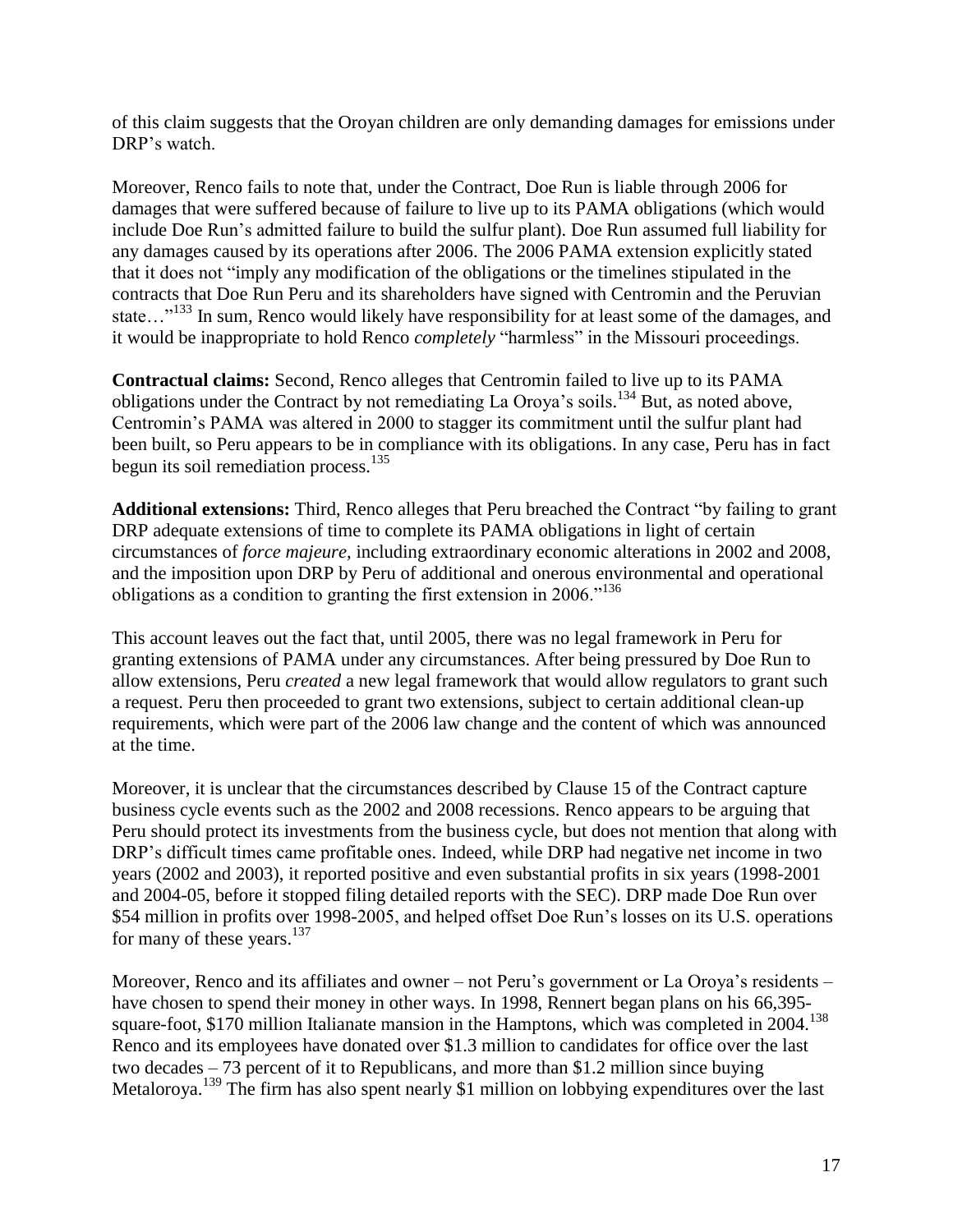of this claim suggests that the Oroyan children are only demanding damages for emissions under DRP's watch.

Moreover, Renco fails to note that, under the Contract, Doe Run is liable through 2006 for damages that were suffered because of failure to live up to its PAMA obligations (which would include Doe Run's admitted failure to build the sulfur plant). Doe Run assumed full liability for any damages caused by its operations after 2006. The 2006 PAMA extension explicitly stated that it does not "imply any modification of the obligations or the timelines stipulated in the contracts that Doe Run Peru and its shareholders have signed with Centromin and the Peruvian state…"[133] In sum, Renco would likely have responsibility for at least some of the damages, and it would be inappropriate to hold Renco *completely* "harmless" in the Missouri proceedings.

**Contractual claims:** Second, Renco alleges that Centromin failed to live up to its PAMA obligations under the Contract by not remediating La Oroya's soils.[134] But, as noted above, Centromin's PAMA was altered in 2000 to stagger its commitment until the sulfur plant had been built, so Peru appears to be in compliance with its obligations. In any case, Peru has in fact begun its soil remediation process.[135]

**Additional extensions:** Third, Renco alleges that Peru breached the Contract "by failing to grant DRP adequate extensions of time to complete its PAMA obligations in light of certain circumstances of *force majeure*, including extraordinary economic alterations in 2002 and 2008, and the imposition upon DRP by Peru of additional and onerous environmental and operational obligations as a condition to granting the first extension in 2006."[136]

This account leaves out the fact that, until 2005, there was no legal framework in Peru for granting extensions of PAMA under any circumstances. After being pressured by Doe Run to allow extensions, Peru *created* a new legal framework that would allow regulators to grant such a request. Peru then proceeded to grant two extensions, subject to certain additional clean-up requirements, which were part of the 2006 law change and the content of which was announced at the time.

Moreover, it is unclear that the circumstances described by Clause 15 of the Contract capture business cycle events such as the 2002 and 2008 recessions. Renco appears to be arguing that Peru should protect its investments from the business cycle, but does not mention that along with DRP's difficult times came profitable ones. Indeed, while DRP had negative net income in two years (2002 and 2003), it reported positive and even substantial profits in six years (1998-2001 and 2004-05, before it stopped filing detailed reports with the SEC). DRP made Doe Run over $54 million in profits over 1998-2005, and helped offset Doe Run's losses on its U.S. operations for many of these years.[137]

Moreover, Renco and its affiliates and owner – not Peru's government or La Oroya's residents – have chosen to spend their money in other ways. In 1998, Rennert began plans on his 66,395-square-foot, $170 million Italianate mansion in the Hamptons, which was completed in 2004.[138] Renco and its employees have donated over $1.3 million to candidates for office over the last two decades – 73 percent of it to Republicans, and more than $1.2 million since buying Metaloroya.[139] The firm has also spent nearly $1 million on lobbying expenditures over the last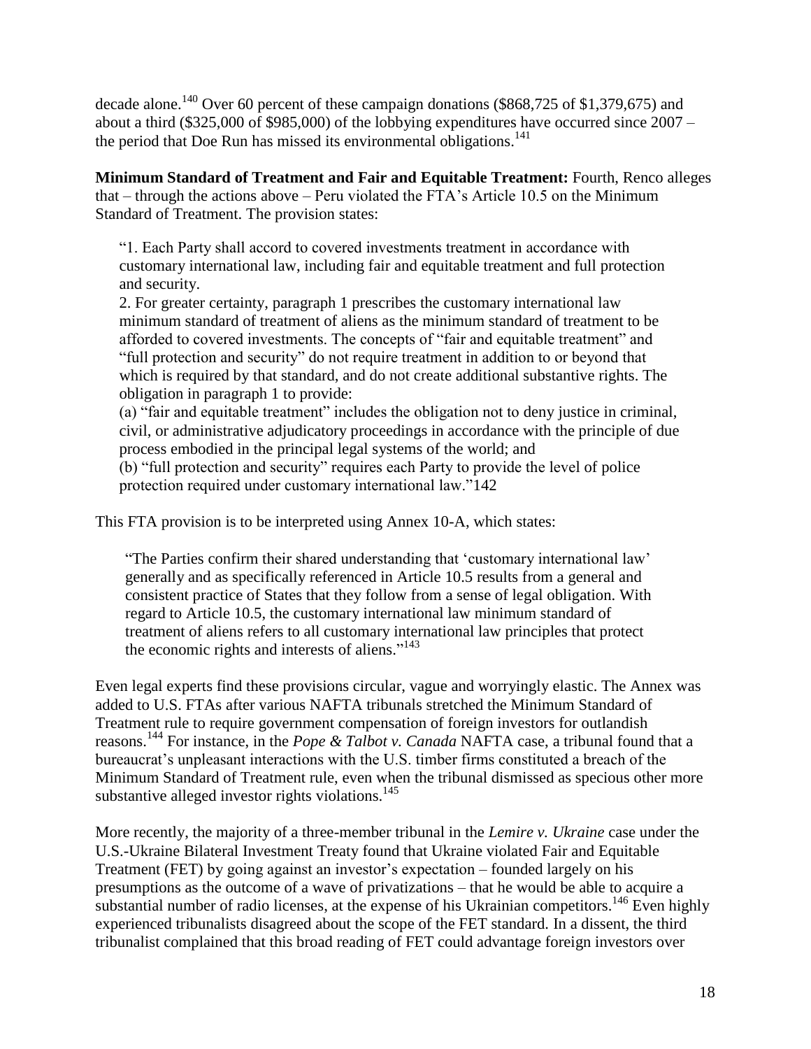decade alone.[140] Over 60 percent of these campaign donations ($868,725 of $1,379,675) and about a third ($325,000 of $985,000) of the lobbying expenditures have occurred since 2007 – the period that Doe Run has missed its environmental obligations.[141]

**Minimum Standard of Treatment and Fair and Equitable Treatment:** Fourth, Renco alleges that – through the actions above – Peru violated the FTA's Article 10.5 on the Minimum Standard of Treatment. The provision states:

> "1. Each Party shall accord to covered investments treatment in accordance with customary international law, including fair and equitable treatment and full protection and security.
>
> 2. For greater certainty, paragraph 1 prescribes the customary international law minimum standard of treatment of aliens as the minimum standard of treatment to be afforded to covered investments. The concepts of "fair and equitable treatment" and "full protection and security" do not require treatment in addition to or beyond that which is required by that standard, and do not create additional substantive rights. The obligation in paragraph 1 to provide:
>
> (a) "fair and equitable treatment" includes the obligation not to deny justice in criminal, civil, or administrative adjudicatory proceedings in accordance with the principle of due process embodied in the principal legal systems of the world; and
>
> (b) "full protection and security" requires each Party to provide the level of police protection required under customary international law."142

This FTA provision is to be interpreted using Annex 10-A, which states:

> "The Parties confirm their shared understanding that 'customary international law' generally and as specifically referenced in Article 10.5 results from a general and consistent practice of States that they follow from a sense of legal obligation. With regard to Article 10.5, the customary international law minimum standard of treatment of aliens refers to all customary international law principles that protect the economic rights and interests of aliens."[143]

Even legal experts find these provisions circular, vague and worryingly elastic. The Annex was added to U.S. FTAs after various NAFTA tribunals stretched the Minimum Standard of Treatment rule to require government compensation of foreign investors for outlandish reasons.[144] For instance, in the *Pope & Talbot v. Canada* NAFTA case, a tribunal found that a bureaucrat's unpleasant interactions with the U.S. timber firms constituted a breach of the Minimum Standard of Treatment rule, even when the tribunal dismissed as specious other more substantive alleged investor rights violations.[145]

More recently, the majority of a three-member tribunal in the *Lemire v. Ukraine* case under the U.S.-Ukraine Bilateral Investment Treaty found that Ukraine violated Fair and Equitable Treatment (FET) by going against an investor's expectation – founded largely on his presumptions as the outcome of a wave of privatizations – that he would be able to acquire a substantial number of radio licenses, at the expense of his Ukrainian competitors.[146] Even highly experienced tribunalists disagreed about the scope of the FET standard. In a dissent, the third tribunalist complained that this broad reading of FET could advantage foreign investors over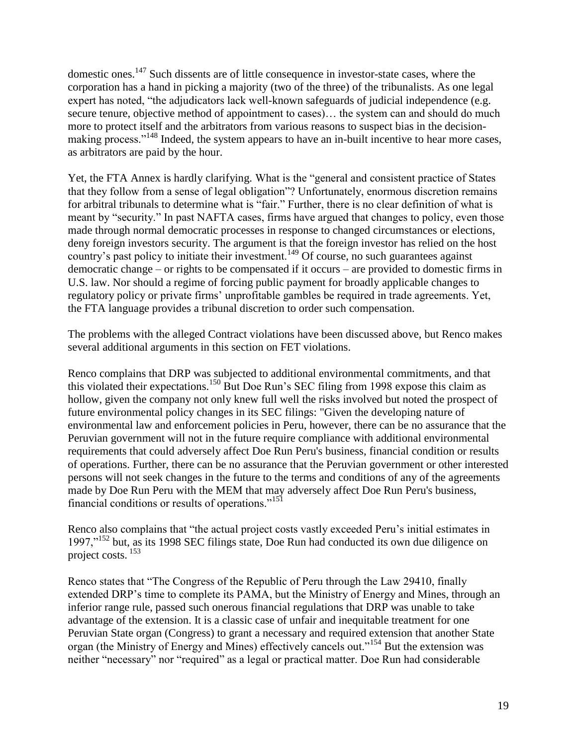domestic ones.[147] Such dissents are of little consequence in investor-state cases, where the corporation has a hand in picking a majority (two of the three) of the tribunalists. As one legal expert has noted, "the adjudicators lack well-known safeguards of judicial independence (e.g. secure tenure, objective method of appointment to cases)… the system can and should do much more to protect itself and the arbitrators from various reasons to suspect bias in the decision-making process."[148] Indeed, the system appears to have an in-built incentive to hear more cases, as arbitrators are paid by the hour.

Yet, the FTA Annex is hardly clarifying. What is the "general and consistent practice of States that they follow from a sense of legal obligation"? Unfortunately, enormous discretion remains for arbitral tribunals to determine what is "fair." Further, there is no clear definition of what is meant by "security." In past NAFTA cases, firms have argued that changes to policy, even those made through normal democratic processes in response to changed circumstances or elections, deny foreign investors security. The argument is that the foreign investor has relied on the host country's past policy to initiate their investment.[149] Of course, no such guarantees against democratic change – or rights to be compensated if it occurs – are provided to domestic firms in U.S. law. Nor should a regime of forcing public payment for broadly applicable changes to regulatory policy or private firms' unprofitable gambles be required in trade agreements. Yet, the FTA language provides a tribunal discretion to order such compensation.

The problems with the alleged Contract violations have been discussed above, but Renco makes several additional arguments in this section on FET violations.

Renco complains that DRP was subjected to additional environmental commitments, and that this violated their expectations.[150] But Doe Run's SEC filing from 1998 expose this claim as hollow, given the company not only knew full well the risks involved but noted the prospect of future environmental policy changes in its SEC filings: "Given the developing nature of environmental law and enforcement policies in Peru, however, there can be no assurance that the Peruvian government will not in the future require compliance with additional environmental requirements that could adversely affect Doe Run Peru's business, financial condition or results of operations. Further, there can be no assurance that the Peruvian government or other interested persons will not seek changes in the future to the terms and conditions of any of the agreements made by Doe Run Peru with the MEM that may adversely affect Doe Run Peru's business, financial conditions or results of operations."[151]

Renco also complains that "the actual project costs vastly exceeded Peru's initial estimates in 1997,"[152] but, as its 1998 SEC filings state, Doe Run had conducted its own due diligence on project costs.[153]

Renco states that "The Congress of the Republic of Peru through the Law 29410, finally extended DRP's time to complete its PAMA, but the Ministry of Energy and Mines, through an inferior range rule, passed such onerous financial regulations that DRP was unable to take advantage of the extension. It is a classic case of unfair and inequitable treatment for one Peruvian State organ (Congress) to grant a necessary and required extension that another State organ (the Ministry of Energy and Mines) effectively cancels out."[154] But the extension was neither "necessary" nor "required" as a legal or practical matter. Doe Run had considerable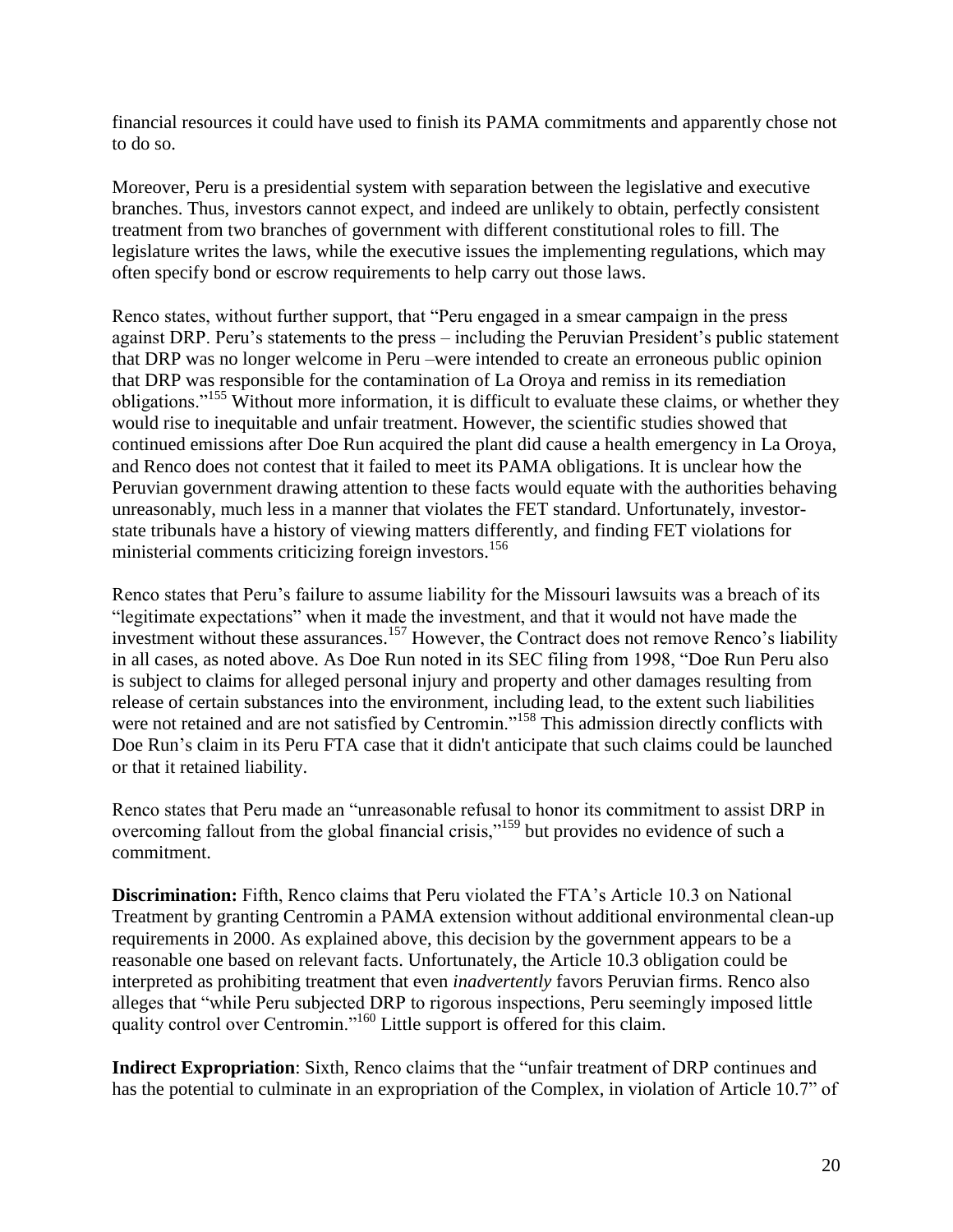financial resources it could have used to finish its PAMA commitments and apparently chose not to do so.

Moreover, Peru is a presidential system with separation between the legislative and executive branches. Thus, investors cannot expect, and indeed are unlikely to obtain, perfectly consistent treatment from two branches of government with different constitutional roles to fill. The legislature writes the laws, while the executive issues the implementing regulations, which may often specify bond or escrow requirements to help carry out those laws.

Renco states, without further support, that "Peru engaged in a smear campaign in the press against DRP. Peru's statements to the press – including the Peruvian President's public statement that DRP was no longer welcome in Peru –were intended to create an erroneous public opinion that DRP was responsible for the contamination of La Oroya and remiss in its remediation obligations."[155] Without more information, it is difficult to evaluate these claims, or whether they would rise to inequitable and unfair treatment. However, the scientific studies showed that continued emissions after Doe Run acquired the plant did cause a health emergency in La Oroya, and Renco does not contest that it failed to meet its PAMA obligations. It is unclear how the Peruvian government drawing attention to these facts would equate with the authorities behaving unreasonably, much less in a manner that violates the FET standard. Unfortunately, investor-state tribunals have a history of viewing matters differently, and finding FET violations for ministerial comments criticizing foreign investors.[156]

Renco states that Peru's failure to assume liability for the Missouri lawsuits was a breach of its "legitimate expectations" when it made the investment, and that it would not have made the investment without these assurances.[157] However, the Contract does not remove Renco's liability in all cases, as noted above. As Doe Run noted in its SEC filing from 1998, "Doe Run Peru also is subject to claims for alleged personal injury and property and other damages resulting from release of certain substances into the environment, including lead, to the extent such liabilities were not retained and are not satisfied by Centromin."[158] This admission directly conflicts with Doe Run's claim in its Peru FTA case that it didn't anticipate that such claims could be launched or that it retained liability.

Renco states that Peru made an "unreasonable refusal to honor its commitment to assist DRP in overcoming fallout from the global financial crisis,"[159] but provides no evidence of such a commitment.

**Discrimination:** Fifth, Renco claims that Peru violated the FTA's Article 10.3 on National Treatment by granting Centromin a PAMA extension without additional environmental clean-up requirements in 2000. As explained above, this decision by the government appears to be a reasonable one based on relevant facts. Unfortunately, the Article 10.3 obligation could be interpreted as prohibiting treatment that even *inadvertently* favors Peruvian firms. Renco also alleges that "while Peru subjected DRP to rigorous inspections, Peru seemingly imposed little quality control over Centromin."[160] Little support is offered for this claim.

**Indirect Expropriation**: Sixth, Renco claims that the "unfair treatment of DRP continues and has the potential to culminate in an expropriation of the Complex, in violation of Article 10.7" of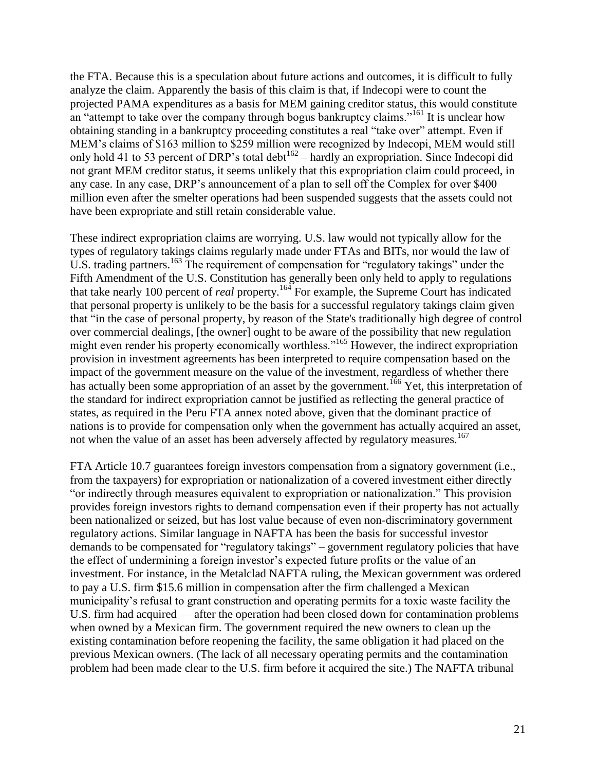the FTA. Because this is a speculation about future actions and outcomes, it is difficult to fully analyze the claim. Apparently the basis of this claim is that, if Indecopi were to count the projected PAMA expenditures as a basis for MEM gaining creditor status, this would constitute an "attempt to take over the company through bogus bankruptcy claims."[161] It is unclear how obtaining standing in a bankruptcy proceeding constitutes a real "take over" attempt. Even if MEM's claims of $163 million to $259 million were recognized by Indecopi, MEM would still only hold 41 to 53 percent of DRP's total debt[162] – hardly an expropriation. Since Indecopi did not grant MEM creditor status, it seems unlikely that this expropriation claim could proceed, in any case. In any case, DRP's announcement of a plan to sell off the Complex for over $400 million even after the smelter operations had been suspended suggests that the assets could not have been expropriate and still retain considerable value.

These indirect expropriation claims are worrying. U.S. law would not typically allow for the types of regulatory takings claims regularly made under FTAs and BITs, nor would the law of U.S. trading partners.[163] The requirement of compensation for "regulatory takings" under the Fifth Amendment of the U.S. Constitution has generally been only held to apply to regulations that take nearly 100 percent of *real* property.[164] For example, the Supreme Court has indicated that personal property is unlikely to be the basis for a successful regulatory takings claim given that "in the case of personal property, by reason of the State's traditionally high degree of control over commercial dealings, [the owner] ought to be aware of the possibility that new regulation might even render his property economically worthless."[165] However, the indirect expropriation provision in investment agreements has been interpreted to require compensation based on the impact of the government measure on the value of the investment, regardless of whether there has actually been some appropriation of an asset by the government.[166] Yet, this interpretation of the standard for indirect expropriation cannot be justified as reflecting the general practice of states, as required in the Peru FTA annex noted above, given that the dominant practice of nations is to provide for compensation only when the government has actually acquired an asset, not when the value of an asset has been adversely affected by regulatory measures.[167]

FTA Article 10.7 guarantees foreign investors compensation from a signatory government (i.e., from the taxpayers) for expropriation or nationalization of a covered investment either directly "or indirectly through measures equivalent to expropriation or nationalization." This provision provides foreign investors rights to demand compensation even if their property has not actually been nationalized or seized, but has lost value because of even non-discriminatory government regulatory actions. Similar language in NAFTA has been the basis for successful investor demands to be compensated for "regulatory takings" – government regulatory policies that have the effect of undermining a foreign investor's expected future profits or the value of an investment. For instance, in the Metalclad NAFTA ruling, the Mexican government was ordered to pay a U.S. firm $15.6 million in compensation after the firm challenged a Mexican municipality's refusal to grant construction and operating permits for a toxic waste facility the U.S. firm had acquired — after the operation had been closed down for contamination problems when owned by a Mexican firm. The government required the new owners to clean up the existing contamination before reopening the facility, the same obligation it had placed on the previous Mexican owners. (The lack of all necessary operating permits and the contamination problem had been made clear to the U.S. firm before it acquired the site.) The NAFTA tribunal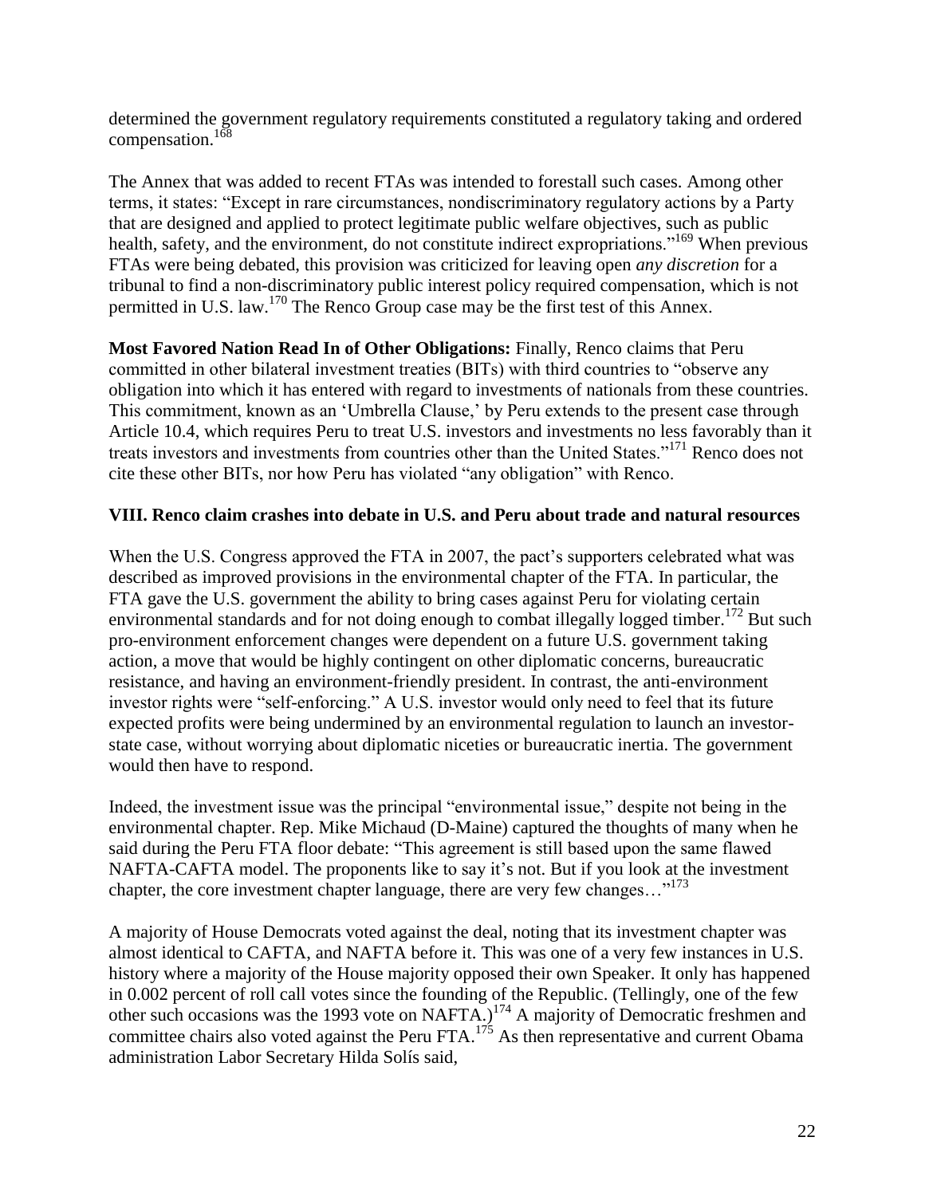determined the government regulatory requirements constituted a regulatory taking and ordered compensation.[168]

The Annex that was added to recent FTAs was intended to forestall such cases. Among other terms, it states: "Except in rare circumstances, nondiscriminatory regulatory actions by a Party that are designed and applied to protect legitimate public welfare objectives, such as public health, safety, and the environment, do not constitute indirect expropriations."[169] When previous FTAs were being debated, this provision was criticized for leaving open *any discretion* for a tribunal to find a non-discriminatory public interest policy required compensation, which is not permitted in U.S. law.[170] The Renco Group case may be the first test of this Annex.

**Most Favored Nation Read In of Other Obligations:** Finally, Renco claims that Peru committed in other bilateral investment treaties (BITs) with third countries to "observe any obligation into which it has entered with regard to investments of nationals from these countries. This commitment, known as an 'Umbrella Clause,' by Peru extends to the present case through Article 10.4, which requires Peru to treat U.S. investors and investments no less favorably than it treats investors and investments from countries other than the United States."[171] Renco does not cite these other BITs, nor how Peru has violated "any obligation" with Renco.

### VIII. Renco claim crashes into debate in U.S. and Peru about trade and natural resources

When the U.S. Congress approved the FTA in 2007, the pact's supporters celebrated what was described as improved provisions in the environmental chapter of the FTA. In particular, the FTA gave the U.S. government the ability to bring cases against Peru for violating certain environmental standards and for not doing enough to combat illegally logged timber.[172] But such pro-environment enforcement changes were dependent on a future U.S. government taking action, a move that would be highly contingent on other diplomatic concerns, bureaucratic resistance, and having an environment-friendly president. In contrast, the anti-environment investor rights were "self-enforcing." A U.S. investor would only need to feel that its future expected profits were being undermined by an environmental regulation to launch an investor-state case, without worrying about diplomatic niceties or bureaucratic inertia. The government would then have to respond.

Indeed, the investment issue was the principal "environmental issue," despite not being in the environmental chapter. Rep. Mike Michaud (D-Maine) captured the thoughts of many when he said during the Peru FTA floor debate: "This agreement is still based upon the same flawed NAFTA-CAFTA model. The proponents like to say it's not. But if you look at the investment chapter, the core investment chapter language, there are very few changes…"[173]

A majority of House Democrats voted against the deal, noting that its investment chapter was almost identical to CAFTA, and NAFTA before it. This was one of a very few instances in U.S. history where a majority of the House majority opposed their own Speaker. It only has happened in 0.002 percent of roll call votes since the founding of the Republic. (Tellingly, one of the few other such occasions was the 1993 vote on NAFTA.)[174] A majority of Democratic freshmen and committee chairs also voted against the Peru FTA.[175] As then representative and current Obama administration Labor Secretary Hilda Solís said,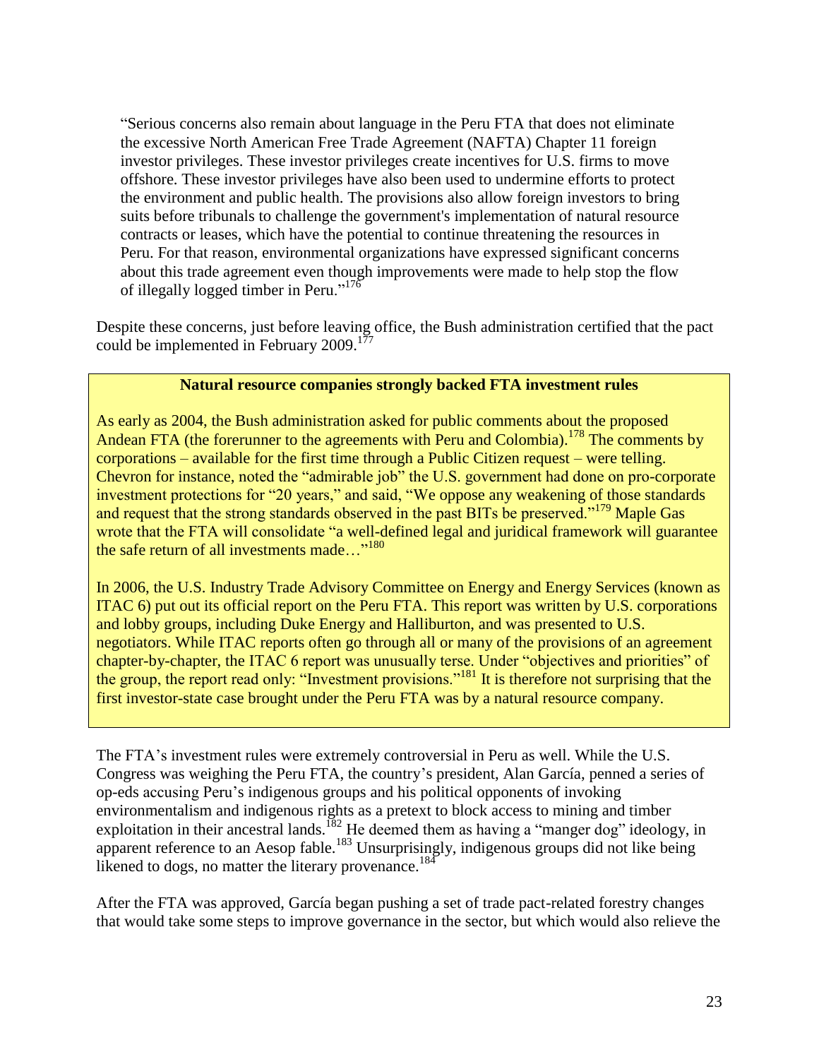> "Serious concerns also remain about language in the Peru FTA that does not eliminate the excessive North American Free Trade Agreement (NAFTA) Chapter 11 foreign investor privileges. These investor privileges create incentives for U.S. firms to move offshore. These investor privileges have also been used to undermine efforts to protect the environment and public health. The provisions also allow foreign investors to bring suits before tribunals to challenge the government's implementation of natural resource contracts or leases, which have the potential to continue threatening the resources in Peru. For that reason, environmental organizations have expressed significant concerns about this trade agreement even though improvements were made to help stop the flow of illegally logged timber in Peru."[176]

Despite these concerns, just before leaving office, the Bush administration certified that the pact could be implemented in February 2009.[177]

**Natural resource companies strongly backed FTA investment rules**

As early as 2004, the Bush administration asked for public comments about the proposed Andean FTA (the forerunner to the agreements with Peru and Colombia).[178] The comments by corporations – available for the first time through a Public Citizen request – were telling. Chevron for instance, noted the "admirable job" the U.S. government had done on pro-corporate investment protections for "20 years," and said, "We oppose any weakening of those standards and request that the strong standards observed in the past BITs be preserved."[179] Maple Gas wrote that the FTA will consolidate "a well-defined legal and juridical framework will guarantee the safe return of all investments made…"[180]

In 2006, the U.S. Industry Trade Advisory Committee on Energy and Energy Services (known as ITAC 6) put out its official report on the Peru FTA. This report was written by U.S. corporations and lobby groups, including Duke Energy and Halliburton, and was presented to U.S. negotiators. While ITAC reports often go through all or many of the provisions of an agreement chapter-by-chapter, the ITAC 6 report was unusually terse. Under "objectives and priorities" of the group, the report read only: "Investment provisions."[181] It is therefore not surprising that the first investor-state case brought under the Peru FTA was by a natural resource company.

The FTA's investment rules were extremely controversial in Peru as well. While the U.S. Congress was weighing the Peru FTA, the country's president, Alan García, penned a series of op-eds accusing Peru's indigenous groups and his political opponents of invoking environmentalism and indigenous rights as a pretext to block access to mining and timber exploitation in their ancestral lands.[182] He deemed them as having a "manger dog" ideology, in apparent reference to an Aesop fable.[183] Unsurprisingly, indigenous groups did not like being likened to dogs, no matter the literary provenance.[184]

After the FTA was approved, García began pushing a set of trade pact-related forestry changes that would take some steps to improve governance in the sector, but which would also relieve the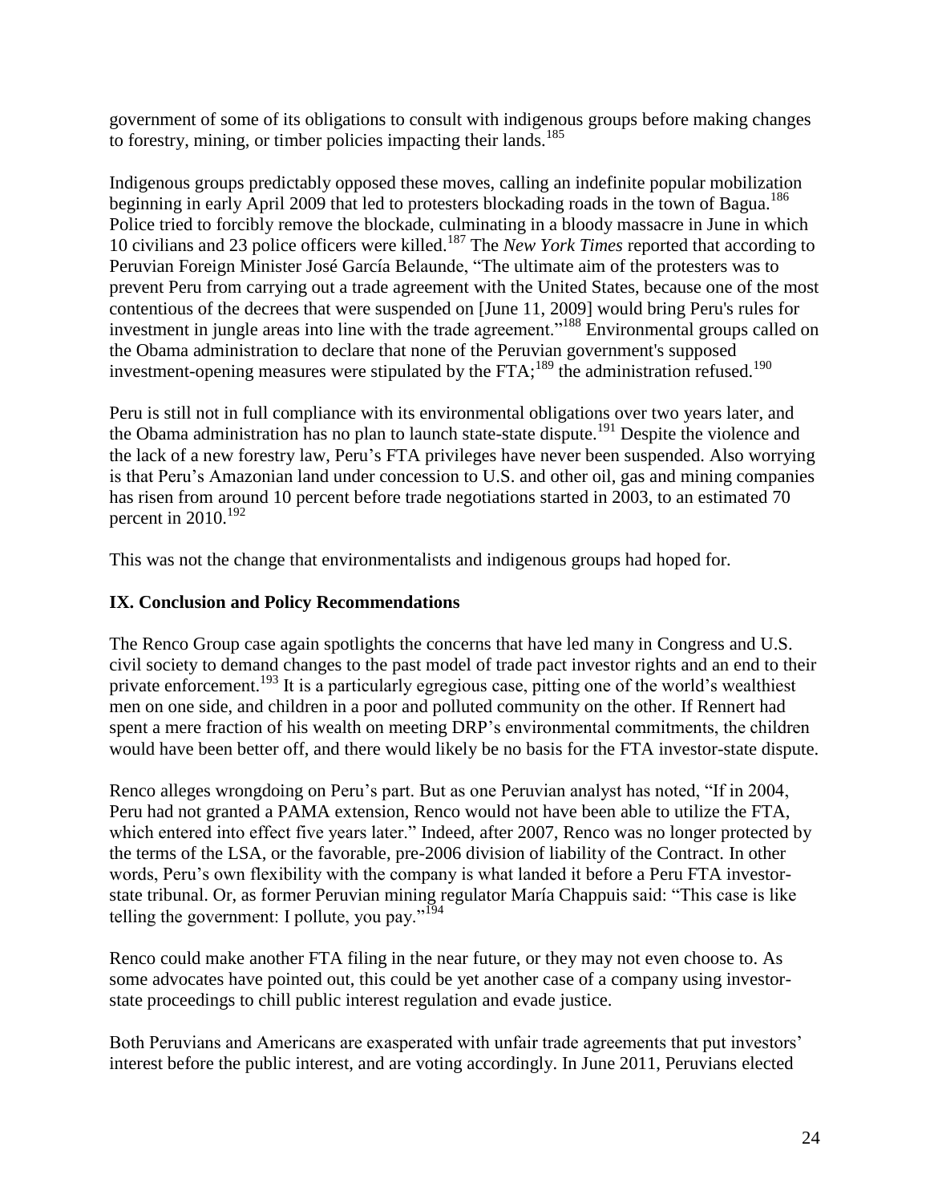government of some of its obligations to consult with indigenous groups before making changes to forestry, mining, or timber policies impacting their lands.[185]

Indigenous groups predictably opposed these moves, calling an indefinite popular mobilization beginning in early April 2009 that led to protesters blockading roads in the town of Bagua.[186] Police tried to forcibly remove the blockade, culminating in a bloody massacre in June in which 10 civilians and 23 police officers were killed.[187] The *New York Times* reported that according to Peruvian Foreign Minister José García Belaunde, "The ultimate aim of the protesters was to prevent Peru from carrying out a trade agreement with the United States, because one of the most contentious of the decrees that were suspended on [June 11, 2009] would bring Peru's rules for investment in jungle areas into line with the trade agreement."[188] Environmental groups called on the Obama administration to declare that none of the Peruvian government's supposed investment-opening measures were stipulated by the FTA;[189] the administration refused.[190]

Peru is still not in full compliance with its environmental obligations over two years later, and the Obama administration has no plan to launch state-state dispute.[191] Despite the violence and the lack of a new forestry law, Peru's FTA privileges have never been suspended. Also worrying is that Peru's Amazonian land under concession to U.S. and other oil, gas and mining companies has risen from around 10 percent before trade negotiations started in 2003, to an estimated 70 percent in 2010.[192]

This was not the change that environmentalists and indigenous groups had hoped for.

## IX. Conclusion and Policy Recommendations

The Renco Group case again spotlights the concerns that have led many in Congress and U.S. civil society to demand changes to the past model of trade pact investor rights and an end to their private enforcement.[193] It is a particularly egregious case, pitting one of the world's wealthiest men on one side, and children in a poor and polluted community on the other. If Rennert had spent a mere fraction of his wealth on meeting DRP's environmental commitments, the children would have been better off, and there would likely be no basis for the FTA investor-state dispute.

Renco alleges wrongdoing on Peru's part. But as one Peruvian analyst has noted, "If in 2004, Peru had not granted a PAMA extension, Renco would not have been able to utilize the FTA, which entered into effect five years later." Indeed, after 2007, Renco was no longer protected by the terms of the LSA, or the favorable, pre-2006 division of liability of the Contract. In other words, Peru's own flexibility with the company is what landed it before a Peru FTA investor-state tribunal. Or, as former Peruvian mining regulator María Chappuis said: "This case is like telling the government: I pollute, you pay."[194]

Renco could make another FTA filing in the near future, or they may not even choose to. As some advocates have pointed out, this could be yet another case of a company using investor-state proceedings to chill public interest regulation and evade justice.

Both Peruvians and Americans are exasperated with unfair trade agreements that put investors' interest before the public interest, and are voting accordingly. In June 2011, Peruvians elected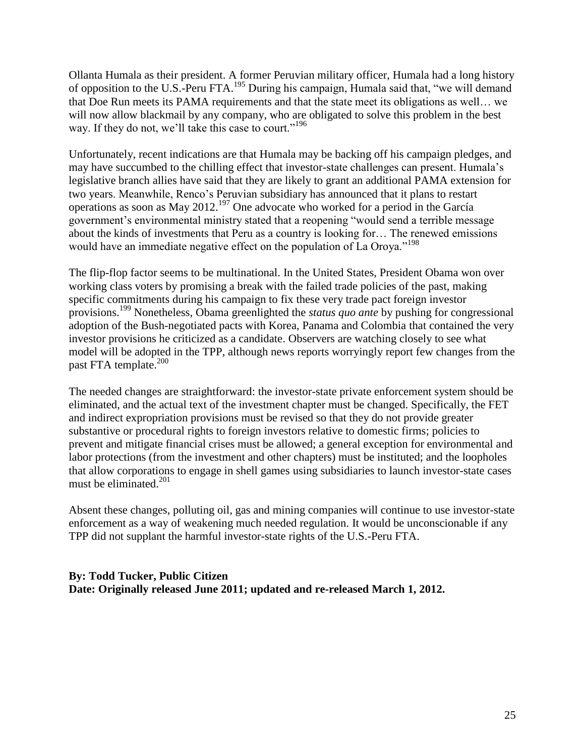Ollanta Humala as their president. A former Peruvian military officer, Humala had a long history of opposition to the U.S.-Peru FTA.[195] During his campaign, Humala said that, "we will demand that Doe Run meets its PAMA requirements and that the state meet its obligations as well… we will now allow blackmail by any company, who are obligated to solve this problem in the best way. If they do not, we'll take this case to court."[196]

Unfortunately, recent indications are that Humala may be backing off his campaign pledges, and may have succumbed to the chilling effect that investor-state challenges can present. Humala's legislative branch allies have said that they are likely to grant an additional PAMA extension for two years. Meanwhile, Renco's Peruvian subsidiary has announced that it plans to restart operations as soon as May 2012.[197] One advocate who worked for a period in the García government's environmental ministry stated that a reopening "would send a terrible message about the kinds of investments that Peru as a country is looking for… The renewed emissions would have an immediate negative effect on the population of La Oroya."[198]

The flip-flop factor seems to be multinational. In the United States, President Obama won over working class voters by promising a break with the failed trade policies of the past, making specific commitments during his campaign to fix these very trade pact foreign investor provisions.[199] Nonetheless, Obama greenlighted the *status quo ante* by pushing for congressional adoption of the Bush-negotiated pacts with Korea, Panama and Colombia that contained the very investor provisions he criticized as a candidate. Observers are watching closely to see what model will be adopted in the TPP, although news reports worryingly report few changes from the past FTA template.[200]

The needed changes are straightforward: the investor-state private enforcement system should be eliminated, and the actual text of the investment chapter must be changed. Specifically, the FET and indirect expropriation provisions must be revised so that they do not provide greater substantive or procedural rights to foreign investors relative to domestic firms; policies to prevent and mitigate financial crises must be allowed; a general exception for environmental and labor protections (from the investment and other chapters) must be instituted; and the loopholes that allow corporations to engage in shell games using subsidiaries to launch investor-state cases must be eliminated.[201]

Absent these changes, polluting oil, gas and mining companies will continue to use investor-state enforcement as a way of weakening much needed regulation. It would be unconscionable if any TPP did not supplant the harmful investor-state rights of the U.S.-Peru FTA.

**By: Todd Tucker, Public Citizen**
**Date: Originally released June 2011; updated and re-released March 1, 2012.**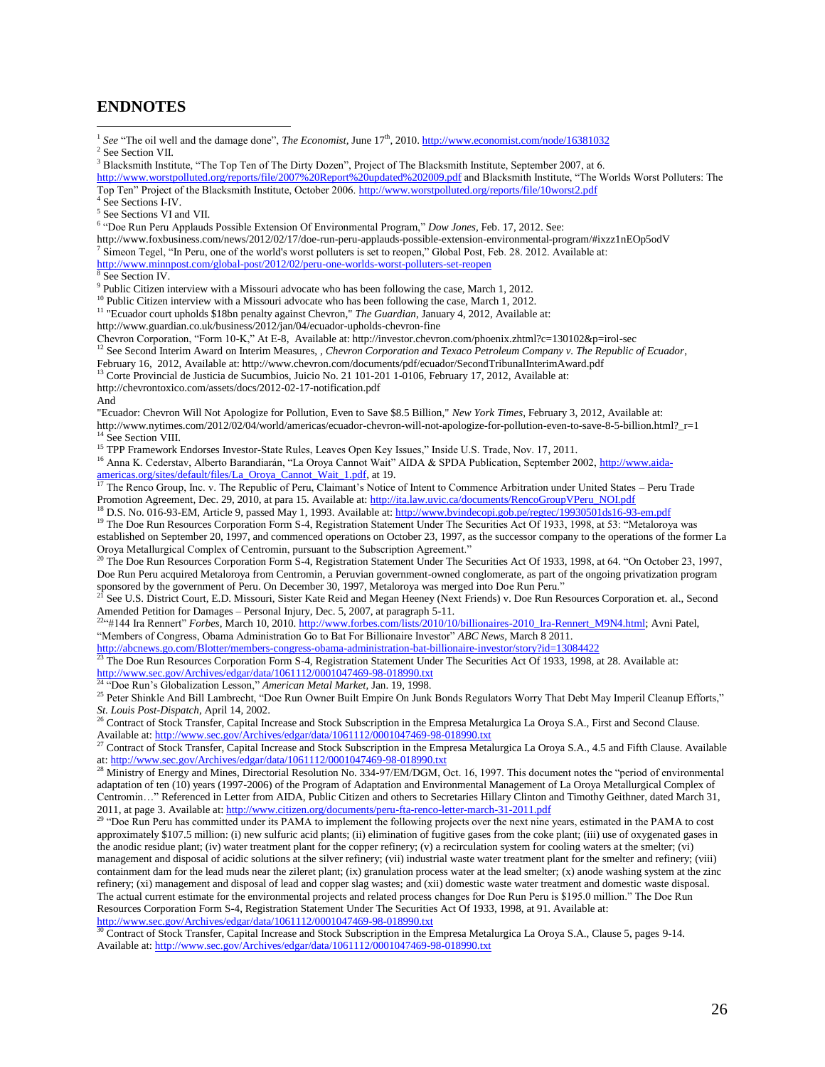## ENDNOTES

[1] *See* "The oil well and the damage done", *The Economist*, June 17th, 2010. http://www.economist.com/node/16381032

[2] See Section VII.

[3] Blacksmith Institute, "The Top Ten of The Dirty Dozen", Project of The Blacksmith Institute, September 2007, at 6. http://www.worstpolluted.org/reports/file/2007%20Report%20updated%202009.pdf and Blacksmith Institute, "The Worlds Worst Polluters: The Top Ten" Project of the Blacksmith Institute, October 2006. http://www.worstpolluted.org/reports/file/10worst2.pdf

[4] See Sections I-IV.

[5] See Sections VI and VII.

[6] "Doe Run Peru Applauds Possible Extension Of Environmental Program," *Dow Jones*, Feb. 17, 2012. See: http://www.foxbusiness.com/news/2012/02/17/doe-run-peru-applauds-possible-extension-environmental-program/#ixzz1nEOp5odV

[7] Simeon Tegel, "In Peru, one of the world's worst polluters is set to reopen," Global Post, Feb. 28. 2012. Available at: http://www.minnpost.com/global-post/2012/02/peru-one-worlds-worst-polluters-set-reopen

[8] See Section IV.

[9] Public Citizen interview with a Missouri advocate who has been following the case, March 1, 2012.

[10] Public Citizen interview with a Missouri advocate who has been following the case, March 1, 2012.

[11] "Ecuador court upholds $18bn penalty against Chevron," *The Guardian*, January 4, 2012, Available at: http://www.guardian.co.uk/business/2012/jan/04/ecuador-upholds-chevron-fine
Chevron Corporation, "Form 10-K," At E-8, Available at: http://investor.chevron.com/phoenix.zhtml?c=130102&p=irol-sec

[12] See Second Interim Award on Interim Measures, , *Chevron Corporation and Texaco Petroleum Company v. The Republic of Ecuador*, February 16, 2012, Available at: http://www.chevron.com/documents/pdf/ecuador/SecondTribunalInterimAward.pdf

[13] Corte Provincial de Justicia de Sucumbios, Juicio No. 21 101-201 1-0106, February 17, 2012, Available at: http://chevrontoxico.com/assets/docs/2012-02-17-notification.pdf
And
"Ecuador: Chevron Will Not Apologize for Pollution, Even to Save $8.5 Billion," *New York Times*, February 3, 2012, Available at: http://www.nytimes.com/2012/02/04/world/americas/ecuador-chevron-will-not-apologize-for-pollution-even-to-save-8-5-billion.html?_r=1

[14] See Section VIII.

[15] TPP Framework Endorses Investor-State Rules, Leaves Open Key Issues," Inside U.S. Trade, Nov. 17, 2011.

[16] Anna K. Cederstav, Alberto Barandiarán, "La Oroya Cannot Wait" AIDA & SPDA Publication, September 2002, http://www.aida-americas.org/sites/default/files/La_Oroya_Cannot_Wait_1.pdf, at 19.

[17] The Renco Group, Inc. v. The Republic of Peru, Claimant's Notice of Intent to Commence Arbitration under United States – Peru Trade Promotion Agreement, Dec. 29, 2010, at para 15. Available at: http://ita.law.uvic.ca/documents/RencoGroupVPeru_NOI.pdf

[18] D.S. No. 016-93-EM, Article 9, passed May 1, 1993. Available at: http://www.bvindecopi.gob.pe/regtec/19930501ds16-93-em.pdf

[19] The Doe Run Resources Corporation Form S-4, Registration Statement Under The Securities Act Of 1933, 1998, at 53: "Metaloroya was established on September 20, 1997, and commenced operations on October 23, 1997, as the successor company to the operations of the former La Oroya Metallurgical Complex of Centromin, pursuant to the Subscription Agreement."

[20] The Doe Run Resources Corporation Form S-4, Registration Statement Under The Securities Act Of 1933, 1998, at 64. "On October 23, 1997, Doe Run Peru acquired Metaloroya from Centromin, a Peruvian government-owned conglomerate, as part of the ongoing privatization program sponsored by the government of Peru. On December 30, 1997, Metaloroya was merged into Doe Run Peru."

[21] See U.S. District Court, E.D. Missouri, Sister Kate Reid and Megan Heeney (Next Friends) v. Doe Run Resources Corporation et. al., Second Amended Petition for Damages – Personal Injury, Dec. 5, 2007, at paragraph 5-11.

[22] "#144 Ira Rennert" *Forbes*, March 10, 2010. http://www.forbes.com/lists/2010/10/billionaires-2010_Ira-Rennert_M9N4.html; Avni Patel, "Members of Congress, Obama Administration Go to Bat For Billionaire Investor" *ABC News*, March 8 2011. http://abcnews.go.com/Blotter/members-congress-obama-administration-bat-billionaire-investor/story?id=13084422

[23] The Doe Run Resources Corporation Form S-4, Registration Statement Under The Securities Act Of 1933, 1998, at 28. Available at: http://www.sec.gov/Archives/edgar/data/1061112/0001047469-98-018990.txt

[24] "Doe Run's Globalization Lesson," *American Metal Market*, Jan. 19, 1998.

[25] Peter Shinkle And Bill Lambrecht, "Doe Run Owner Built Empire On Junk Bonds Regulators Worry That Debt May Imperil Cleanup Efforts," *St. Louis Post-Dispatch*, April 14, 2002.

[26] Contract of Stock Transfer, Capital Increase and Stock Subscription in the Empresa Metalurgica La Oroya S.A., First and Second Clause. Available at: http://www.sec.gov/Archives/edgar/data/1061112/0001047469-98-018990.txt

[27] Contract of Stock Transfer, Capital Increase and Stock Subscription in the Empresa Metalurgica La Oroya S.A., 4.5 and Fifth Clause. Available at: http://www.sec.gov/Archives/edgar/data/1061112/0001047469-98-018990.txt

[28] Ministry of Energy and Mines, Directorial Resolution No. 334-97/EM/DGM, Oct. 16, 1997. This document notes the "period of environmental adaptation of ten (10) years (1997-2006) of the Program of Adaptation and Environmental Management of La Oroya Metallurgical Complex of Centromin…" Referenced in Letter from AIDA, Public Citizen and others to Secretaries Hillary Clinton and Timothy Geithner, dated March 31, 2011, at page 3. Available at: http://www.citizen.org/documents/peru-fta-renco-letter-march-31-2011.pdf

[29] "Doe Run Peru has committed under its PAMA to implement the following projects over the next nine years, estimated in the PAMA to cost approximately $107.5 million: (i) new sulfuric acid plants; (ii) elimination of fugitive gases from the coke plant; (iii) use of oxygenated gases in the anodic residue plant; (iv) water treatment plant for the copper refinery; (v) a recirculation system for cooling waters at the smelter; (vi) management and disposal of acidic solutions at the silver refinery; (vii) industrial waste water treatment plant for the smelter and refinery; (viii) containment dam for the lead muds near the zileret plant; (ix) granulation process water at the lead smelter; (x) anode washing system at the zinc refinery; (xi) management and disposal of lead and copper slag wastes; and (xii) domestic waste water treatment and domestic waste disposal. The actual current estimate for the environmental projects and related process changes for Doe Run Peru is $195.0 million." The Doe Run Resources Corporation Form S-4, Registration Statement Under The Securities Act Of 1933, 1998, at 91. Available at: http://www.sec.gov/Archives/edgar/data/1061112/0001047469-98-018990.txt

[30] Contract of Stock Transfer, Capital Increase and Stock Subscription in the Empresa Metalurgica La Oroya S.A., Clause 5, pages 9-14. Available at: http://www.sec.gov/Archives/edgar/data/1061112/0001047469-98-018990.txt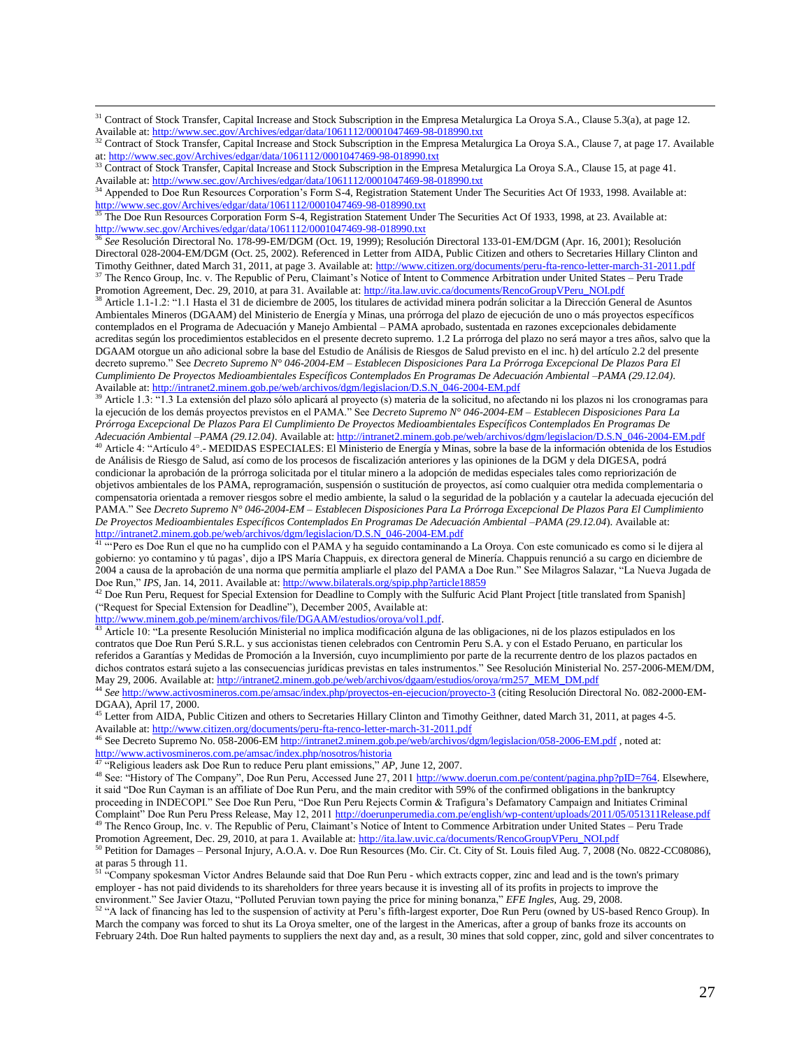[31] Contract of Stock Transfer, Capital Increase and Stock Subscription in the Empresa Metalurgica La Oroya S.A., Clause 5.3(a), at page 12. Available at: http://www.sec.gov/Archives/edgar/data/1061112/0001047469-98-018990.txt

[32] Contract of Stock Transfer, Capital Increase and Stock Subscription in the Empresa Metalurgica La Oroya S.A., Clause 7, at page 17. Available at: http://www.sec.gov/Archives/edgar/data/1061112/0001047469-98-018990.txt

[33] Contract of Stock Transfer, Capital Increase and Stock Subscription in the Empresa Metalurgica La Oroya S.A., Clause 15, at page 41. Available at: http://www.sec.gov/Archives/edgar/data/1061112/0001047469-98-018990.txt

[34] Appended to Doe Run Resources Corporation's Form S-4, Registration Statement Under The Securities Act Of 1933, 1998. Available at: http://www.sec.gov/Archives/edgar/data/1061112/0001047469-98-018990.txt

[35] The Doe Run Resources Corporation Form S-4, Registration Statement Under The Securities Act Of 1933, 1998, at 23. Available at: http://www.sec.gov/Archives/edgar/data/1061112/0001047469-98-018990.txt

[36] *See* Resolución Directoral No. 178-99-EM/DGM (Oct. 19, 1999); Resolución Directoral 133-01-EM/DGM (Apr. 16, 2001); Resolución Directoral 028-2004-EM/DGM (Oct. 25, 2002). Referenced in Letter from AIDA, Public Citizen and others to Secretaries Hillary Clinton and Timothy Geithner, dated March 31, 2011, at page 3. Available at: http://www.citizen.org/documents/peru-fta-renco-letter-march-31-2011.pdf

[37] The Renco Group, Inc. v. The Republic of Peru, Claimant's Notice of Intent to Commence Arbitration under United States – Peru Trade Promotion Agreement, Dec. 29, 2010, at para 31. Available at: http://ita.law.uvic.ca/documents/RencoGroupVPeru_NOI.pdf

[38] Article 1.1-1.2: "1.1 Hasta el 31 de diciembre de 2005, los titulares de actividad minera podrán solicitar a la Dirección General de Asuntos Ambientales Mineros (DGAAM) del Ministerio de Energía y Minas, una prórroga del plazo de ejecución de uno o más proyectos específicos contemplados en el Programa de Adecuación y Manejo Ambiental – PAMA aprobado, sustentada en razones excepcionales debidamente acreditas según los procedimientos establecidos en el presente decreto supremo. 1.2 La prórroga del plazo no será mayor a tres años, salvo que la DGAAM otorgue un año adicional sobre la base del Estudio de Análisis de Riesgos de Salud previsto en el inc. h) del artículo 2.2 del presente decreto supremo." See *Decreto Supremo N° 046-2004-EM – Establecen Disposiciones Para La Prórroga Excepcional De Plazos Para El Cumplimiento De Proyectos Medioambientales Específicos Contemplados En Programas De Adecuación Ambiental –PAMA (29.12.04)*. Available at: http://intranet2.minem.gob.pe/web/archivos/dgm/legislacion/D.S.N_046-2004-EM.pdf

[39] Article 1.3: "1.3 La extensión del plazo sólo aplicará al proyecto (s) materia de la solicitud, no afectando ni los plazos ni los cronogramas para la ejecución de los demás proyectos previstos en el PAMA." See *Decreto Supremo N° 046-2004-EM – Establecen Disposiciones Para La Prórroga Excepcional De Plazos Para El Cumplimiento De Proyectos Medioambientales Específicos Contemplados En Programas De Adecuación Ambiental –PAMA (29.12.04)*. Available at: http://intranet2.minem.gob.pe/web/archivos/dgm/legislacion/D.S.N_046-2004-EM.pdf

[40] Article 4: "Artículo 4°.- MEDIDAS ESPECIALES: El Ministerio de Energía y Minas, sobre la base de la información obtenida de los Estudios de Análisis de Riesgo de Salud, así como de los procesos de fiscalización anteriores y las opiniones de la DGM y dela DIGESA, podrá condicionar la aprobación de la prórroga solicitada por el titular minero a la adopción de medidas especiales tales como repriorización de objetivos ambientales de los PAMA, reprogramación, suspensión o sustitución de proyectos, así como cualquier otra medida complementaria o compensatoria orientada a remover riesgos sobre el medio ambiente, la salud o la seguridad de la población y a cautelar la adecuada ejecución del PAMA." See *Decreto Supremo N° 046-2004-EM – Establecen Disposiciones Para La Prórroga Excepcional De Plazos Para El Cumplimiento De Proyectos Medioambientales Específicos Contemplados En Programas De Adecuación Ambiental –PAMA (29.12.04*). Available at: http://intranet2.minem.gob.pe/web/archivos/dgm/legislacion/D.S.N_046-2004-EM.pdf

[41] "'Pero es Doe Run el que no ha cumplido con el PAMA y ha seguido contaminando a La Oroya. Con este comunicado es como si le dijera al gobierno: yo contamino y tú pagas', dijo a IPS María Chappuis, ex directora general de Minería. Chappuis renunció a su cargo en diciembre de 2004 a causa de la aprobación de una norma que permitía ampliarle el plazo del PAMA a Doe Run." See Milagros Salazar, "La Nueva Jugada de Doe Run," *IPS*, Jan. 14, 2011. Available at: http://www.bilaterals.org/spip.php?article18859

[42] Doe Run Peru, Request for Special Extension for Deadline to Comply with the Sulfuric Acid Plant Project [title translated from Spanish] ("Request for Special Extension for Deadline"), December 2005, Available at: http://www.minem.gob.pe/minem/archivos/file/DGAAM/estudios/oroya/vol1.pdf.

[43] Article 10: "La presente Resolución Ministerial no implica modificación alguna de las obligaciones, ni de los plazos estipulados en los contratos que Doe Run Perú S.R.L. y sus accionistas tienen celebrados con Centromin Peru S.A. y con el Estado Peruano, en particular los referidos a Garantías y Medidas de Promoción a la Inversión, cuyo incumplimiento por parte de la recurrente dentro de los plazos pactados en dichos contratos estará sujeto a las consecuencias jurídicas previstas en tales instrumentos." See Resolución Ministerial No. 257-2006-MEM/DM, May 29, 2006. Available at: http://intranet2.minem.gob.pe/web/archivos/dgaam/estudios/oroya/rm257_MEM_DM.pdf

[44] *See* http://www.activosmineros.com.pe/amsac/index.php/proyectos-en-ejecucion/proyecto-3 (citing Resolución Directoral No. 082-2000-EM-DGAA), April 17, 2000.

[45] Letter from AIDA, Public Citizen and others to Secretaries Hillary Clinton and Timothy Geithner, dated March 31, 2011, at pages 4-5. Available at: http://www.citizen.org/documents/peru-fta-renco-letter-march-31-2011.pdf

[46] See Decreto Supremo No. 058-2006-EM http://intranet2.minem.gob.pe/web/archivos/dgm/legislacion/058-2006-EM.pdf , noted at: http://www.activosmineros.com.pe/amsac/index.php/nosotros/historia

[47] "Religious leaders ask Doe Run to reduce Peru plant emissions," *AP*, June 12, 2007.

[48] See: "History of The Company", Doe Run Peru, Accessed June 27, 2011 http://www.doerun.com.pe/content/pagina.php?pID=764. Elsewhere, it said "Doe Run Cayman is an affiliate of Doe Run Peru, and the main creditor with 59% of the confirmed obligations in the bankruptcy proceeding in INDECOPI." See Doe Run Peru, "Doe Run Peru Rejects Cormin & Trafigura's Defamatory Campaign and Initiates Criminal Complaint" Doe Run Peru Press Release, May 12, 2011 http://doerunperumedia.com.pe/english/wp-content/uploads/2011/05/051311Release.pdf

[49] The Renco Group, Inc. v. The Republic of Peru, Claimant's Notice of Intent to Commence Arbitration under United States – Peru Trade Promotion Agreement, Dec. 29, 2010, at para 1. Available at: http://ita.law.uvic.ca/documents/RencoGroupVPeru_NOI.pdf

[50] Petition for Damages – Personal Injury, A.O.A. v. Doe Run Resources (Mo. Cir. Ct. City of St. Louis filed Aug. 7, 2008 (No. 0822-CC08086), at paras 5 through 11.

[51] "Company spokesman Victor Andres Belaunde said that Doe Run Peru - which extracts copper, zinc and lead and is the town's primary employer - has not paid dividends to its shareholders for three years because it is investing all of its profits in projects to improve the environment." See Javier Otazu, "Polluted Peruvian town paying the price for mining bonanza," *EFE Ingles*, Aug. 29, 2008.

[52] "A lack of financing has led to the suspension of activity at Peru's fifth-largest exporter, Doe Run Peru (owned by US-based Renco Group). In March the company was forced to shut its La Oroya smelter, one of the largest in the Americas, after a group of banks froze its accounts on February 24th. Doe Run halted payments to suppliers the next day and, as a result, 30 mines that sold copper, zinc, gold and silver concentrates to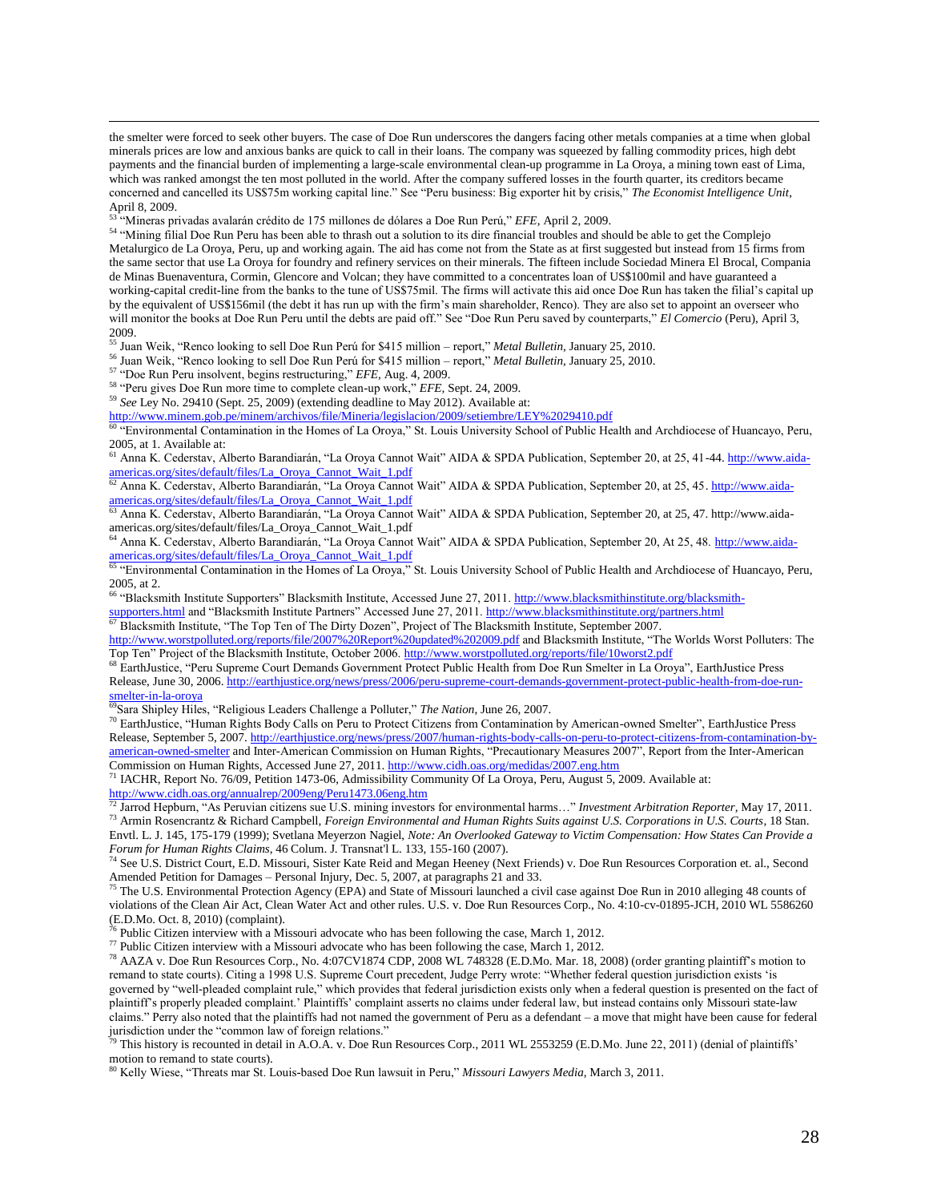the smelter were forced to seek other buyers. The case of Doe Run underscores the dangers facing other metals companies at a time when global minerals prices are low and anxious banks are quick to call in their loans. The company was squeezed by falling commodity prices, high debt payments and the financial burden of implementing a large-scale environmental clean-up programme in La Oroya, a mining town east of Lima, which was ranked amongst the ten most polluted in the world. After the company suffered losses in the fourth quarter, its creditors became concerned and cancelled its US$75m working capital line." See "Peru business: Big exporter hit by crisis," *The Economist Intelligence Unit*, April 8, 2009.

[53] "Mineras privadas avalarán crédito de 175 millones de dólares a Doe Run Perú," *EFE*, April 2, 2009.

[54] "Mining filial Doe Run Peru has been able to thrash out a solution to its dire financial troubles and should be able to get the Complejo Metalurgico de La Oroya, Peru, up and working again. The aid has come not from the State as at first suggested but instead from 15 firms from the same sector that use La Oroya for foundry and refinery services on their minerals. The fifteen include Sociedad Minera El Brocal, Compania de Minas Buenaventura, Cormin, Glencore and Volcan; they have committed to a concentrates loan of US$100mil and have guaranteed a working-capital credit-line from the banks to the tune of US$75mil. The firms will activate this aid once Doe Run has taken the filial's capital up by the equivalent of US$156mil (the debt it has run up with the firm's main shareholder, Renco). They are also set to appoint an overseer who will monitor the books at Doe Run Peru until the debts are paid off." See "Doe Run Peru saved by counterparts," *El Comercio* (Peru), April 3, 2009.

[55] Juan Weik, "Renco looking to sell Doe Run Perú for $415 million – report," *Metal Bulletin*, January 25, 2010.

[56] Juan Weik, "Renco looking to sell Doe Run Perú for $415 million – report," *Metal Bulletin*, January 25, 2010.

[57] "Doe Run Peru insolvent, begins restructuring," *EFE*, Aug. 4, 2009.

[58] "Peru gives Doe Run more time to complete clean-up work," *EFE*, Sept. 24, 2009.

[59] *See* Ley No. 29410 (Sept. 25, 2009) (extending deadline to May 2012). Available at: http://www.minem.gob.pe/minem/archivos/file/Mineria/legislacion/2009/setiembre/LEY%2029410.pdf

[60] "Environmental Contamination in the Homes of La Oroya," St. Louis University School of Public Health and Archdiocese of Huancayo, Peru, 2005, at 1. Available at:

[61] Anna K. Cederstav, Alberto Barandiarán, "La Oroya Cannot Wait" AIDA & SPDA Publication, September 20, at 25, 41-44. http://www.aida-americas.org/sites/default/files/La_Oroya_Cannot_Wait_1.pdf

[62] Anna K. Cederstav, Alberto Barandiarán, "La Oroya Cannot Wait" AIDA & SPDA Publication, September 20, at 25, 45. http://www.aida-americas.org/sites/default/files/La_Oroya_Cannot_Wait_1.pdf

[63] Anna K. Cederstav, Alberto Barandiarán, "La Oroya Cannot Wait" AIDA & SPDA Publication, September 20, at 25, 47. http://www.aida-americas.org/sites/default/files/La_Oroya_Cannot_Wait_1.pdf

[64] Anna K. Cederstav, Alberto Barandiarán, "La Oroya Cannot Wait" AIDA & SPDA Publication, September 20, At 25, 48. http://www.aida-americas.org/sites/default/files/La_Oroya_Cannot_Wait_1.pdf

[65] "Environmental Contamination in the Homes of La Oroya," St. Louis University School of Public Health and Archdiocese of Huancayo, Peru, 2005, at 2.

[66] "Blacksmith Institute Supporters" Blacksmith Institute, Accessed June 27, 2011. http://www.blacksmithinstitute.org/blacksmith-supporters.html and "Blacksmith Institute Partners" Accessed June 27, 2011. http://www.blacksmithinstitute.org/partners.html

[67] Blacksmith Institute, "The Top Ten of The Dirty Dozen", Project of The Blacksmith Institute, September 2007. http://www.worstpolluted.org/reports/file/2007%20Report%20updated%202009.pdf and Blacksmith Institute, "The Worlds Worst Polluters: The Top Ten" Project of the Blacksmith Institute, October 2006. http://www.worstpolluted.org/reports/file/10worst2.pdf

[68] EarthJustice, "Peru Supreme Court Demands Government Protect Public Health from Doe Run Smelter in La Oroya", EarthJustice Press Release, June 30, 2006. http://earthjustice.org/news/press/2006/peru-supreme-court-demands-government-protect-public-health-from-doe-run-smelter-in-la-oroya

[69] Sara Shipley Hiles, "Religious Leaders Challenge a Polluter," *The Nation*, June 26, 2007.

[70] EarthJustice, "Human Rights Body Calls on Peru to Protect Citizens from Contamination by American-owned Smelter", EarthJustice Press Release, September 5, 2007. http://earthjustice.org/news/press/2007/human-rights-body-calls-on-peru-to-protect-citizens-from-contamination-by-american-owned-smelter and Inter-American Commission on Human Rights, "Precautionary Measures 2007", Report from the Inter-American Commission on Human Rights, Accessed June 27, 2011. http://www.cidh.oas.org/medidas/2007.eng.htm

[71] IACHR, Report No. 76/09, Petition 1473-06, Admissibility Community Of La Oroya, Peru, August 5, 2009. Available at: http://www.cidh.oas.org/annualrep/2009eng/Peru1473.06eng.htm

[72] Jarrod Hepburn, "As Peruvian citizens sue U.S. mining investors for environmental harms…" *Investment Arbitration Reporter*, May 17, 2011.

[73] Armin Rosencrantz & Richard Campbell, *Foreign Environmental and Human Rights Suits against U.S. Corporations in U.S. Courts*, 18 Stan. Envtl. L. J. 145, 175-179 (1999); Svetlana Meyerzon Nagiel, *Note: An Overlooked Gateway to Victim Compensation: How States Can Provide a Forum for Human Rights Claims*, 46 Colum. J. Transnat'l L. 133, 155-160 (2007).

[74] See U.S. District Court, E.D. Missouri, Sister Kate Reid and Megan Heeney (Next Friends) v. Doe Run Resources Corporation et. al., Second Amended Petition for Damages – Personal Injury, Dec. 5, 2007, at paragraphs 21 and 33.

[75] The U.S. Environmental Protection Agency (EPA) and State of Missouri launched a civil case against Doe Run in 2010 alleging 48 counts of violations of the Clean Air Act, Clean Water Act and other rules. U.S. v. Doe Run Resources Corp., No. 4:10-cv-01895-JCH, 2010 WL 5586260 (E.D.Mo. Oct. 8, 2010) (complaint).

[76] Public Citizen interview with a Missouri advocate who has been following the case, March 1, 2012.

[77] Public Citizen interview with a Missouri advocate who has been following the case, March 1, 2012.

[78] AAZA v. Doe Run Resources Corp., No. 4:07CV1874 CDP, 2008 WL 748328 (E.D.Mo. Mar. 18, 2008) (order granting plaintiff's motion to remand to state courts). Citing a 1998 U.S. Supreme Court precedent, Judge Perry wrote: "Whether federal question jurisdiction exists 'is governed by "well-pleaded complaint rule," which provides that federal jurisdiction exists only when a federal question is presented on the fact of plaintiff's properly pleaded complaint.' Plaintiffs' complaint asserts no claims under federal law, but instead contains only Missouri state-law claims." Perry also noted that the plaintiffs had not named the government of Peru as a defendant – a move that might have been cause for federal jurisdiction under the "common law of foreign relations."

[79] This history is recounted in detail in A.O.A. v. Doe Run Resources Corp., 2011 WL 2553259 (E.D.Mo. June 22, 2011) (denial of plaintiffs' motion to remand to state courts).

[80] Kelly Wiese, "Threats mar St. Louis-based Doe Run lawsuit in Peru," *Missouri Lawyers Media*, March 3, 2011.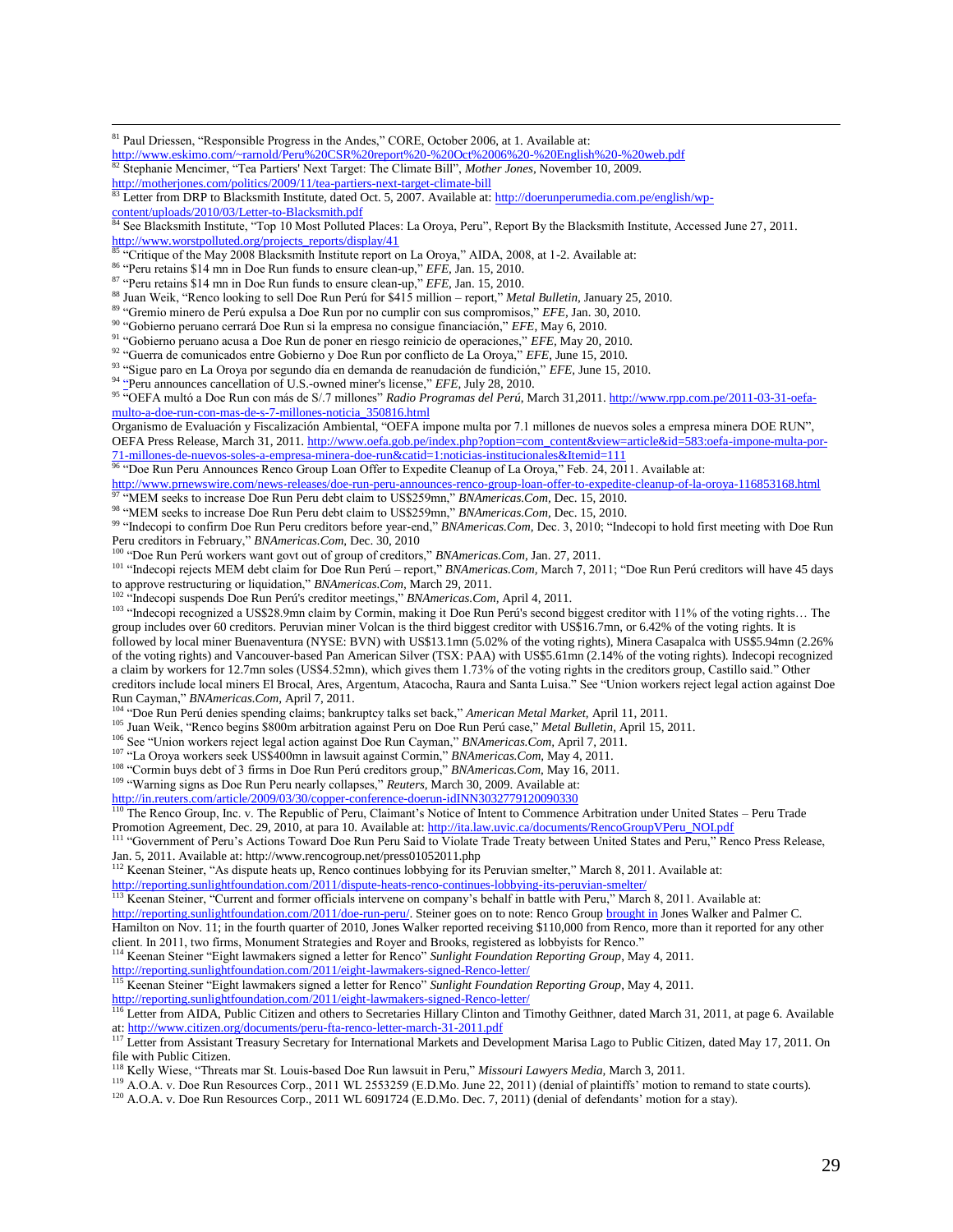[81] Paul Driessen, "Responsible Progress in the Andes," CORE, October 2006, at 1. Available at: http://www.eskimo.com/~rarnold/Peru%20CSR%20report%20-%20Oct%2006%20-%20English%20-%20web.pdf

[82] Stephanie Mencimer, "Tea Partiers' Next Target: The Climate Bill", *Mother Jones*, November 10, 2009. http://motherjones.com/politics/2009/11/tea-partiers-next-target-climate-bill

[83] Letter from DRP to Blacksmith Institute, dated Oct. 5, 2007. Available at: http://doerunperumedia.com.pe/english/wp-content/uploads/2010/03/Letter-to-Blacksmith.pdf

[84] See Blacksmith Institute, "Top 10 Most Polluted Places: La Oroya, Peru", Report By the Blacksmith Institute, Accessed June 27, 2011. http://www.worstpolluted.org/projects_reports/display/41

[85] "Critique of the May 2008 Blacksmith Institute report on La Oroya," AIDA, 2008, at 1-2. Available at:

[86] "Peru retains $14 mn in Doe Run funds to ensure clean-up," *EFE*, Jan. 15, 2010.

[87] "Peru retains $14 mn in Doe Run funds to ensure clean-up," *EFE*, Jan. 15, 2010.

[88] Juan Weik, "Renco looking to sell Doe Run Perú for $415 million – report," *Metal Bulletin*, January 25, 2010.

[89] "Gremio minero de Perú expulsa a Doe Run por no cumplir con sus compromisos," *EFE*, Jan. 30, 2010.

[90] "Gobierno peruano cerrará Doe Run si la empresa no consigue financiación," *EFE*, May 6, 2010.

[91] "Gobierno peruano acusa a Doe Run de poner en riesgo reinicio de operaciones," *EFE*, May 20, 2010.

[92] "Guerra de comunicados entre Gobierno y Doe Run por conflicto de La Oroya," *EFE*, June 15, 2010.

[93] "Sigue paro en La Oroya por segundo día en demanda de reanudación de fundición," *EFE*, June 15, 2010.

[94] "Peru announces cancellation of U.S.-owned miner's license," *EFE*, July 28, 2010.

[95] "OEFA multó a Doe Run con más de S/.7 millones" *Radio Programas del Perú*, March 31,2011. http://www.rpp.com.pe/2011-03-31-oefa-multo-a-doe-run-con-mas-de-s-7-millones-noticia_350816.html
Organismo de Evaluación y Fiscalización Ambiental, "OEFA impone multa por 7.1 millones de nuevos soles a empresa minera DOE RUN", OEFA Press Release, March 31, 2011. http://www.oefa.gob.pe/index.php?option=com_content&view=article&id=583:oefa-impone-multa-por-71-millones-de-nuevos-soles-a-empresa-minera-doe-run&catid=1:noticias-institucionales&Itemid=111

[96] "Doe Run Peru Announces Renco Group Loan Offer to Expedite Cleanup of La Oroya," Feb. 24, 2011. Available at: http://www.prnewswire.com/news-releases/doe-run-peru-announces-renco-group-loan-offer-to-expedite-cleanup-of-la-oroya-116853168.html

[97] "MEM seeks to increase Doe Run Peru debt claim to US$259mn," *BNAmericas.Com*, Dec. 15, 2010.

[98] "MEM seeks to increase Doe Run Peru debt claim to US$259mn," *BNAmericas.Com*, Dec. 15, 2010.

[99] "Indecopi to confirm Doe Run Peru creditors before year-end," *BNAmericas.Com*, Dec. 3, 2010; "Indecopi to hold first meeting with Doe Run Peru creditors in February," *BNAmericas.Com*, Dec. 30, 2010

[100] "Doe Run Perú workers want govt out of group of creditors," *BNAmericas.Com*, Jan. 27, 2011.

[101] "Indecopi rejects MEM debt claim for Doe Run Perú – report," *BNAmericas.Com*, March 7, 2011; "Doe Run Perú creditors will have 45 days to approve restructuring or liquidation," *BNAmericas.Com*, March 29, 2011.

[102] "Indecopi suspends Doe Run Perú's creditor meetings," *BNAmericas.Com*, April 4, 2011.

[103] "Indecopi recognized a US$28.9mn claim by Cormin, making it Doe Run Perú's second biggest creditor with 11% of the voting rights… The group includes over 60 creditors. Peruvian miner Volcan is the third biggest creditor with US$16.7mn, or 6.42% of the voting rights. It is followed by local miner Buenaventura (NYSE: BVN) with US$13.1mn (5.02% of the voting rights), Minera Casapalca with US$5.94mn (2.26% of the voting rights) and Vancouver-based Pan American Silver (TSX: PAA) with US$5.61mn (2.14% of the voting rights). Indecopi recognized a claim by workers for 12.7mn soles (US$4.52mn), which gives them 1.73% of the voting rights in the creditors group, Castillo said." Other creditors include local miners El Brocal, Ares, Argentum, Atacocha, Raura and Santa Luisa." See "Union workers reject legal action against Doe Run Cayman," *BNAmericas.Com*, April 7, 2011.

[104] "Doe Run Perú denies spending claims; bankruptcy talks set back," *American Metal Market*, April 11, 2011.

[105] Juan Weik, "Renco begins $800m arbitration against Peru on Doe Run Perú case," *Metal Bulletin*, April 15, 2011.

[106] See "Union workers reject legal action against Doe Run Cayman," *BNAmericas.Com*, April 7, 2011.

[107] "La Oroya workers seek US$400mn in lawsuit against Cormin," *BNAmericas.Com*, May 4, 2011.

[108] "Cormin buys debt of 3 firms in Doe Run Perú creditors group," *BNAmericas.Com*, May 16, 2011.

[109] "Warning signs as Doe Run Peru nearly collapses," *Reuters*, March 30, 2009. Available at: http://in.reuters.com/article/2009/03/30/copper-conference-doerun-idINN3032779120090330

[110] The Renco Group, Inc. v. The Republic of Peru, Claimant's Notice of Intent to Commence Arbitration under United States – Peru Trade Promotion Agreement, Dec. 29, 2010, at para 10. Available at: http://ita.law.uvic.ca/documents/RencoGroupVPeru_NOI.pdf

[111] "Government of Peru's Actions Toward Doe Run Peru Said to Violate Trade Treaty between United States and Peru," Renco Press Release, Jan. 5, 2011. Available at: http://www.rencogroup.net/press01052011.php

[112] Keenan Steiner, "As dispute heats up, Renco continues lobbying for its Peruvian smelter," March 8, 2011. Available at: http://reporting.sunlightfoundation.com/2011/dispute-heats-renco-continues-lobbying-its-peruvian-smelter/

[113] Keenan Steiner, "Current and former officials intervene on company's behalf in battle with Peru," March 8, 2011. Available at: http://reporting.sunlightfoundation.com/2011/doe-run-peru/. Steiner goes on to note: Renco Group brought in Jones Walker and Palmer C. Hamilton on Nov. 11; in the fourth quarter of 2010, Jones Walker reported receiving $110,000 from Renco, more than it reported for any other client. In 2011, two firms, Monument Strategies and Royer and Brooks, registered as lobbyists for Renco."

[114] Keenan Steiner "Eight lawmakers signed a letter for Renco" *Sunlight Foundation Reporting Group*, May 4, 2011. http://reporting.sunlightfoundation.com/2011/eight-lawmakers-signed-Renco-letter/

[115] Keenan Steiner "Eight lawmakers signed a letter for Renco" *Sunlight Foundation Reporting Group*, May 4, 2011. http://reporting.sunlightfoundation.com/2011/eight-lawmakers-signed-Renco-letter/

[116] Letter from AIDA, Public Citizen and others to Secretaries Hillary Clinton and Timothy Geithner, dated March 31, 2011, at page 6. Available at: http://www.citizen.org/documents/peru-fta-renco-letter-march-31-2011.pdf

[117] Letter from Assistant Treasury Secretary for International Markets and Development Marisa Lago to Public Citizen, dated May 17, 2011. On file with Public Citizen.

[118] Kelly Wiese, "Threats mar St. Louis-based Doe Run lawsuit in Peru," *Missouri Lawyers Media*, March 3, 2011.

[119] A.O.A. v. Doe Run Resources Corp., 2011 WL 2553259 (E.D.Mo. June 22, 2011) (denial of plaintiffs' motion to remand to state courts).

[120] A.O.A. v. Doe Run Resources Corp., 2011 WL 6091724 (E.D.Mo. Dec. 7, 2011) (denial of defendants' motion for a stay).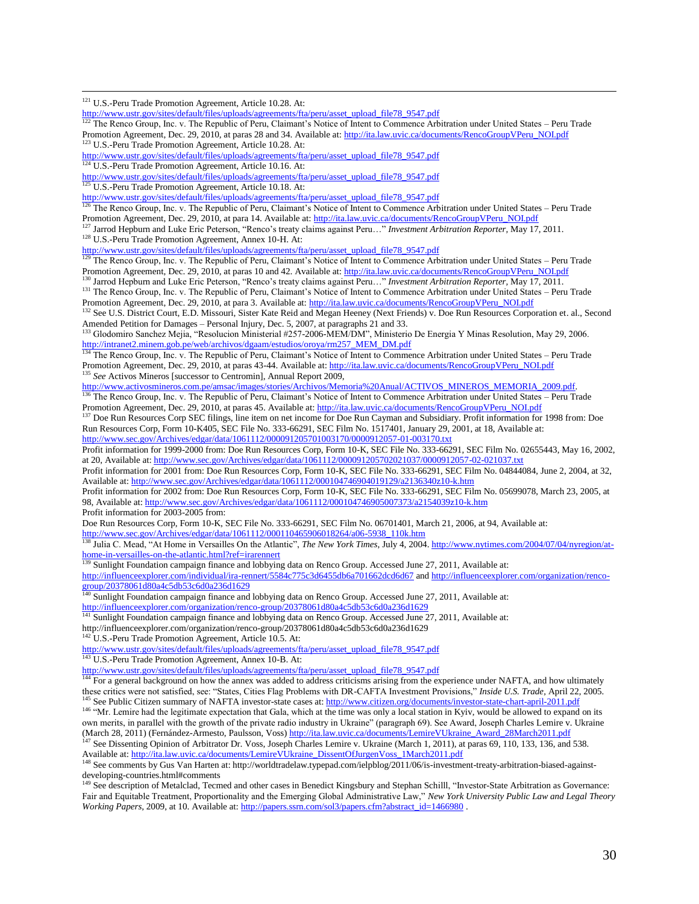[121] U.S.-Peru Trade Promotion Agreement, Article 10.28. At: http://www.ustr.gov/sites/default/files/uploads/agreements/fta/peru/asset_upload_file78_9547.pdf

[122] The Renco Group, Inc. v. The Republic of Peru, Claimant's Notice of Intent to Commence Arbitration under United States – Peru Trade Promotion Agreement, Dec. 29, 2010, at paras 28 and 34. Available at: http://ita.law.uvic.ca/documents/RencoGroupVPeru_NOI.pdf

[123] U.S.-Peru Trade Promotion Agreement, Article 10.28. At: http://www.ustr.gov/sites/default/files/uploads/agreements/fta/peru/asset_upload_file78_9547.pdf

[124] U.S.-Peru Trade Promotion Agreement, Article 10.16. At: http://www.ustr.gov/sites/default/files/uploads/agreements/fta/peru/asset_upload_file78_9547.pdf

[125] U.S.-Peru Trade Promotion Agreement, Article 10.18. At: http://www.ustr.gov/sites/default/files/uploads/agreements/fta/peru/asset_upload_file78_9547.pdf

[126] The Renco Group, Inc. v. The Republic of Peru, Claimant's Notice of Intent to Commence Arbitration under United States – Peru Trade Promotion Agreement, Dec. 29, 2010, at para 14. Available at: http://ita.law.uvic.ca/documents/RencoGroupVPeru_NOI.pdf

[127] Jarrod Hepburn and Luke Eric Peterson, "Renco's treaty claims against Peru…" *Investment Arbitration Reporter*, May 17, 2011.

[128] U.S.-Peru Trade Promotion Agreement, Annex 10-H. At: http://www.ustr.gov/sites/default/files/uploads/agreements/fta/peru/asset_upload_file78_9547.pdf

[129] The Renco Group, Inc. v. The Republic of Peru, Claimant's Notice of Intent to Commence Arbitration under United States – Peru Trade Promotion Agreement, Dec. 29, 2010, at paras 10 and 42. Available at: http://ita.law.uvic.ca/documents/RencoGroupVPeru_NOI.pdf

[130] Jarrod Hepburn and Luke Eric Peterson, "Renco's treaty claims against Peru…" *Investment Arbitration Reporter*, May 17, 2011.

[131] The Renco Group, Inc. v. The Republic of Peru, Claimant's Notice of Intent to Commence Arbitration under United States – Peru Trade Promotion Agreement, Dec. 29, 2010, at para 3. Available at: http://ita.law.uvic.ca/documents/RencoGroupVPeru_NOI.pdf

[132] See U.S. District Court, E.D. Missouri, Sister Kate Reid and Megan Heeney (Next Friends) v. Doe Run Resources Corporation et. al., Second Amended Petition for Damages – Personal Injury, Dec. 5, 2007, at paragraphs 21 and 33.

[133] Glodomiro Sanchez Mejia, "Resolucion Ministerial #257-2006-MEM/DM", Ministerio De Energia Y Minas Resolution, May 29, 2006. http://intranet2.minem.gob.pe/web/archivos/dgaam/estudios/oroya/rm257_MEM_DM.pdf

[134] The Renco Group, Inc. v. The Republic of Peru, Claimant's Notice of Intent to Commence Arbitration under United States – Peru Trade Promotion Agreement, Dec. 29, 2010, at paras 43-44. Available at: http://ita.law.uvic.ca/documents/RencoGroupVPeru_NOI.pdf

[135] *See* Activos Mineros [successor to Centromin], Annual Report 2009, http://www.activosmineros.com.pe/amsac/images/stories/Archivos/Memoria%20Anual/ACTIVOS_MINEROS_MEMORIA_2009.pdf.

[136] The Renco Group, Inc. v. The Republic of Peru, Claimant's Notice of Intent to Commence Arbitration under United States – Peru Trade Promotion Agreement, Dec. 29, 2010, at paras 45. Available at: http://ita.law.uvic.ca/documents/RencoGroupVPeru_NOI.pdf

[137] Doe Run Resources Corp SEC filings, line item on net income for Doe Run Cayman and Subsidiary. Profit information for 1998 from: Doe Run Resources Corp, Form 10-K405, SEC File No. 333-66291, SEC Film No. 1517401, January 29, 2001, at 18, Available at: http://www.sec.gov/Archives/edgar/data/1061112/000091205701003170/0000912057-01-003170.txt
Profit information for 1999-2000 from: Doe Run Resources Corp, Form 10-K, SEC File No. 333-66291, SEC Film No. 02655443, May 16, 2002, at 20, Available at: http://www.sec.gov/Archives/edgar/data/1061112/000091205702021037/0000912057-02-021037.txt
Profit information for 2001 from: Doe Run Resources Corp, Form 10-K, SEC File No. 333-66291, SEC Film No. 04844084, June 2, 2004, at 32, Available at: http://www.sec.gov/Archives/edgar/data/1061112/000104746904019129/a2136340z10-k.htm
Profit information for 2002 from: Doe Run Resources Corp, Form 10-K, SEC File No. 333-66291, SEC Film No. 05699078, March 23, 2005, at 98, Available at: http://www.sec.gov/Archives/edgar/data/1061112/000104746905007373/a2154039z10-k.htm
Profit information for 2003-2005 from:
Doe Run Resources Corp, Form 10-K, SEC File No. 333-66291, SEC Film No. 06701401, March 21, 2006, at 94, Available at: http://www.sec.gov/Archives/edgar/data/1061112/000110465906018264/a06-5938_110k.htm

[138] Julia C. Mead, "At Home in Versailles On the Atlantic", *The New York Times*, July 4, 2004. http://www.nytimes.com/2004/07/04/nyregion/at-home-in-versailles-on-the-atlantic.html?ref=irarennert

[139] Sunlight Foundation campaign finance and lobbying data on Renco Group. Accessed June 27, 2011, Available at: http://influenceexplorer.com/individual/ira-rennert/5584c775c3d6455db6a701662dcd6d67 and http://influenceexplorer.com/organization/renco-group/20378061d80a4c5db53c6d0a236d1629

[140] Sunlight Foundation campaign finance and lobbying data on Renco Group. Accessed June 27, 2011, Available at: http://influenceexplorer.com/organization/renco-group/20378061d80a4c5db53c6d0a236d1629

[141] Sunlight Foundation campaign finance and lobbying data on Renco Group. Accessed June 27, 2011, Available at: http://influenceexplorer.com/organization/renco-group/20378061d80a4c5db53c6d0a236d1629

[142] U.S.-Peru Trade Promotion Agreement, Article 10.5. At: http://www.ustr.gov/sites/default/files/uploads/agreements/fta/peru/asset_upload_file78_9547.pdf

[143] U.S.-Peru Trade Promotion Agreement, Annex 10-B. At: http://www.ustr.gov/sites/default/files/uploads/agreements/fta/peru/asset_upload_file78_9547.pdf

[144] For a general background on how the annex was added to address criticisms arising from the experience under NAFTA, and how ultimately these critics were not satisfied, see: "States, Cities Flag Problems with DR-CAFTA Investment Provisions," *Inside U.S. Trade*, April 22, 2005.

[145] See Public Citizen summary of NAFTA investor-state cases at: http://www.citizen.org/documents/investor-state-chart-april-2011.pdf

[146] "Mr. Lemire had the legitimate expectation that Gala, which at the time was only a local station in Kyiv, would be allowed to expand on its own merits, in parallel with the growth of the private radio industry in Ukraine" (paragraph 69). See Award, Joseph Charles Lemire v. Ukraine (March 28, 2011) (Fernández-Armesto, Paulsson, Voss) http://ita.law.uvic.ca/documents/LemireVUkraine_Award_28March2011.pdf

[147] See Dissenting Opinion of Arbitrator Dr. Voss, Joseph Charles Lemire v. Ukraine (March 1, 2011), at paras 69, 110, 133, 136, and 538. Available at: http://ita.law.uvic.ca/documents/LemireVUkraine_DissentOfJurgenVoss_1March2011.pdf

[148] See comments by Gus Van Harten at: http://worldtradelaw.typepad.com/ielpblog/2011/06/is-investment-treaty-arbitration-biased-against-developing-countries.html#comments

[149] See description of Metalclad, Tecmed and other cases in Benedict Kingsbury and Stephan Schilll, "Investor-State Arbitration as Governance: Fair and Equitable Treatment, Proportionality and the Emerging Global Administrative Law," *New York University Public Law and Legal Theory Working Papers*, 2009, at 10. Available at: http://papers.ssrn.com/sol3/papers.cfm?abstract_id=1466980 .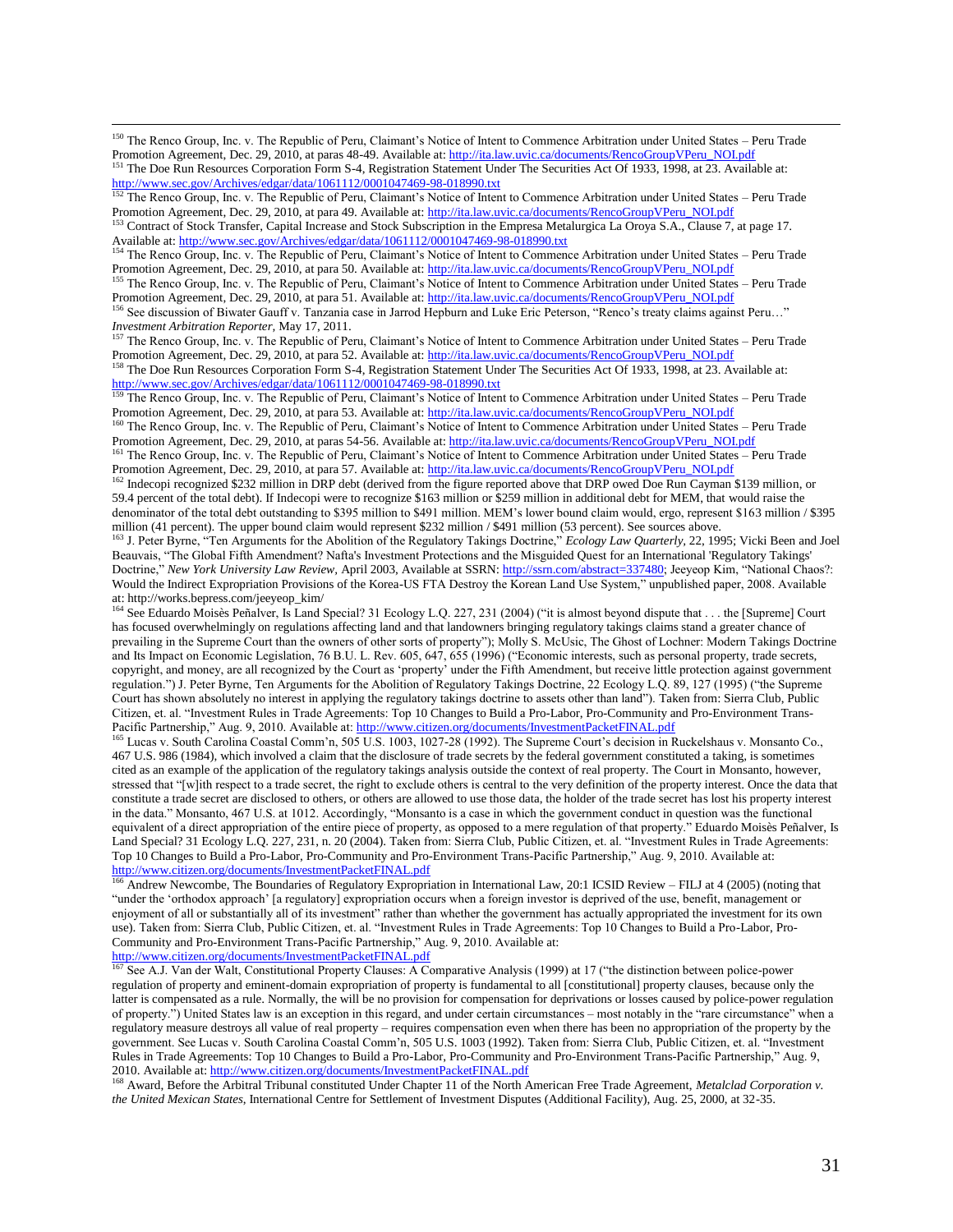[150] The Renco Group, Inc. v. The Republic of Peru, Claimant's Notice of Intent to Commence Arbitration under United States – Peru Trade Promotion Agreement, Dec. 29, 2010, at paras 48-49. Available at: http://ita.law.uvic.ca/documents/RencoGroupVPeru_NOI.pdf

[151] The Doe Run Resources Corporation Form S-4, Registration Statement Under The Securities Act Of 1933, 1998, at 23. Available at: http://www.sec.gov/Archives/edgar/data/1061112/0001047469-98-018990.txt

[152] The Renco Group, Inc. v. The Republic of Peru, Claimant's Notice of Intent to Commence Arbitration under United States – Peru Trade Promotion Agreement, Dec. 29, 2010, at para 49. Available at: http://ita.law.uvic.ca/documents/RencoGroupVPeru_NOI.pdf

[153] Contract of Stock Transfer, Capital Increase and Stock Subscription in the Empresa Metalurgica La Oroya S.A., Clause 7, at page 17. Available at: http://www.sec.gov/Archives/edgar/data/1061112/0001047469-98-018990.txt

[154] The Renco Group, Inc. v. The Republic of Peru, Claimant's Notice of Intent to Commence Arbitration under United States – Peru Trade Promotion Agreement, Dec. 29, 2010, at para 50. Available at: http://ita.law.uvic.ca/documents/RencoGroupVPeru_NOI.pdf

[155] The Renco Group, Inc. v. The Republic of Peru, Claimant's Notice of Intent to Commence Arbitration under United States – Peru Trade Promotion Agreement, Dec. 29, 2010, at para 51. Available at: http://ita.law.uvic.ca/documents/RencoGroupVPeru_NOI.pdf

[156] See discussion of Biwater Gauff v. Tanzania case in Jarrod Hepburn and Luke Eric Peterson, "Renco's treaty claims against Peru…" *Investment Arbitration Reporter*, May 17, 2011.

[157] The Renco Group, Inc. v. The Republic of Peru, Claimant's Notice of Intent to Commence Arbitration under United States – Peru Trade Promotion Agreement, Dec. 29, 2010, at para 52. Available at: http://ita.law.uvic.ca/documents/RencoGroupVPeru_NOI.pdf

[158] The Doe Run Resources Corporation Form S-4, Registration Statement Under The Securities Act Of 1933, 1998, at 23. Available at: http://www.sec.gov/Archives/edgar/data/1061112/0001047469-98-018990.txt

[159] The Renco Group, Inc. v. The Republic of Peru, Claimant's Notice of Intent to Commence Arbitration under United States – Peru Trade Promotion Agreement, Dec. 29, 2010, at para 53. Available at: http://ita.law.uvic.ca/documents/RencoGroupVPeru_NOI.pdf

[160] The Renco Group, Inc. v. The Republic of Peru, Claimant's Notice of Intent to Commence Arbitration under United States – Peru Trade Promotion Agreement, Dec. 29, 2010, at paras 54-56. Available at: http://ita.law.uvic.ca/documents/RencoGroupVPeru_NOI.pdf

[161] The Renco Group, Inc. v. The Republic of Peru, Claimant's Notice of Intent to Commence Arbitration under United States – Peru Trade Promotion Agreement, Dec. 29, 2010, at para 57. Available at: http://ita.law.uvic.ca/documents/RencoGroupVPeru_NOI.pdf

[162] Indecopi recognized $232 million in DRP debt (derived from the figure reported above that DRP owed Doe Run Cayman $139 million, or 59.4 percent of the total debt). If Indecopi were to recognize $163 million or $259 million in additional debt for MEM, that would raise the denominator of the total debt outstanding to $395 million to $491 million. MEM's lower bound claim would, ergo, represent $163 million / $395 million (41 percent). The upper bound claim would represent $232 million / $491 million (53 percent). See sources above.

[163] J. Peter Byrne, "Ten Arguments for the Abolition of the Regulatory Takings Doctrine," *Ecology Law Quarterly*, 22, 1995; Vicki Been and Joel Beauvais, "The Global Fifth Amendment? Nafta's Investment Protections and the Misguided Quest for an International 'Regulatory Takings' Doctrine," *New York University Law Review*, April 2003, Available at SSRN: http://ssrn.com/abstract=337480; Jeeyeop Kim, "National Chaos?: Would the Indirect Expropriation Provisions of the Korea-US FTA Destroy the Korean Land Use System," unpublished paper, 2008. Available at: http://works.bepress.com/jeeyeop_kim/

[164] See Eduardo Moisès Peñalver, Is Land Special? 31 Ecology L.Q. 227, 231 (2004) ("it is almost beyond dispute that . . . the [Supreme] Court has focused overwhelmingly on regulations affecting land and that landowners bringing regulatory takings claims stand a greater chance of prevailing in the Supreme Court than the owners of other sorts of property"); Molly S. McUsic, The Ghost of Lochner: Modern Takings Doctrine and Its Impact on Economic Legislation, 76 B.U. L. Rev. 605, 647, 655 (1996) ("Economic interests, such as personal property, trade secrets, copyright, and money, are all recognized by the Court as 'property' under the Fifth Amendment, but receive little protection against government regulation.") J. Peter Byrne, Ten Arguments for the Abolition of Regulatory Takings Doctrine, 22 Ecology L.Q. 89, 127 (1995) ("The Supreme Court has shown absolutely no interest in applying the regulatory takings doctrine to assets other than land"). Taken from: Sierra Club, Public Citizen, et. al. "Investment Rules in Trade Agreements: Top 10 Changes to Build a Pro-Labor, Pro-Community and Pro-Environment Trans-Pacific Partnership," Aug. 9, 2010. Available at: http://www.citizen.org/documents/InvestmentPacketFINAL.pdf

[165] Lucas v. South Carolina Coastal Comm'n, 505 U.S. 1003, 1027-28 (1992). The Supreme Court's decision in Ruckelshaus v. Monsanto Co., 467 U.S. 986 (1984), which involved a claim that the disclosure of trade secrets by the federal government constituted a taking, is sometimes cited as an example of the application of the regulatory takings analysis outside the context of real property. The Court in Monsanto, however, stressed that "[w]ith respect to a trade secret, the right to exclude others is central to the very definition of the property interest. Once the data that constitute a trade secret are disclosed to others, or others are allowed to use those data, the holder of the trade secret has lost his property interest in the data." Monsanto, 467 U.S. at 1012. Accordingly, "Monsanto is a case in which the government conduct in question was the functional equivalent of a direct appropriation of the entire piece of property, as opposed to a mere regulation of that property." Eduardo Moisès Peñalver, Is Land Special? 31 Ecology L.Q. 227, 231, n. 20 (2004). Taken from: Sierra Club, Public Citizen, et. al. "Investment Rules in Trade Agreements: Top 10 Changes to Build a Pro-Labor, Pro-Community and Pro-Environment Trans-Pacific Partnership," Aug. 9, 2010. Available at: http://www.citizen.org/documents/InvestmentPacketFINAL.pdf

[166] Andrew Newcombe, The Boundaries of Regulatory Expropriation in International Law, 20:1 ICSID Review – FILJ at 4 (2005) (noting that "under the 'orthodox approach' [a regulatory] expropriation occurs where a foreign investor is deprived of the use, benefit, management or enjoyment of all or substantially all of its investment" rather than whether the government has actually appropriated the investment for its own use). Taken from: Sierra Club, Public Citizen, et. al. "Investment Rules in Trade Agreements: Top 10 Changes to Build a Pro-Labor, Pro-Community and Pro-Environment Trans-Pacific Partnership," Aug. 9, 2010. Available at: http://www.citizen.org/documents/InvestmentPacketFINAL.pdf

[167] See A.J. Van der Walt, Constitutional Property Clauses: A Comparative Analysis (1999) at 17 ("the distinction between police-power regulation of property and eminent-domain expropriation of property is fundamental to all [constitutional] property clauses, because only the latter is compensated as a rule. Normally, the will be no provision for compensation for deprivations or losses caused by police-power regulation of property.") United States law is an exception in this regard, and under certain circumstances – most notably in the "rare circumstance" when a regulatory measure destroys all value of real property – requires compensation even when there has been no appropriation of the property by the government. See Lucas v. South Carolina Coastal Comm'n, 505 U.S. 1003 (1992). Taken from: Sierra Club, Public Citizen, et. al. "Investment Rules in Trade Agreements: Top 10 Changes to Build a Pro-Labor, Pro-Community and Pro-Environment Trans-Pacific Partnership," Aug. 9, 2010. Available at: http://www.citizen.org/documents/InvestmentPacketFINAL.pdf

[168] Award, Before the Arbitral Tribunal constituted Under Chapter 11 of the North American Free Trade Agreement, *Metalclad Corporation v. the United Mexican States*, International Centre for Settlement of Investment Disputes (Additional Facility), Aug. 25, 2000, at 32-35.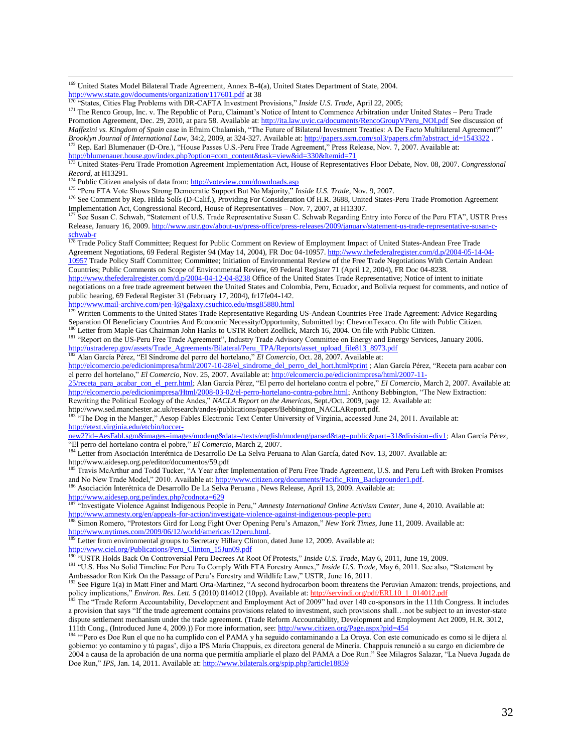[169] United States Model Bilateral Trade Agreement, Annex B-4(a), United States Department of State, 2004. http://www.state.gov/documents/organization/117601.pdf at 38

[170] "States, Cities Flag Problems with DR-CAFTA Investment Provisions," *Inside U.S. Trade*, April 22, 2005;

[171] The Renco Group, Inc. v. The Republic of Peru, Claimant's Notice of Intent to Commence Arbitration under United States – Peru Trade Promotion Agreement, Dec. 29, 2010, at para 58. Available at: http://ita.law.uvic.ca/documents/RencoGroupVPeru_NOI.pdf See discussion of *Maffezini vs. Kingdom of Spain* case in Efraim Chalamish, "The Future of Bilateral Investment Treaties: A De Facto Multilateral Agreement?" *Brooklyn Journal of International Law*, 34:2, 2009, at 324-327. Available at: http://papers.ssrn.com/sol3/papers.cfm?abstract_id=1543322 .

[172] Rep. Earl Blumenauer (D-Ore.), "House Passes U.S.-Peru Free Trade Agreement," Press Release, Nov. 7, 2007. Available at: http://blumenauer.house.gov/index.php?option=com_content&task=view&id=330&Itemid=71

[173] United States-Peru Trade Promotion Agreement Implementation Act, House of Representatives Floor Debate, Nov. 08, 2007. *Congressional Record*, at H13291.

[174] Public Citizen analysis of data from: http://voteview.com/downloads.asp

[175] "Peru FTA Vote Shows Strong Democratic Support But No Majority," *Inside U.S. Trade*, Nov. 9, 2007.

[176] See Comment by Rep. Hilda Solís (D-Calif.), Providing For Consideration Of H.R. 3688, United States-Peru Trade Promotion Agreement Implementation Act, Congressional Record, House of Representatives – Nov. 7, 2007, at H13307.

[177] See Susan C. Schwab, "Statement of U.S. Trade Representative Susan C. Schwab Regarding Entry into Force of the Peru FTA", USTR Press Release, January 16, 2009. http://www.ustr.gov/about-us/press-office/press-releases/2009/january/statement-us-trade-representative-susan-c-schwab-r

[178] Trade Policy Staff Committee; Request for Public Comment on Review of Employment Impact of United States-Andean Free Trade Agreement Negotiations, 69 Federal Register 94 (May 14, 2004), FR Doc 04-10957. http://www.thefederalregister.com/d.p/2004-05-14-04-10957 Trade Policy Staff Committee; Committee; Initiation of Environmental Review of the Free Trade Negotiations With Certain Andean Countries; Public Comments on Scope of Environmental Review, 69 Federal Register 71 (April 12, 2004), FR Doc 04-8238. http://www.thefederalregister.com/d.p/2004-04-12-04-8238 Office of the United States Trade Representative; Notice of intent to initiate negotiations on a free trade agreement between the United States and Colombia, Peru, Ecuador, and Bolivia request for comments, and notice of public hearing, 69 Federal Register 31 (February 17, 2004), fr17fe04-142. http://www.mail-archive.com/pen-l@galaxy.csuchico.edu/msg85880.html

[179] Written Comments to the United States Trade Representative Regarding US-Andean Countries Free Trade Agreement: Advice Regarding Separation Of Beneficiary Countries And Economic Necessity/Opportunity, Submitted by: ChevronTexaco. On file with Public Citizen.

[180] Letter from Maple Gas Chairman John Hanks to USTR Robert Zoellick, March 16, 2004. On file with Public Citizen.

[181] "Report on the US-Peru Free Trade Agreement", Industry Trade Advisory Committee on Energy and Energy Services, January 2006. http://ustraderep.gov/assets/Trade_Agreements/Bilateral/Peru_TPA/Reports/asset_upload_file813_8973.pdf

[182] Alan García Pérez, "El Síndrome del perro del hortelano," *El Comercio*, Oct. 28, 2007. Available at: http://elcomercio.pe/edicionimpresa/html/2007-10-28/el_sindrome_del_perro_del_hort.html#print ; Alan García Pérez, "Receta para acabar con el perro del hortelano," *El Comercio*, Nov. 25, 2007. Available at: http://elcomercio.pe/edicionimpresa/html/2007-11-25/receta_para_acabar_con_el_perr.html; Alan García Pérez, "El perro del hortelano contra el pobre," *El Comercio*, March 2, 2007. Available at: http://elcomercio.pe/edicionimpresa/Html/2008-03-02/el-perro-hortelano-contra-pobre.html; Anthony Bebbington, "The New Extraction: Rewriting the Political Ecology of the Andes," *NACLA Report on the Americas*, Sept./Oct. 2009, page 12. Available at: http://www.sed.manchester.ac.uk/research/andes/publications/papers/Bebbington_NACLAReport.pdf.

[183] "The Dog in the Manger," Aesop Fables Electronic Text Center University of Virginia, accessed June 24, 2011. Available at: http://etext.virginia.edu/etcbin/toccer-new2?id=AesFabl.sgm&images=images/modeng&data=/texts/english/modeng/parsed&tag=public&part=31&division=div1; Alan García Pérez, "El perro del hortelano contra el pobre," *El Comercio*, March 2, 2007.

[184] Letter from Asociación Interétnica de Desarrollo De La Selva Peruana to Alan García, dated Nov. 13, 2007. Available at: http://www.aidesep.org.pe/editor/documentos/59.pdf

[185] Travis McArthur and Todd Tucker, "A Year after Implementation of Peru Free Trade Agreement, U.S. and Peru Left with Broken Promises and No New Trade Model," 2010. Available at: http://www.citizen.org/documents/Pacific_Rim_Backgrounder1.pdf.

[186] Asociación Interétnica de Desarrollo De La Selva Peruana , News Release, April 13, 2009. Available at: http://www.aidesep.org.pe/index.php?codnota=629

[187] "Investigate Violence Against Indigenous People in Peru," *Amnesty International Online Activism Center*, June 4, 2010. Available at: http://www.amnesty.org/en/appeals-for-action/investigate-violence-against-indigenous-people-peru

[188] Simon Romero, "Protestors Gird for Long Fight Over Opening Peru's Amazon," *New York Times*, June 11, 2009. Available at: http://www.nytimes.com/2009/06/12/world/americas/12peru.html.

[189] Letter from environmental groups to Secretary Hillary Clinton, dated June 12, 2009. Available at: http://www.ciel.org/Publications/Peru_Clinton_15Jun09.pdf

[190] "USTR Holds Back On Controversial Peru Decrees At Root Of Protests," *Inside U.S. Trade*, May 6, 2011, June 19, 2009.

[191] "U.S. Has No Solid Timeline For Peru To Comply With FTA Forestry Annex," *Inside U.S. Trade*, May 6, 2011. See also, "Statement by Ambassador Ron Kirk On the Passage of Peru's Forestry and Wildlife Law," USTR, June 16, 2011.

[192] See Figure 1(a) in Matt Finer and Marti Orta-Martinez, "A second hydrocarbon boom threatens the Peruvian Amazon: trends, projections, and policy implications," *Environ. Res. Lett. 5* (2010) 014012 (10pp). Available at: http://servindi.org/pdf/ERL10_1_014012.pdf

[193] The "Trade Reform Accountability, Development and Employment Act of 2009" had over 140 co-sponsors in the 111th Congress. It includes a provision that says "If the trade agreement contains provisions related to investment, such provisions shall…not be subject to an investor-state dispute settlement mechanism under the trade agreement. (Trade Reform Accountability, Development and Employment Act 2009, H.R. 3012, 111th Cong., (Introduced June 4, 2009.)) For more information, see: http://www.citizen.org/Page.aspx?pid=454

[194] "'Pero es Doe Run el que no ha cumplido con el PAMA y ha seguido contaminando a La Oroya. Con este comunicado es como si le dijera al gobierno: yo contamino y tú pagas', dijo a IPS María Chappuis, ex directora general de Minería. Chappuis renunció a su cargo en diciembre de 2004 a causa de la aprobación de una norma que permitía ampliarle el plazo del PAMA a Doe Run." See Milagros Salazar, "La Nueva Jugada de Doe Run," *IPS*, Jan. 14, 2011. Available at: http://www.bilaterals.org/spip.php?article18859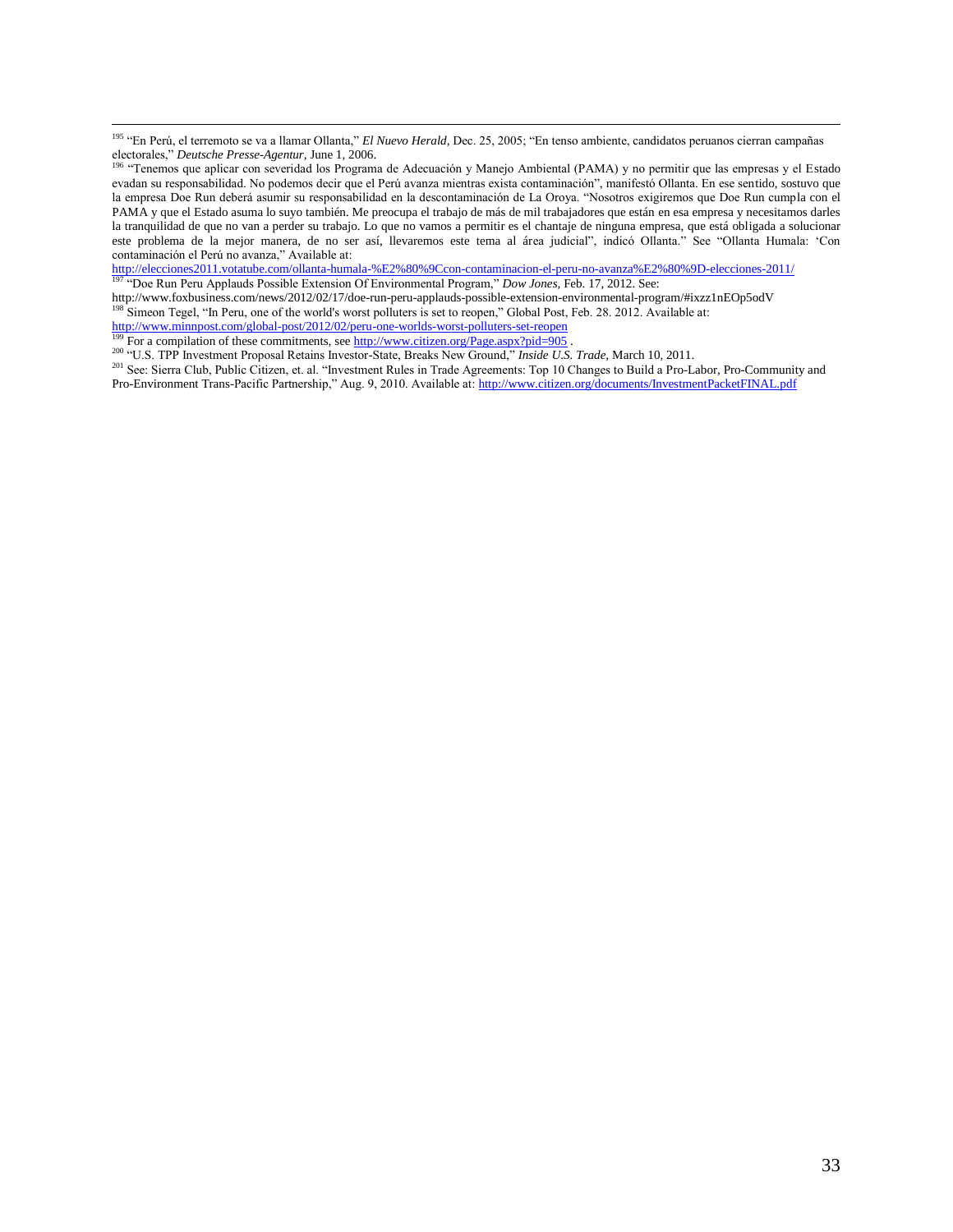[195] "En Perú, el terremoto se va a llamar Ollanta," *El Nuevo Herald*, Dec. 25, 2005; "En tenso ambiente, candidatos peruanos cierran campañas electorales," *Deutsche Presse-Agentur*, June 1, 2006.

[196] "Tenemos que aplicar con severidad los Programa de Adecuación y Manejo Ambiental (PAMA) y no permitir que las empresas y el Estado evadan su responsabilidad. No podemos decir que el Perú avanza mientras exista contaminación", manifestó Ollanta. En ese sentido, sostuvo que la empresa Doe Run deberá asumir su responsabilidad en la descontaminación de La Oroya. "Nosotros exigiremos que Doe Run cumpla con el PAMA y que el Estado asuma lo suyo también. Me preocupa el trabajo de más de mil trabajadores que están en esa empresa y necesitamos darles la tranquilidad de que no van a perder su trabajo. Lo que no vamos a permitir es el chantaje de ninguna empresa, que está obligada a solucionar este problema de la mejor manera, de no ser así, llevaremos este tema al área judicial", indicó Ollanta." See "Ollanta Humala: 'Con contaminación el Perú no avanza," Available at: http://elecciones2011.votatube.com/ollanta-humala-%E2%80%9Ccon-contaminacion-el-peru-no-avanza%E2%80%9D-elecciones-2011/

[197] "Doe Run Peru Applauds Possible Extension Of Environmental Program," *Dow Jones*, Feb. 17, 2012. See: http://www.foxbusiness.com/news/2012/02/17/doe-run-peru-applauds-possible-extension-environmental-program/#ixzz1nEOp5odV

[198] Simeon Tegel, "In Peru, one of the world's worst polluters is set to reopen," Global Post, Feb. 28. 2012. Available at: http://www.minnpost.com/global-post/2012/02/peru-one-worlds-worst-polluters-set-reopen

[199] For a compilation of these commitments, see http://www.citizen.org/Page.aspx?pid=905 .

[200] "U.S. TPP Investment Proposal Retains Investor-State, Breaks New Ground," *Inside U.S. Trade*, March 10, 2011.

[201] See: Sierra Club, Public Citizen, et. al. "Investment Rules in Trade Agreements: Top 10 Changes to Build a Pro-Labor, Pro-Community and Pro-Environment Trans-Pacific Partnership," Aug. 9, 2010. Available at: http://www.citizen.org/documents/InvestmentPacketFINAL.pdf